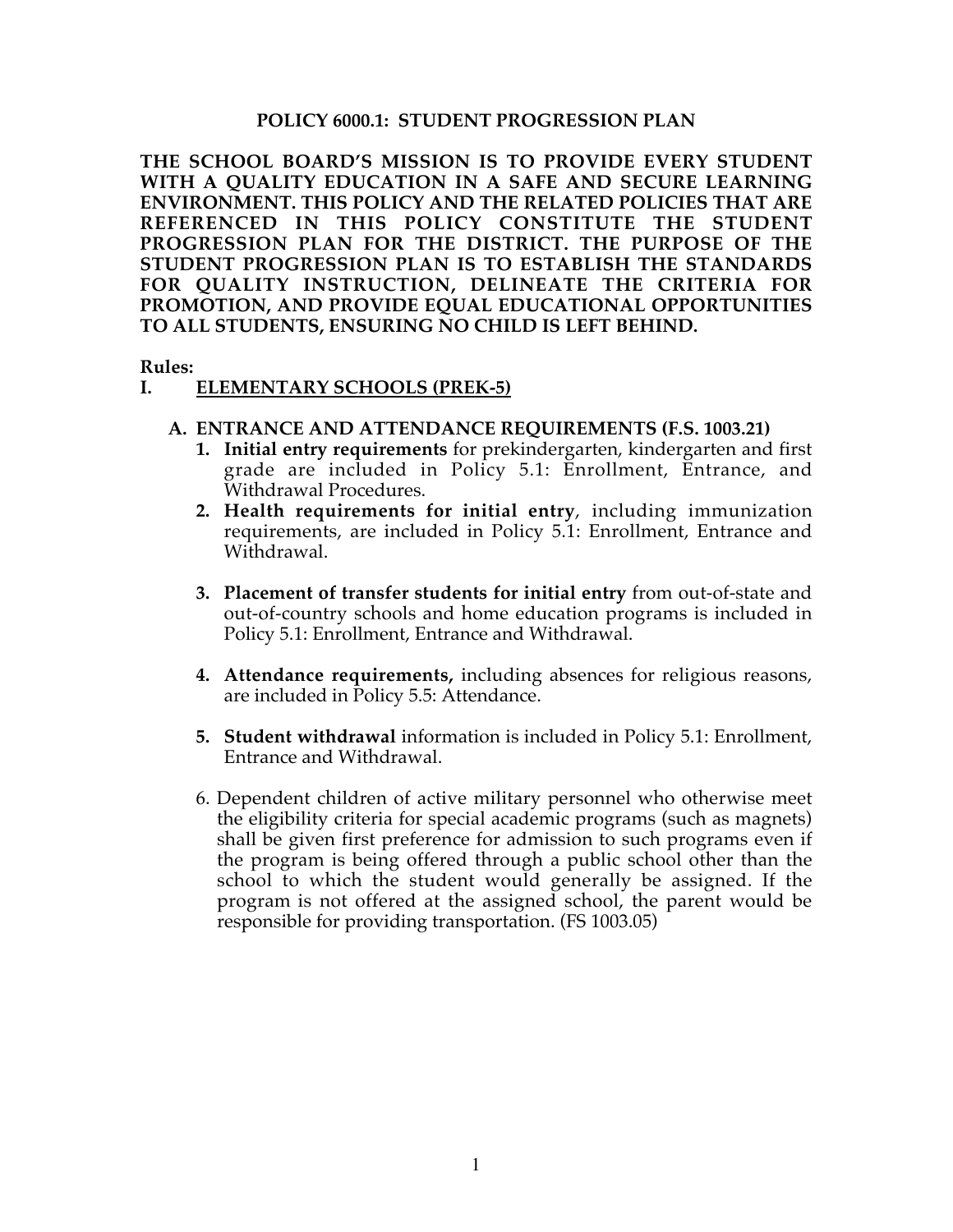# POLICY 6000.1: STUDENT PROGRESSION PLAN

**THE SCHOOL BOARD'S MISSION IS TO PROVIDE EVERY STUDENT WITH A QUALITY EDUCATION IN A SAFE AND SECURE LEARNING ENVIRONMENT. THIS POLICY AND THE RELATED POLICIES THAT ARE REFERENCED IN THIS POLICY CONSTITUTE THE STUDENT PROGRESSION PLAN FOR THE DISTRICT. THE PURPOSE OF THE STUDENT PROGRESSION PLAN IS TO ESTABLISH THE STANDARDS FOR QUALITY INSTRUCTION, DELINEATE THE CRITERIA FOR PROMOTION, AND PROVIDE EQUAL EDUCATIONAL OPPORTUNITIES TO ALL STUDENTS, ENSURING NO CHILD IS LEFT BEHIND.**

**Rules:**

## I. ELEMENTARY SCHOOLS (PREK-5)

### A. ENTRANCE AND ATTENDANCE REQUIREMENTS (F.S. 1003.21)

1. **Initial entry requirements** for prekindergarten, kindergarten and first grade are included in Policy 5.1: Enrollment, Entrance, and Withdrawal Procedures.
2. **Health requirements for initial entry**, including immunization requirements, are included in Policy 5.1: Enrollment, Entrance and Withdrawal.
3. **Placement of transfer students for initial entry** from out-of-state and out-of-country schools and home education programs is included in Policy 5.1: Enrollment, Entrance and Withdrawal.
4. **Attendance requirements,** including absences for religious reasons, are included in Policy 5.5: Attendance.
5. **Student withdrawal** information is included in Policy 5.1: Enrollment, Entrance and Withdrawal.
6. Dependent children of active military personnel who otherwise meet the eligibility criteria for special academic programs (such as magnets) shall be given first preference for admission to such programs even if the program is being offered through a public school other than the school to which the student would generally be assigned. If the program is not offered at the assigned school, the parent would be responsible for providing transportation. (FS 1003.05)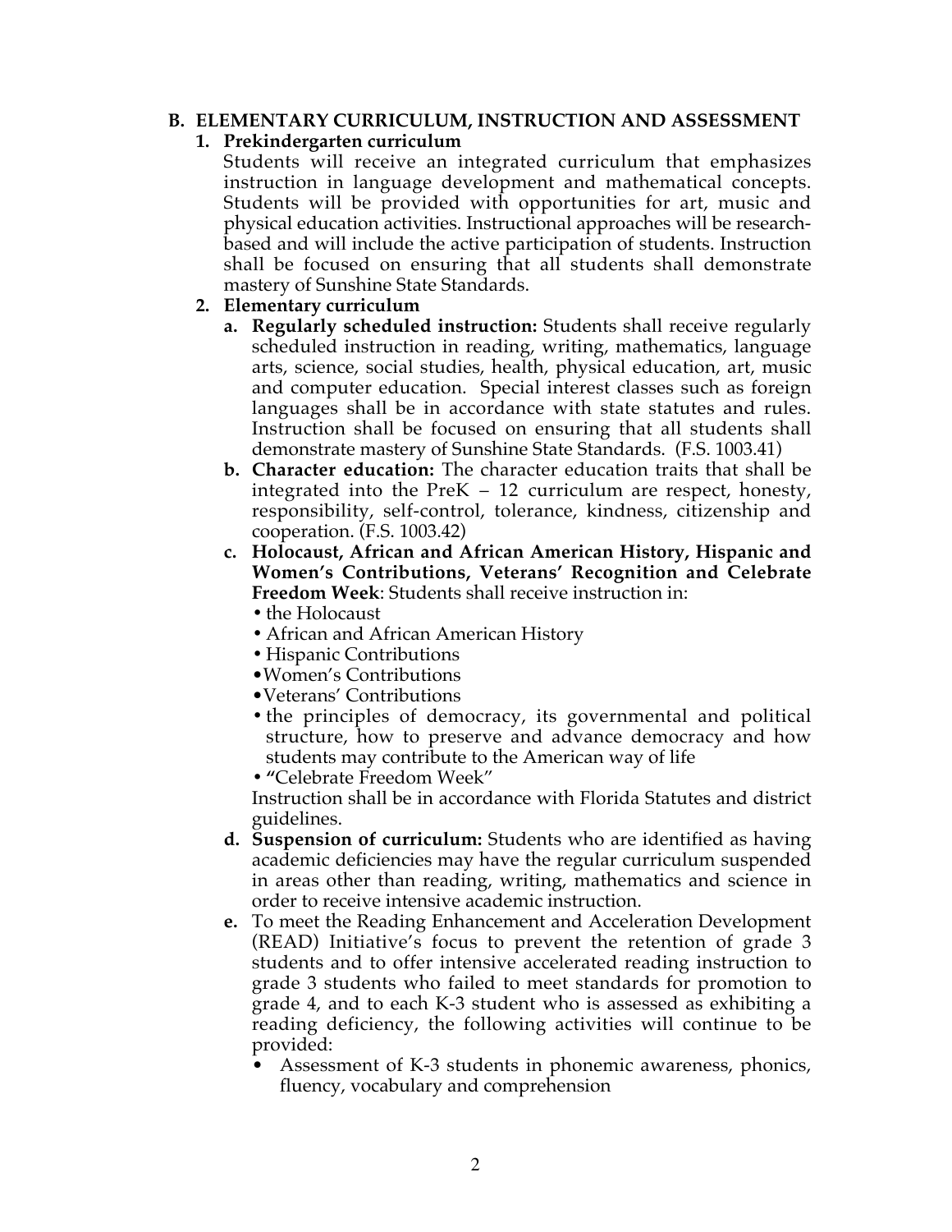## B. ELEMENTARY CURRICULUM, INSTRUCTION AND ASSESSMENT

### 1. Prekindergarten curriculum

Students will receive an integrated curriculum that emphasizes instruction in language development and mathematical concepts. Students will be provided with opportunities for art, music and physical education activities. Instructional approaches will be research-based and will include the active participation of students. Instruction shall be focused on ensuring that all students shall demonstrate mastery of Sunshine State Standards.

### 2. Elementary curriculum

**a. Regularly scheduled instruction:** Students shall receive regularly scheduled instruction in reading, writing, mathematics, language arts, science, social studies, health, physical education, art, music and computer education. Special interest classes such as foreign languages shall be in accordance with state statutes and rules. Instruction shall be focused on ensuring that all students shall demonstrate mastery of Sunshine State Standards. (F.S. 1003.41)

**b. Character education:** The character education traits that shall be integrated into the PreK – 12 curriculum are respect, honesty, responsibility, self-control, tolerance, kindness, citizenship and cooperation. (F.S. 1003.42)

**c. Holocaust, African and African American History, Hispanic and Women's Contributions, Veterans' Recognition and Celebrate Freedom Week**: Students shall receive instruction in:

- the Holocaust
- African and African American History
- Hispanic Contributions
- Women's Contributions
- Veterans' Contributions
- the principles of democracy, its governmental and political structure, how to preserve and advance democracy and how students may contribute to the American way of life
- "Celebrate Freedom Week"

Instruction shall be in accordance with Florida Statutes and district guidelines.

**d. Suspension of curriculum:** Students who are identified as having academic deficiencies may have the regular curriculum suspended in areas other than reading, writing, mathematics and science in order to receive intensive academic instruction.

**e.** To meet the Reading Enhancement and Acceleration Development (READ) Initiative's focus to prevent the retention of grade 3 students and to offer intensive accelerated reading instruction to grade 3 students who failed to meet standards for promotion to grade 4, and to each K-3 student who is assessed as exhibiting a reading deficiency, the following activities will continue to be provided:

- Assessment of K-3 students in phonemic awareness, phonics, fluency, vocabulary and comprehension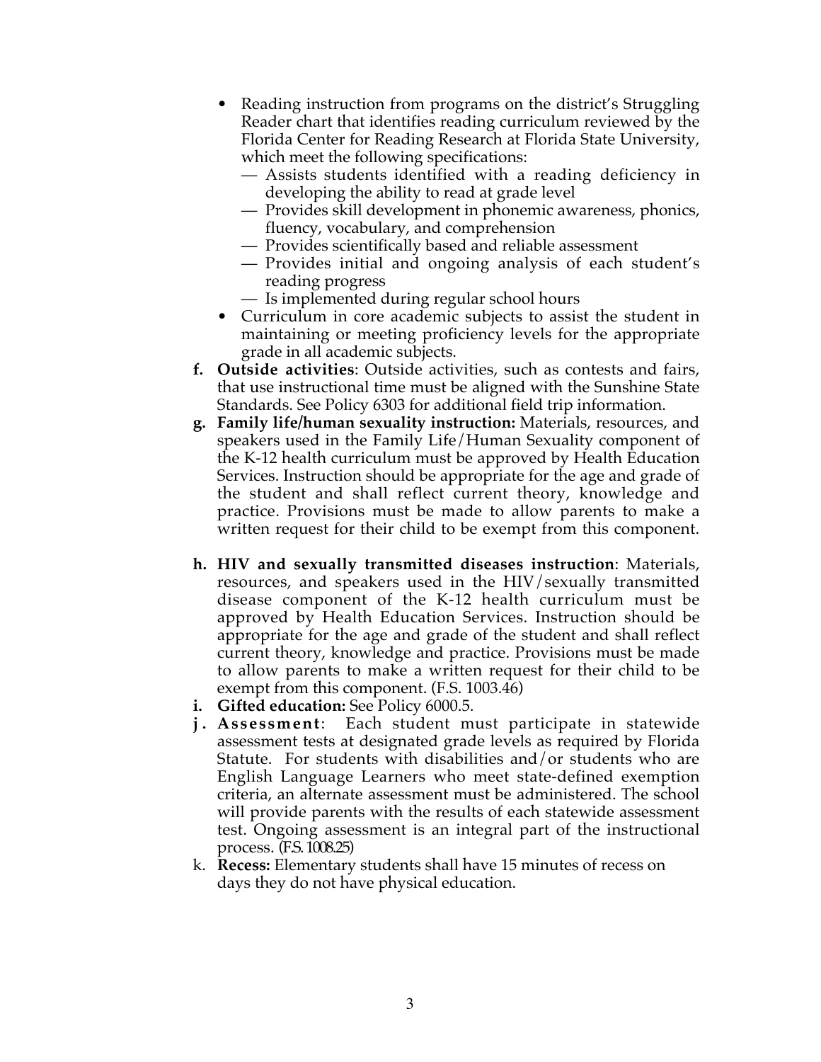- Reading instruction from programs on the district's Struggling Reader chart that identifies reading curriculum reviewed by the Florida Center for Reading Research at Florida State University, which meet the following specifications:
  - — Assists students identified with a reading deficiency in developing the ability to read at grade level
  - — Provides skill development in phonemic awareness, phonics, fluency, vocabulary, and comprehension
  - — Provides scientifically based and reliable assessment
  - — Provides initial and ongoing analysis of each student's reading progress
  - — Is implemented during regular school hours
- Curriculum in core academic subjects to assist the student in maintaining or meeting proficiency levels for the appropriate grade in all academic subjects.

f. **Outside activities**: Outside activities, such as contests and fairs, that use instructional time must be aligned with the Sunshine State Standards. See Policy 6303 for additional field trip information.

g. **Family life/human sexuality instruction:** Materials, resources, and speakers used in the Family Life/Human Sexuality component of the K-12 health curriculum must be approved by Health Education Services. Instruction should be appropriate for the age and grade of the student and shall reflect current theory, knowledge and practice. Provisions must be made to allow parents to make a written request for their child to be exempt from this component.

h. **HIV and sexually transmitted diseases instruction**: Materials, resources, and speakers used in the HIV/sexually transmitted disease component of the K-12 health curriculum must be approved by Health Education Services. Instruction should be appropriate for the age and grade of the student and shall reflect current theory, knowledge and practice. Provisions must be made to allow parents to make a written request for their child to be exempt from this component. (F.S. 1003.46)

i. **Gifted education:** See Policy 6000.5.

j. **Assessment**: Each student must participate in statewide assessment tests at designated grade levels as required by Florida Statute. For students with disabilities and/or students who are English Language Learners who meet state-defined exemption criteria, an alternate assessment must be administered. The school will provide parents with the results of each statewide assessment test. Ongoing assessment is an integral part of the instructional process. (F.S. 1008.25)

k. **Recess:** Elementary students shall have 15 minutes of recess on days they do not have physical education.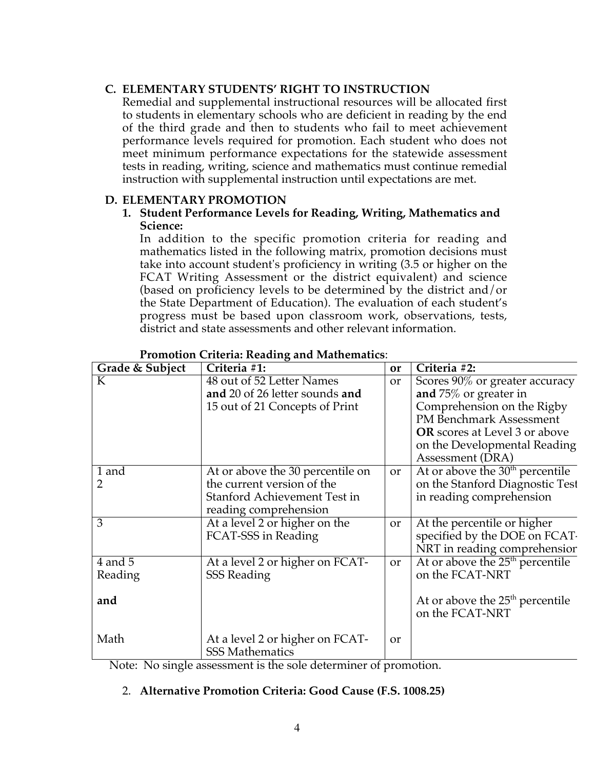### C. ELEMENTARY STUDENTS' RIGHT TO INSTRUCTION

Remedial and supplemental instructional resources will be allocated first to students in elementary schools who are deficient in reading by the end of the third grade and then to students who fail to meet achievement performance levels required for promotion. Each student who does not meet minimum performance expectations for the statewide assessment tests in reading, writing, science and mathematics must continue remedial instruction with supplemental instruction until expectations are met.

### D. ELEMENTARY PROMOTION

**1. Student Performance Levels for Reading, Writing, Mathematics and Science:**

In addition to the specific promotion criteria for reading and mathematics listed in the following matrix, promotion decisions must take into account student's proficiency in writing (3.5 or higher on the FCAT Writing Assessment or the district equivalent) and science (based on proficiency levels to be determined by the district and/or the State Department of Education). The evaluation of each student's progress must be based upon classroom work, observations, tests, district and state assessments and other relevant information.

**Promotion Criteria: Reading and Mathematics**:

| Grade & Subject | Criteria #1: | or | Criteria #2: |
|---|---|---|---|
| K | 48 out of 52 Letter Names **and** 20 of 26 letter sounds **and** 15 out of 21 Concepts of Print | or | Scores 90% or greater accuracy **and** 75% or greater in Comprehension on the Rigby PM Benchmark Assessment **OR** scores at Level 3 or above on the Developmental Reading Assessment (DRA) |
| 1 and 2 | At or above the 30 percentile on the current version of the Stanford Achievement Test in reading comprehension | or | At or above the 30th percentile on the Stanford Diagnostic Test in reading comprehension |
| 3 | At a level 2 or higher on the FCAT-SSS in Reading | or | At the percentile or higher specified by the DOE on FCAT-NRT in reading comprehension |
| 4 and 5 Reading | At a level 2 or higher on FCAT-SSS Reading | or | At or above the 25th percentile on the FCAT-NRT |
| **and** | | | |
| Math | At a level 2 or higher on FCAT-SSS Mathematics | or | At or above the 25th percentile on the FCAT-NRT |

Note: No single assessment is the sole determiner of promotion.

**2. Alternative Promotion Criteria: Good Cause (F.S. 1008.25)**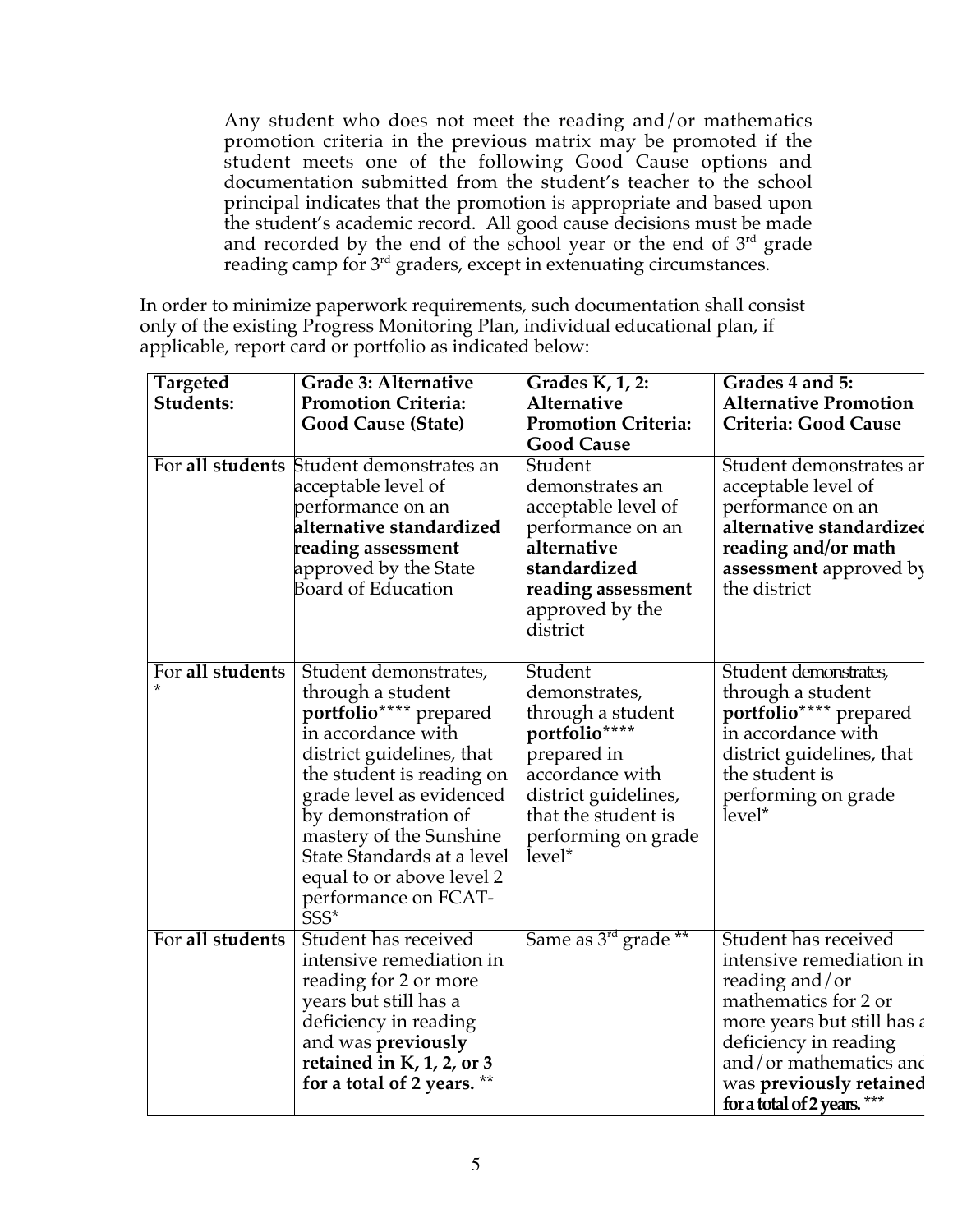Any student who does not meet the reading and/or mathematics promotion criteria in the previous matrix may be promoted if the student meets one of the following Good Cause options and documentation submitted from the student's teacher to the school principal indicates that the promotion is appropriate and based upon the student's academic record. All good cause decisions must be made and recorded by the end of the school year or the end of 3rd grade reading camp for 3rd graders, except in extenuating circumstances.

In order to minimize paperwork requirements, such documentation shall consist only of the existing Progress Monitoring Plan, individual educational plan, if applicable, report card or portfolio as indicated below:

| **Targeted Students:** | **Grade 3: Alternative Promotion Criteria: Good Cause (State)** | **Grades K, 1, 2: Alternative Promotion Criteria: Good Cause** | **Grades 4 and 5: Alternative Promotion Criteria: Good Cause** |
|---|---|---|---|
| For **all students** | Student demonstrates an acceptable level of performance on an **alternative standardized reading assessment** approved by the State Board of Education | Student demonstrates an acceptable level of performance on an **alternative standardized reading assessment** approved by the district | Student demonstrates an acceptable level of performance on an **alternative standardized reading and/or math assessment** approved by the district |
| For **all students** * | Student demonstrates, through a student **portfolio**\*\*\*\* prepared in accordance with district guidelines, that the student is reading on grade level as evidenced by demonstration of mastery of the Sunshine State Standards at a level equal to or above level 2 performance on FCAT-SSS* | Student demonstrates, through a student **portfolio**\*\*\*\* prepared in accordance with district guidelines, that the student is performing on grade level* | Student demonstrates, through a student **portfolio**\*\*\*\* prepared in accordance with district guidelines, that the student is performing on grade level* |
| For **all students** | Student has received intensive remediation in reading for 2 or more years but still has a deficiency in reading and was **previously retained in K, 1, 2, or 3 for a total of 2 years.** ** | Same as 3rd grade ** | Student has received intensive remediation in reading and/or mathematics for 2 or more years but still has a deficiency in reading and/or mathematics and was **previously retained for a total of 2 years.** *** |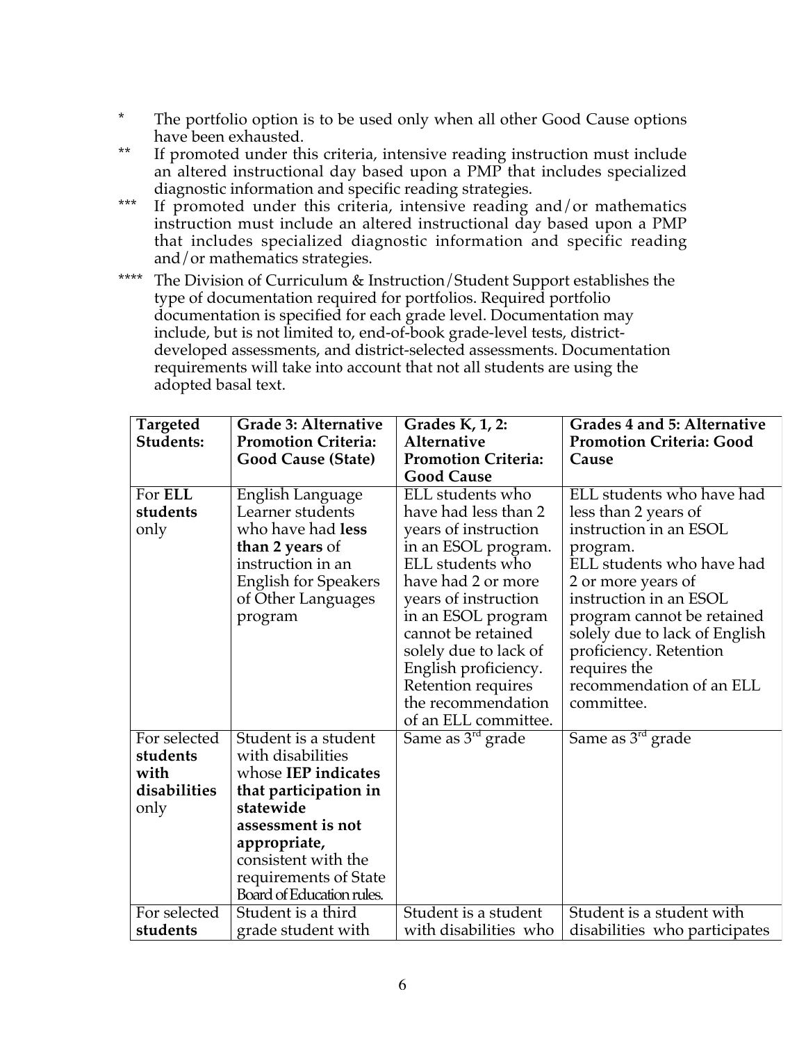\* The portfolio option is to be used only when all other Good Cause options have been exhausted.

\*\* If promoted under this criteria, intensive reading instruction must include an altered instructional day based upon a PMP that includes specialized diagnostic information and specific reading strategies.

\*\*\* If promoted under this criteria, intensive reading and/or mathematics instruction must include an altered instructional day based upon a PMP that includes specialized diagnostic information and specific reading and/or mathematics strategies.

\*\*\*\* The Division of Curriculum & Instruction/Student Support establishes the type of documentation required for portfolios. Required portfolio documentation is specified for each grade level. Documentation may include, but is not limited to, end-of-book grade-level tests, district-developed assessments, and district-selected assessments. Documentation requirements will take into account that not all students are using the adopted basal text.

| **Targeted Students:** | **Grade 3: Alternative Promotion Criteria: Good Cause (State)** | **Grades K, 1, 2: Alternative Promotion Criteria: Good Cause** | **Grades 4 and 5: Alternative Promotion Criteria: Good Cause** |
|---|---|---|---|
| For **ELL students** only | English Language Learner students who have had **less than 2 years** of instruction in an English for Speakers of Other Languages program | ELL students who have had less than 2 years of instruction in an ESOL program. ELL students who have had 2 or more years of instruction in an ESOL program cannot be retained solely due to lack of English proficiency. Retention requires the recommendation of an ELL committee. | ELL students who have had less than 2 years of instruction in an ESOL program. ELL students who have had 2 or more years of instruction in an ESOL program cannot be retained solely due to lack of English proficiency. Retention requires the recommendation of an ELL committee. |
| For selected **students with disabilities** only | Student is a student with disabilities whose **IEP indicates that participation in statewide assessment is not appropriate,** consistent with the requirements of State Board of Education rules. | Same as 3rd grade | Same as 3rd grade |
| For selected **students** | Student is a third grade student with | Student is a student with disabilities who | Student is a student with disabilities who participates |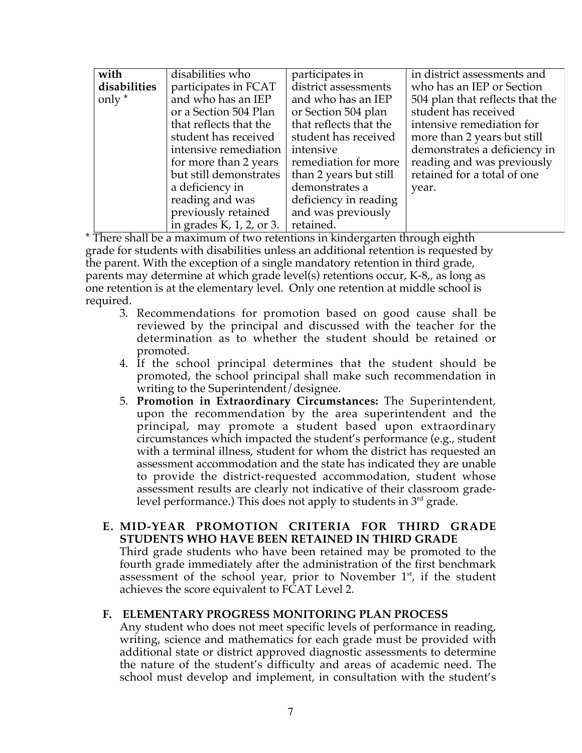| with disabilities only * | disabilities who participates in FCAT and who has an IEP or a Section 504 Plan that reflects that the student has received intensive remediation for more than 2 years but still demonstrates a deficiency in reading and was previously retained in grades K, 1, 2, or 3. | participates in district assessments and who has an IEP or Section 504 plan that reflects that the student has received intensive remediation for more than 2 years but still demonstrates a deficiency in reading and was previously retained. | in district assessments and who has an IEP or Section 504 plan that reflects that the student has received intensive remediation for more than 2 years but still demonstrates a deficiency in reading and was previously retained for a total of one year. |
|---|---|---|---|

* There shall be a maximum of two retentions in kindergarten through eighth grade for students with disabilities unless an additional retention is requested by the parent. With the exception of a single mandatory retention in third grade, parents may determine at which grade level(s) retentions occur, K-8,, as long as one retention is at the elementary level. Only one retention at middle school is required.

3. Recommendations for promotion based on good cause shall be reviewed by the principal and discussed with the teacher for the determination as to whether the student should be retained or promoted.
4. If the school principal determines that the student should be promoted, the school principal shall make such recommendation in writing to the Superintendent/designee.
5. **Promotion in Extraordinary Circumstances:** The Superintendent, upon the recommendation by the area superintendent and the principal, may promote a student based upon extraordinary circumstances which impacted the student's performance (e.g., student with a terminal illness, student for whom the district has requested an assessment accommodation and the state has indicated they are unable to provide the district-requested accommodation, student whose assessment results are clearly not indicative of their classroom grade-level performance.) This does not apply to students in 3rd grade.

**E. MID-YEAR PROMOTION CRITERIA FOR THIRD GRADE STUDENTS WHO HAVE BEEN RETAINED IN THIRD GRADE**

Third grade students who have been retained may be promoted to the fourth grade immediately after the administration of the first benchmark assessment of the school year, prior to November 1st, if the student achieves the score equivalent to FCAT Level 2.

**F. ELEMENTARY PROGRESS MONITORING PLAN PROCESS**

Any student who does not meet specific levels of performance in reading, writing, science and mathematics for each grade must be provided with additional state or district approved diagnostic assessments to determine the nature of the student's difficulty and areas of academic need. The school must develop and implement, in consultation with the student's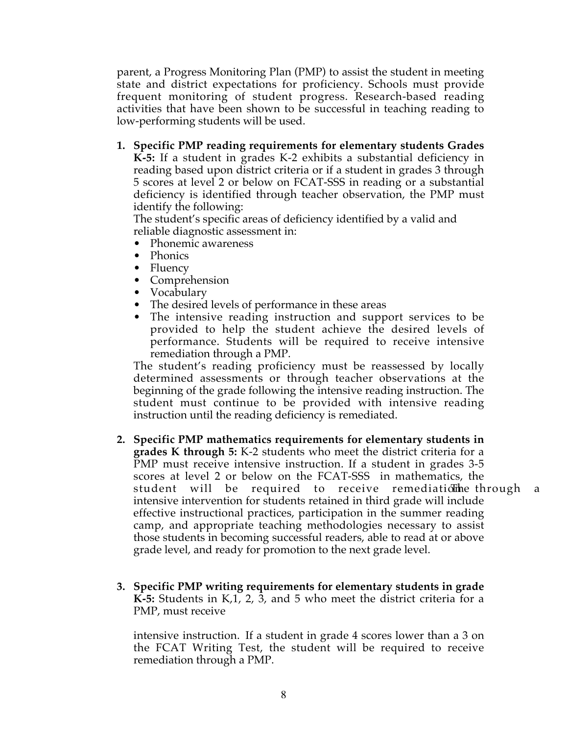parent, a Progress Monitoring Plan (PMP) to assist the student in meeting state and district expectations for proficiency. Schools must provide frequent monitoring of student progress. Research-based reading activities that have been shown to be successful in teaching reading to low-performing students will be used.

1. **Specific PMP reading requirements for elementary students Grades K-5:** If a student in grades K-2 exhibits a substantial deficiency in reading based upon district criteria or if a student in grades 3 through 5 scores at level 2 or below on FCAT-SSS in reading or a substantial deficiency is identified through teacher observation, the PMP must identify the following:
   The student's specific areas of deficiency identified by a valid and reliable diagnostic assessment in:
   - Phonemic awareness
   - Phonics
   - Fluency
   - Comprehension
   - Vocabulary
   - The desired levels of performance in these areas
   - The intensive reading instruction and support services to be provided to help the student achieve the desired levels of performance. Students will be required to receive intensive remediation through a PMP.

   The student's reading proficiency must be reassessed by locally determined assessments or through teacher observations at the beginning of the grade following the intensive reading instruction. The student must continue to be provided with intensive reading instruction until the reading deficiency is remediated.

2. **Specific PMP mathematics requirements for elementary students in grades K through 5:** K-2 students who meet the district criteria for a PMP must receive intensive instruction. If a student in grades 3-5 scores at level 2 or below on the FCAT-SSS in mathematics, the student will be required to receive remediation through a The intensive intervention for students retained in third grade will include effective instructional practices, participation in the summer reading camp, and appropriate teaching methodologies necessary to assist those students in becoming successful readers, able to read at or above grade level, and ready for promotion to the next grade level.

3. **Specific PMP writing requirements for elementary students in grade K-5:** Students in K,1, 2, 3, and 5 who meet the district criteria for a PMP, must receive

   intensive instruction. If a student in grade 4 scores lower than a 3 on the FCAT Writing Test, the student will be required to receive remediation through a PMP.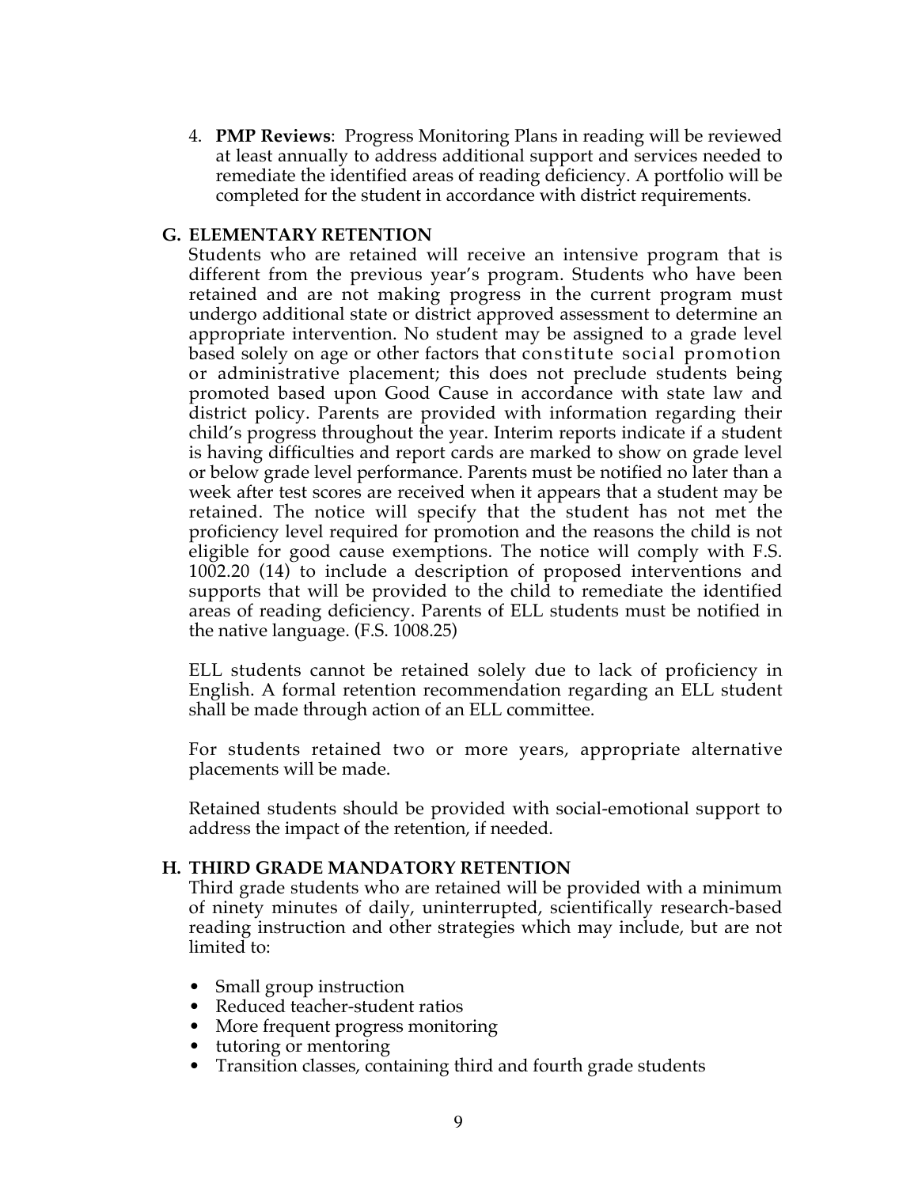4. **PMP Reviews**: Progress Monitoring Plans in reading will be reviewed at least annually to address additional support and services needed to remediate the identified areas of reading deficiency. A portfolio will be completed for the student in accordance with district requirements.

### G. ELEMENTARY RETENTION

Students who are retained will receive an intensive program that is different from the previous year's program. Students who have been retained and are not making progress in the current program must undergo additional state or district approved assessment to determine an appropriate intervention. No student may be assigned to a grade level based solely on age or other factors that constitute social promotion or administrative placement; this does not preclude students being promoted based upon Good Cause in accordance with state law and district policy. Parents are provided with information regarding their child's progress throughout the year. Interim reports indicate if a student is having difficulties and report cards are marked to show on grade level or below grade level performance. Parents must be notified no later than a week after test scores are received when it appears that a student may be retained. The notice will specify that the student has not met the proficiency level required for promotion and the reasons the child is not eligible for good cause exemptions. The notice will comply with F.S. 1002.20 (14) to include a description of proposed interventions and supports that will be provided to the child to remediate the identified areas of reading deficiency. Parents of ELL students must be notified in the native language. (F.S. 1008.25)

ELL students cannot be retained solely due to lack of proficiency in English. A formal retention recommendation regarding an ELL student shall be made through action of an ELL committee.

For students retained two or more years, appropriate alternative placements will be made.

Retained students should be provided with social-emotional support to address the impact of the retention, if needed.

### H. THIRD GRADE MANDATORY RETENTION

Third grade students who are retained will be provided with a minimum of ninety minutes of daily, uninterrupted, scientifically research-based reading instruction and other strategies which may include, but are not limited to:

- Small group instruction
- Reduced teacher-student ratios
- More frequent progress monitoring
- tutoring or mentoring
- Transition classes, containing third and fourth grade students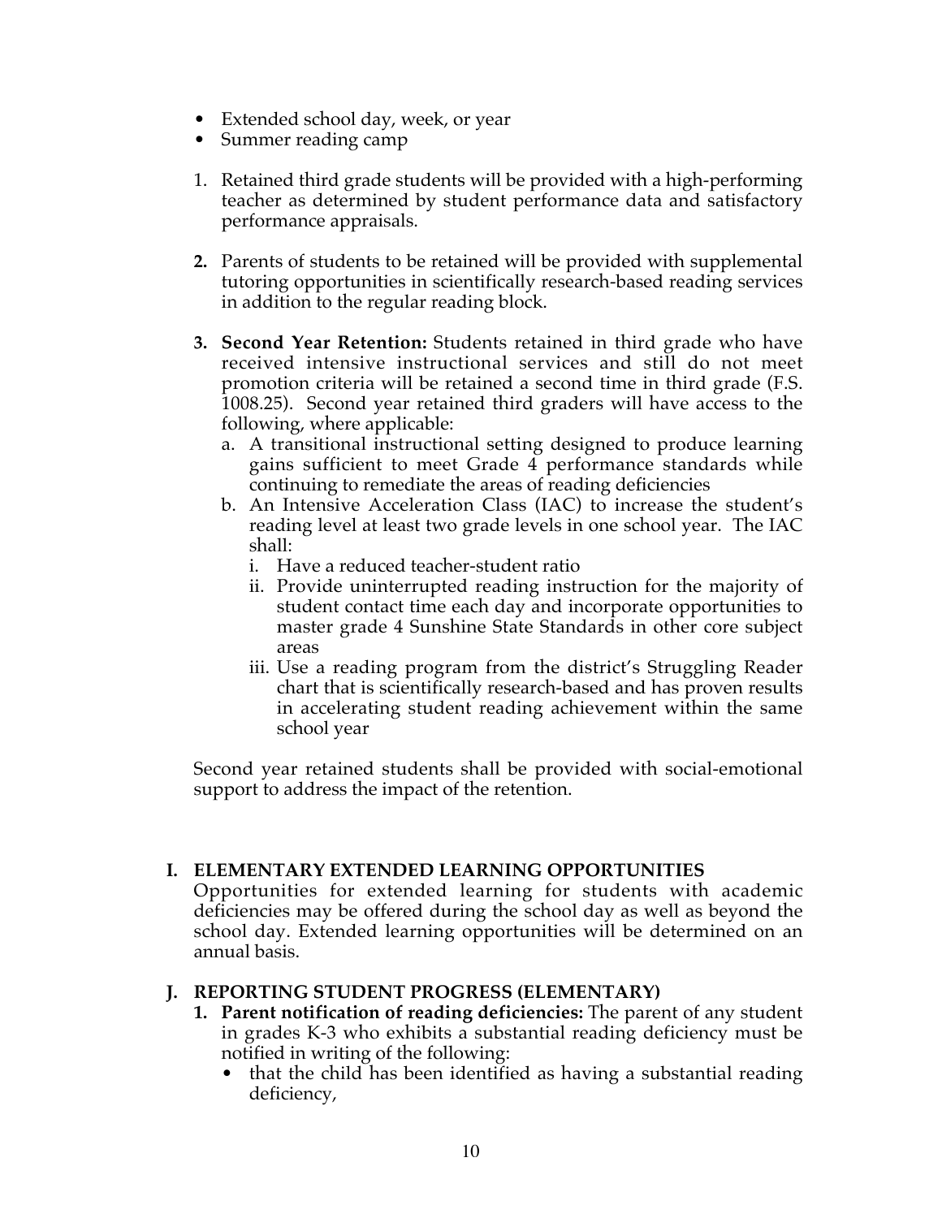- Extended school day, week, or year
- Summer reading camp

1. Retained third grade students will be provided with a high-performing teacher as determined by student performance data and satisfactory performance appraisals.

2. Parents of students to be retained will be provided with supplemental tutoring opportunities in scientifically research-based reading services in addition to the regular reading block.

3. **Second Year Retention:** Students retained in third grade who have received intensive instructional services and still do not meet promotion criteria will be retained a second time in third grade (F.S. 1008.25). Second year retained third graders will have access to the following, where applicable:
   a. A transitional instructional setting designed to produce learning gains sufficient to meet Grade 4 performance standards while continuing to remediate the areas of reading deficiencies
   b. An Intensive Acceleration Class (IAC) to increase the student's reading level at least two grade levels in one school year. The IAC shall:
      i. Have a reduced teacher-student ratio
      ii. Provide uninterrupted reading instruction for the majority of student contact time each day and incorporate opportunities to master grade 4 Sunshine State Standards in other core subject areas
      iii. Use a reading program from the district's Struggling Reader chart that is scientifically research-based and has proven results in accelerating student reading achievement within the same school year

Second year retained students shall be provided with social-emotional support to address the impact of the retention.

## I. ELEMENTARY EXTENDED LEARNING OPPORTUNITIES

Opportunities for extended learning for students with academic deficiencies may be offered during the school day as well as beyond the school day. Extended learning opportunities will be determined on an annual basis.

## J. REPORTING STUDENT PROGRESS (ELEMENTARY)

1. **Parent notification of reading deficiencies:** The parent of any student in grades K-3 who exhibits a substantial reading deficiency must be notified in writing of the following:
   - that the child has been identified as having a substantial reading deficiency,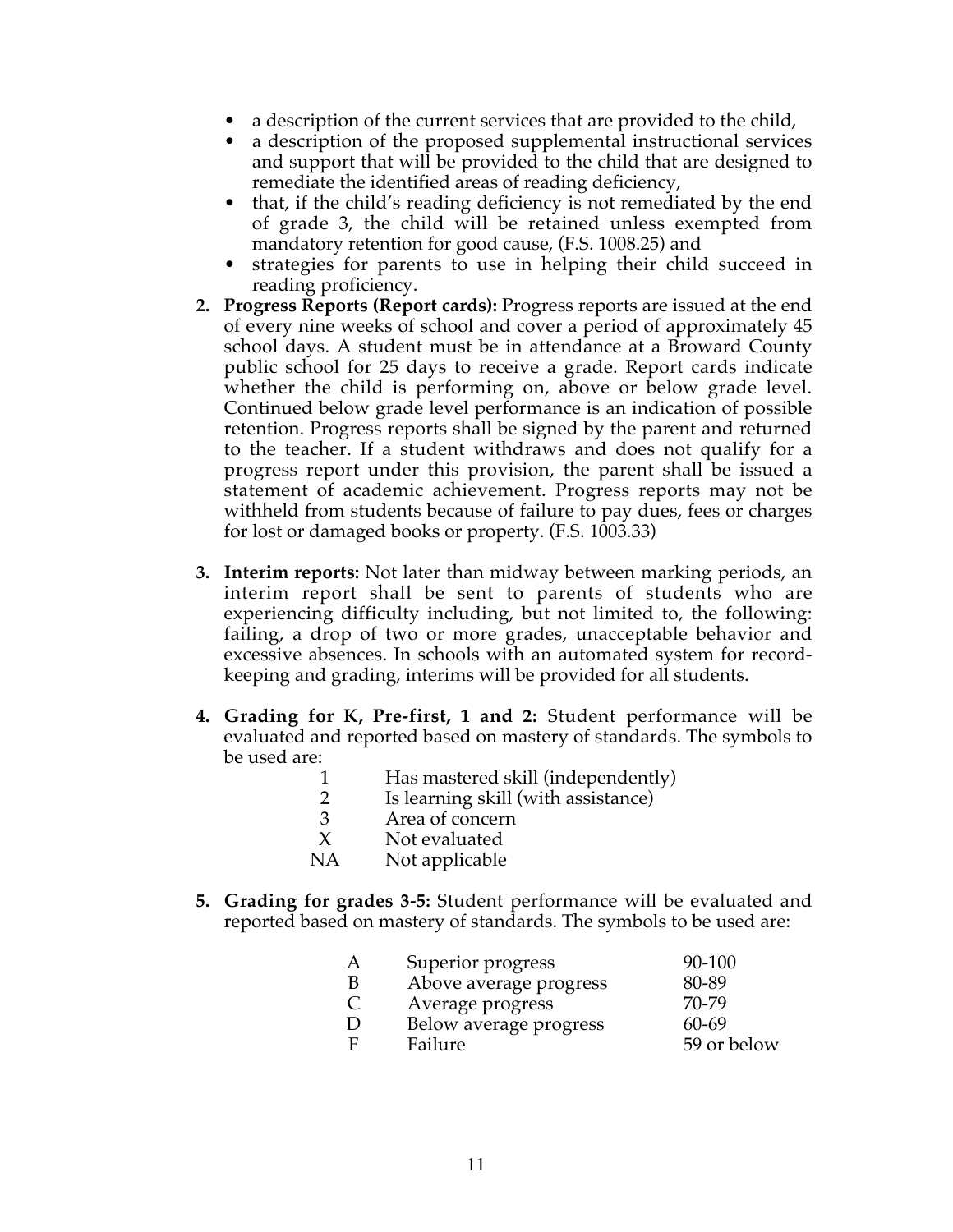- a description of the current services that are provided to the child,
- a description of the proposed supplemental instructional services and support that will be provided to the child that are designed to remediate the identified areas of reading deficiency,
- that, if the child's reading deficiency is not remediated by the end of grade 3, the child will be retained unless exempted from mandatory retention for good cause, (F.S. 1008.25) and
- strategies for parents to use in helping their child succeed in reading proficiency.

2. **Progress Reports (Report cards):** Progress reports are issued at the end of every nine weeks of school and cover a period of approximately 45 school days. A student must be in attendance at a Broward County public school for 25 days to receive a grade. Report cards indicate whether the child is performing on, above or below grade level. Continued below grade level performance is an indication of possible retention. Progress reports shall be signed by the parent and returned to the teacher. If a student withdraws and does not qualify for a progress report under this provision, the parent shall be issued a statement of academic achievement. Progress reports may not be withheld from students because of failure to pay dues, fees or charges for lost or damaged books or property. (F.S. 1003.33)

3. **Interim reports:** Not later than midway between marking periods, an interim report shall be sent to parents of students who are experiencing difficulty including, but not limited to, the following: failing, a drop of two or more grades, unacceptable behavior and excessive absences. In schools with an automated system for record-keeping and grading, interims will be provided for all students.

4. **Grading for K, Pre-first, 1 and 2:** Student performance will be evaluated and reported based on mastery of standards. The symbols to be used are:

| | |
|---|---|
| 1 | Has mastered skill (independently) |
| 2 | Is learning skill (with assistance) |
| 3 | Area of concern |
| X | Not evaluated |
| NA | Not applicable |

5. **Grading for grades 3-5:** Student performance will be evaluated and reported based on mastery of standards. The symbols to be used are:

| | | |
|---|---|---|
| A | Superior progress | 90-100 |
| B | Above average progress | 80-89 |
| C | Average progress | 70-79 |
| D | Below average progress | 60-69 |
| F | Failure | 59 or below |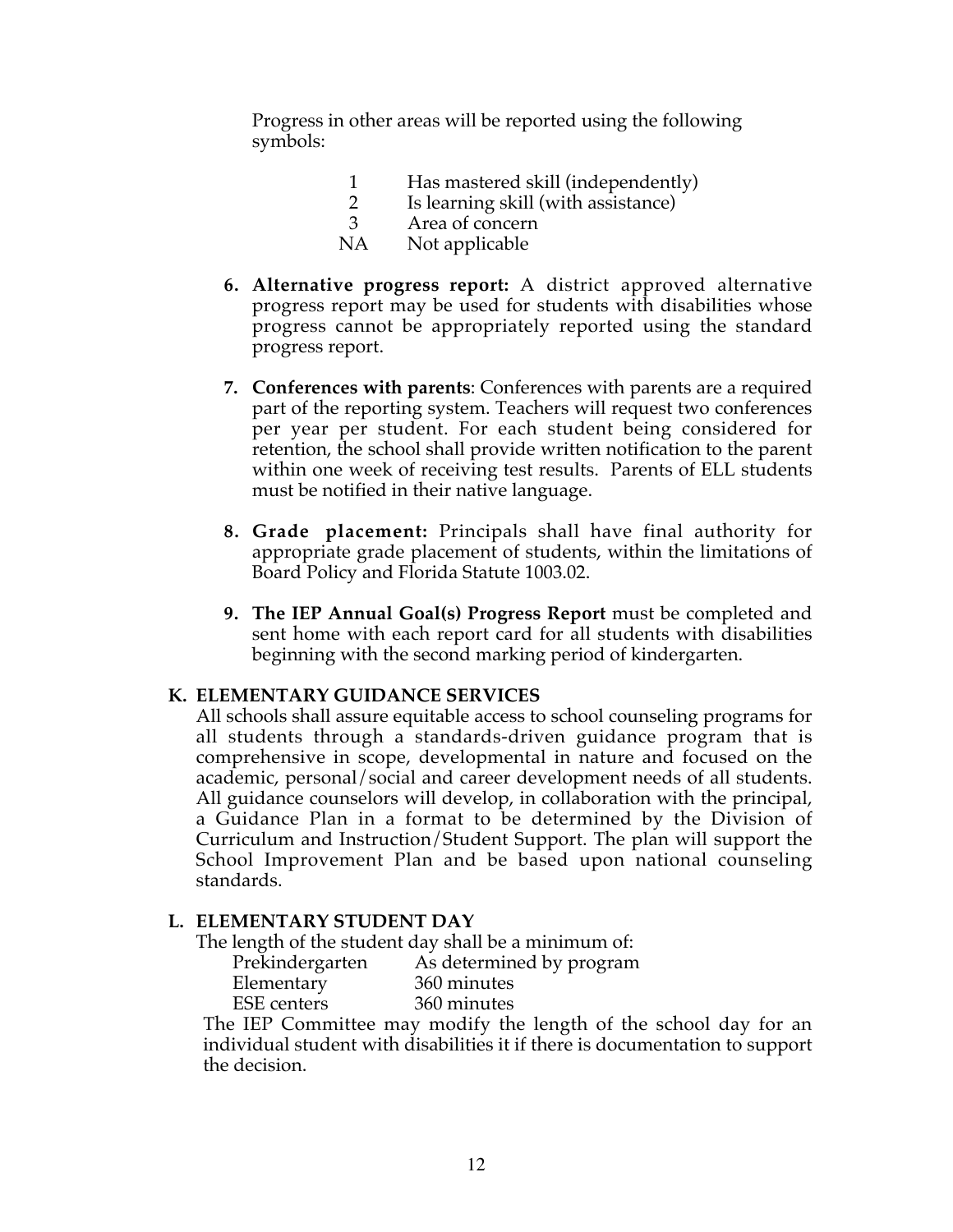Progress in other areas will be reported using the following symbols:

| | |
|---|---|
| 1 | Has mastered skill (independently) |
| 2 | Is learning skill (with assistance) |
| 3 | Area of concern |
| NA | Not applicable |

6. **Alternative progress report:** A district approved alternative progress report may be used for students with disabilities whose progress cannot be appropriately reported using the standard progress report.

7. **Conferences with parents**: Conferences with parents are a required part of the reporting system. Teachers will request two conferences per year per student. For each student being considered for retention, the school shall provide written notification to the parent within one week of receiving test results. Parents of ELL students must be notified in their native language.

8. **Grade placement:** Principals shall have final authority for appropriate grade placement of students, within the limitations of Board Policy and Florida Statute 1003.02.

9. **The IEP Annual Goal(s) Progress Report** must be completed and sent home with each report card for all students with disabilities beginning with the second marking period of kindergarten.

## K. ELEMENTARY GUIDANCE SERVICES

All schools shall assure equitable access to school counseling programs for all students through a standards-driven guidance program that is comprehensive in scope, developmental in nature and focused on the academic, personal/social and career development needs of all students. All guidance counselors will develop, in collaboration with the principal, a Guidance Plan in a format to be determined by the Division of Curriculum and Instruction/Student Support. The plan will support the School Improvement Plan and be based upon national counseling standards.

## L. ELEMENTARY STUDENT DAY

The length of the student day shall be a minimum of:

| | |
|---|---|
| Prekindergarten | As determined by program |
| Elementary | 360 minutes |
| ESE centers | 360 minutes |

The IEP Committee may modify the length of the school day for an individual student with disabilities it if there is documentation to support the decision.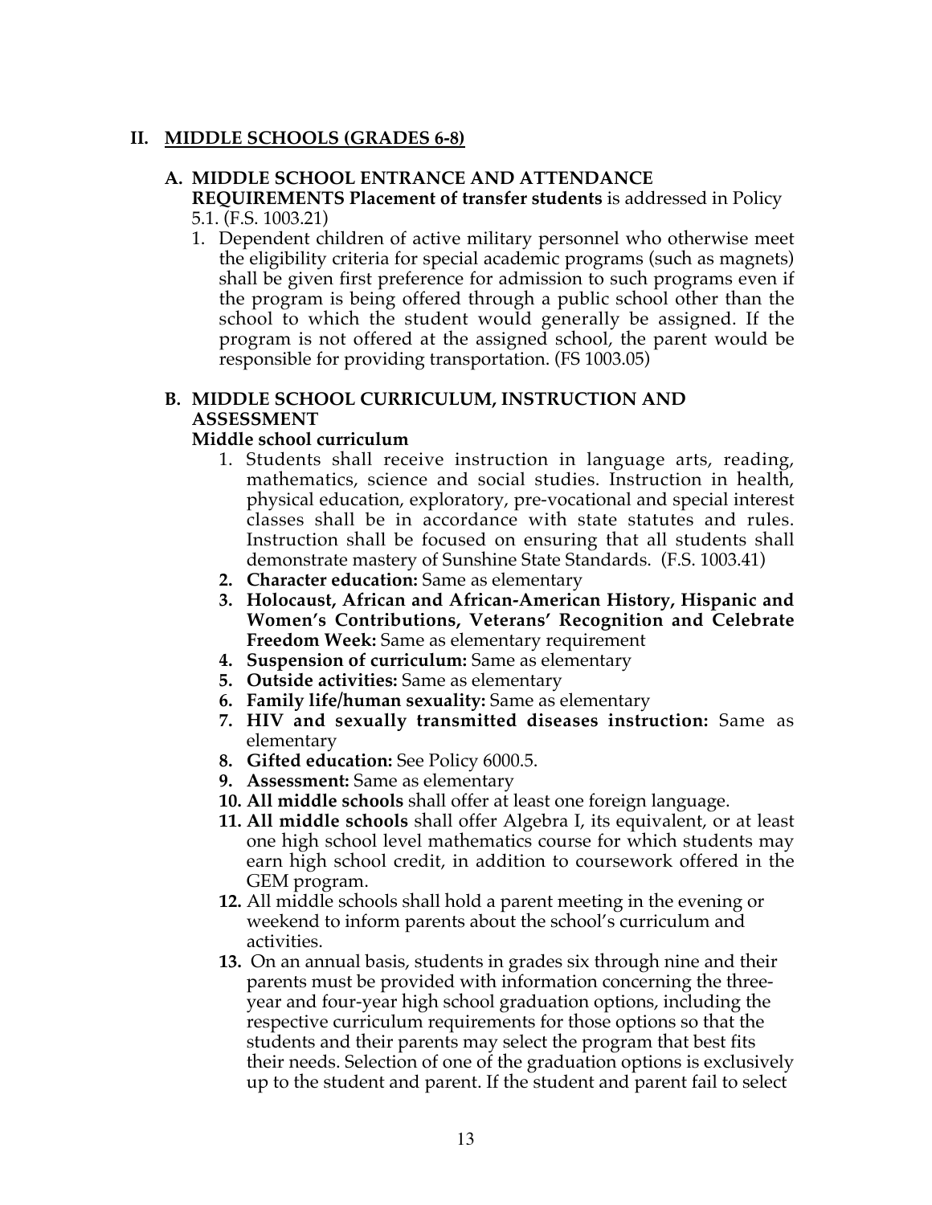## II. MIDDLE SCHOOLS (GRADES 6-8)

### A. MIDDLE SCHOOL ENTRANCE AND ATTENDANCE REQUIREMENTS

**Placement of transfer students** is addressed in Policy 5.1. (F.S. 1003.21)

1. Dependent children of active military personnel who otherwise meet the eligibility criteria for special academic programs (such as magnets) shall be given first preference for admission to such programs even if the program is being offered through a public school other than the school to which the student would generally be assigned. If the program is not offered at the assigned school, the parent would be responsible for providing transportation. (FS 1003.05)

### B. MIDDLE SCHOOL CURRICULUM, INSTRUCTION AND ASSESSMENT

**Middle school curriculum**

1. Students shall receive instruction in language arts, reading, mathematics, science and social studies. Instruction in health, physical education, exploratory, pre-vocational and special interest classes shall be in accordance with state statutes and rules. Instruction shall be focused on ensuring that all students shall demonstrate mastery of Sunshine State Standards. (F.S. 1003.41)
2. **Character education:** Same as elementary
3. **Holocaust, African and African-American History, Hispanic and Women's Contributions, Veterans' Recognition and Celebrate Freedom Week:** Same as elementary requirement
4. **Suspension of curriculum:** Same as elementary
5. **Outside activities:** Same as elementary
6. **Family life/human sexuality:** Same as elementary
7. **HIV and sexually transmitted diseases instruction:** Same as elementary
8. **Gifted education:** See Policy 6000.5.
9. **Assessment:** Same as elementary
10. **All middle schools** shall offer at least one foreign language.
11. **All middle schools** shall offer Algebra I, its equivalent, or at least one high school level mathematics course for which students may earn high school credit, in addition to coursework offered in the GEM program.
12. All middle schools shall hold a parent meeting in the evening or weekend to inform parents about the school's curriculum and activities.
13. On an annual basis, students in grades six through nine and their parents must be provided with information concerning the three-year and four-year high school graduation options, including the respective curriculum requirements for those options so that the students and their parents may select the program that best fits their needs. Selection of one of the graduation options is exclusively up to the student and parent. If the student and parent fail to select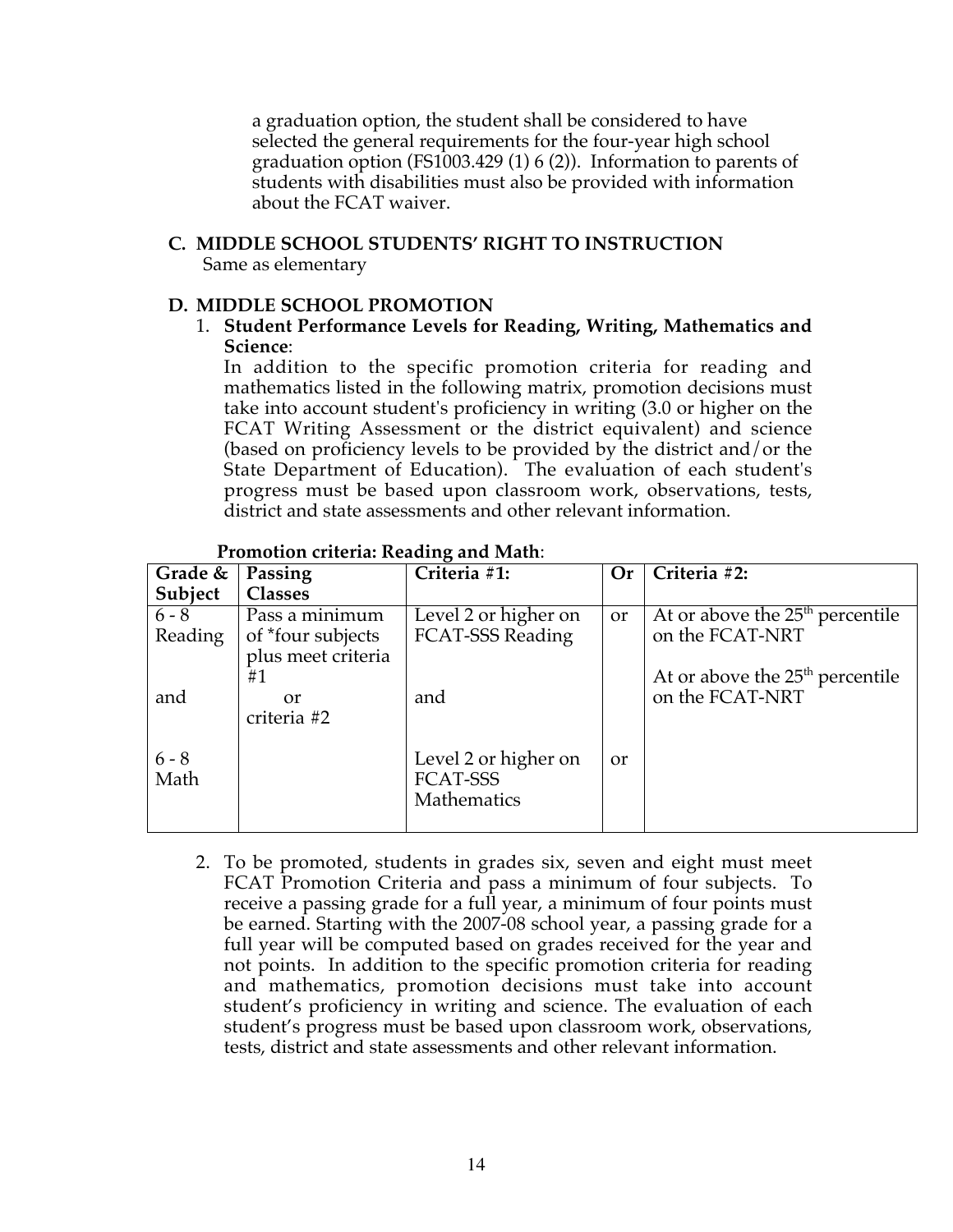a graduation option, the student shall be considered to have selected the general requirements for the four-year high school graduation option (FS1003.429 (1) 6 (2)). Information to parents of students with disabilities must also be provided with information about the FCAT waiver.

### C. MIDDLE SCHOOL STUDENTS' RIGHT TO INSTRUCTION

Same as elementary

### D. MIDDLE SCHOOL PROMOTION

1. **Student Performance Levels for Reading, Writing, Mathematics and Science**:
   In addition to the specific promotion criteria for reading and mathematics listed in the following matrix, promotion decisions must take into account student's proficiency in writing (3.0 or higher on the FCAT Writing Assessment or the district equivalent) and science (based on proficiency levels to be provided by the district and/or the State Department of Education). The evaluation of each student's progress must be based upon classroom work, observations, tests, district and state assessments and other relevant information.

**Promotion criteria: Reading and Math**:

| Grade & Subject | Passing Classes | Criteria #1: | Or | Criteria #2: |
|---|---|---|---|---|
| 6 - 8 Reading | Pass a minimum of *four subjects plus meet criteria #1 | Level 2 or higher on FCAT-SSS Reading | or | At or above the 25th percentile on the FCAT-NRT |
| and | or criteria #2 | and | | At or above the 25th percentile on the FCAT-NRT |
| 6 - 8 Math | | Level 2 or higher on FCAT-SSS Mathematics | or | |

2. To be promoted, students in grades six, seven and eight must meet FCAT Promotion Criteria and pass a minimum of four subjects. To receive a passing grade for a full year, a minimum of four points must be earned. Starting with the 2007-08 school year, a passing grade for a full year will be computed based on grades received for the year and not points. In addition to the specific promotion criteria for reading and mathematics, promotion decisions must take into account student's proficiency in writing and science. The evaluation of each student's progress must be based upon classroom work, observations, tests, district and state assessments and other relevant information.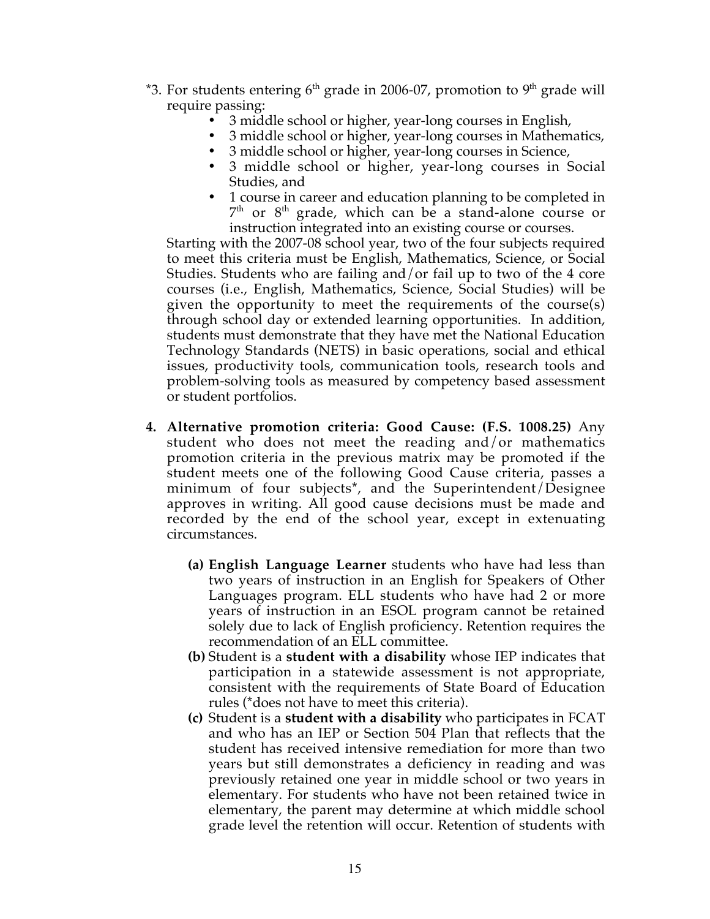*3. For students entering 6th grade in 2006-07, promotion to 9th grade will require passing:

- 3 middle school or higher, year-long courses in English,
- 3 middle school or higher, year-long courses in Mathematics,
- 3 middle school or higher, year-long courses in Science,
- 3 middle school or higher, year-long courses in Social Studies, and
- 1 course in career and education planning to be completed in 7th or 8th grade, which can be a stand-alone course or instruction integrated into an existing course or courses.

Starting with the 2007-08 school year, two of the four subjects required to meet this criteria must be English, Mathematics, Science, or Social Studies. Students who are failing and/or fail up to two of the 4 core courses (i.e., English, Mathematics, Science, Social Studies) will be given the opportunity to meet the requirements of the course(s) through school day or extended learning opportunities. In addition, students must demonstrate that they have met the National Education Technology Standards (NETS) in basic operations, social and ethical issues, productivity tools, communication tools, research tools and problem-solving tools as measured by competency based assessment or student portfolios.

4. **Alternative promotion criteria: Good Cause: (F.S. 1008.25)** Any student who does not meet the reading and/or mathematics promotion criteria in the previous matrix may be promoted if the student meets one of the following Good Cause criteria, passes a minimum of four subjects*, and the Superintendent/Designee approves in writing. All good cause decisions must be made and recorded by the end of the school year, except in extenuating circumstances.

   **(a) English Language Learner** students who have had less than two years of instruction in an English for Speakers of Other Languages program. ELL students who have had 2 or more years of instruction in an ESOL program cannot be retained solely due to lack of English proficiency. Retention requires the recommendation of an ELL committee.

   **(b)** Student is a **student with a disability** whose IEP indicates that participation in a statewide assessment is not appropriate, consistent with the requirements of State Board of Education rules (*does not have to meet this criteria).

   **(c)** Student is a **student with a disability** who participates in FCAT and who has an IEP or Section 504 Plan that reflects that the student has received intensive remediation for more than two years but still demonstrates a deficiency in reading and was previously retained one year in middle school or two years in elementary. For students who have not been retained twice in elementary, the parent may determine at which middle school grade level the retention will occur. Retention of students with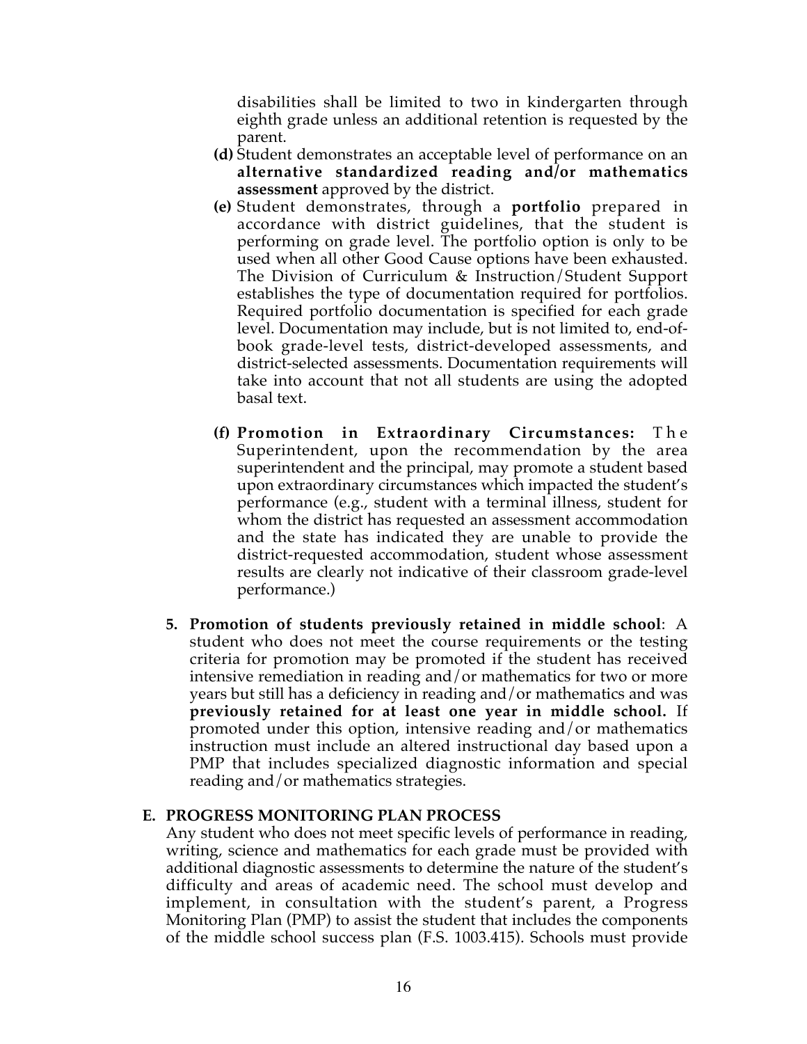disabilities shall be limited to two in kindergarten through eighth grade unless an additional retention is requested by the parent.

- **(d)** Student demonstrates an acceptable level of performance on an **alternative standardized reading and/or mathematics assessment** approved by the district.
- **(e)** Student demonstrates, through a **portfolio** prepared in accordance with district guidelines, that the student is performing on grade level. The portfolio option is only to be used when all other Good Cause options have been exhausted. The Division of Curriculum & Instruction/Student Support establishes the type of documentation required for portfolios. Required portfolio documentation is specified for each grade level. Documentation may include, but is not limited to, end-of-book grade-level tests, district-developed assessments, and district-selected assessments. Documentation requirements will take into account that not all students are using the adopted basal text.
- **(f) Promotion in Extraordinary Circumstances:** The Superintendent, upon the recommendation by the area superintendent and the principal, may promote a student based upon extraordinary circumstances which impacted the student's performance (e.g., student with a terminal illness, student for whom the district has requested an assessment accommodation and the state has indicated they are unable to provide the district-requested accommodation, student whose assessment results are clearly not indicative of their classroom grade-level performance.)

5. **Promotion of students previously retained in middle school**: A student who does not meet the course requirements or the testing criteria for promotion may be promoted if the student has received intensive remediation in reading and/or mathematics for two or more years but still has a deficiency in reading and/or mathematics and was **previously retained for at least one year in middle school.** If promoted under this option, intensive reading and/or mathematics instruction must include an altered instructional day based upon a PMP that includes specialized diagnostic information and special reading and/or mathematics strategies.

## E. PROGRESS MONITORING PLAN PROCESS

Any student who does not meet specific levels of performance in reading, writing, science and mathematics for each grade must be provided with additional diagnostic assessments to determine the nature of the student's difficulty and areas of academic need. The school must develop and implement, in consultation with the student's parent, a Progress Monitoring Plan (PMP) to assist the student that includes the components of the middle school success plan (F.S. 1003.415). Schools must provide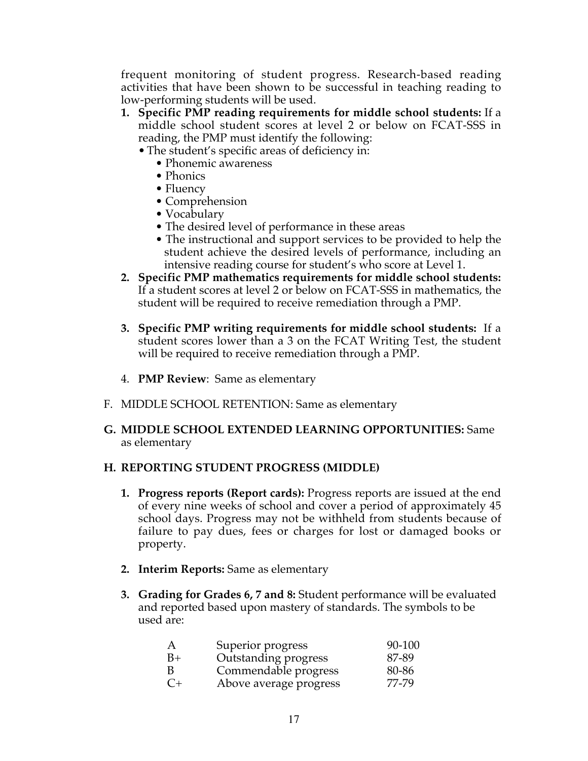frequent monitoring of student progress. Research-based reading activities that have been shown to be successful in teaching reading to low-performing students will be used.

1. **Specific PMP reading requirements for middle school students:** If a middle school student scores at level 2 or below on FCAT-SSS in reading, the PMP must identify the following:
   - The student's specific areas of deficiency in:
     - Phonemic awareness
     - Phonics
     - Fluency
     - Comprehension
     - Vocabulary
     - The desired level of performance in these areas
     - The instructional and support services to be provided to help the student achieve the desired levels of performance, including an intensive reading course for student's who score at Level 1.
2. **Specific PMP mathematics requirements for middle school students:** If a student scores at level 2 or below on FCAT-SSS in mathematics, the student will be required to receive remediation through a PMP.
3. **Specific PMP writing requirements for middle school students:** If a student scores lower than a 3 on the FCAT Writing Test, the student will be required to receive remediation through a PMP.
4. **PMP Review**: Same as elementary

F. MIDDLE SCHOOL RETENTION: Same as elementary

**G. MIDDLE SCHOOL EXTENDED LEARNING OPPORTUNITIES:** Same as elementary

**H. REPORTING STUDENT PROGRESS (MIDDLE)**

1. **Progress reports (Report cards):** Progress reports are issued at the end of every nine weeks of school and cover a period of approximately 45 school days. Progress may not be withheld from students because of failure to pay dues, fees or charges for lost or damaged books or property.
2. **Interim Reports:** Same as elementary
3. **Grading for Grades 6, 7 and 8:** Student performance will be evaluated and reported based upon mastery of standards. The symbols to be used are:

| | | |
|---|---|---|
| A | Superior progress | 90-100 |
| B+ | Outstanding progress | 87-89 |
| B | Commendable progress | 80-86 |
| C+ | Above average progress | 77-79 |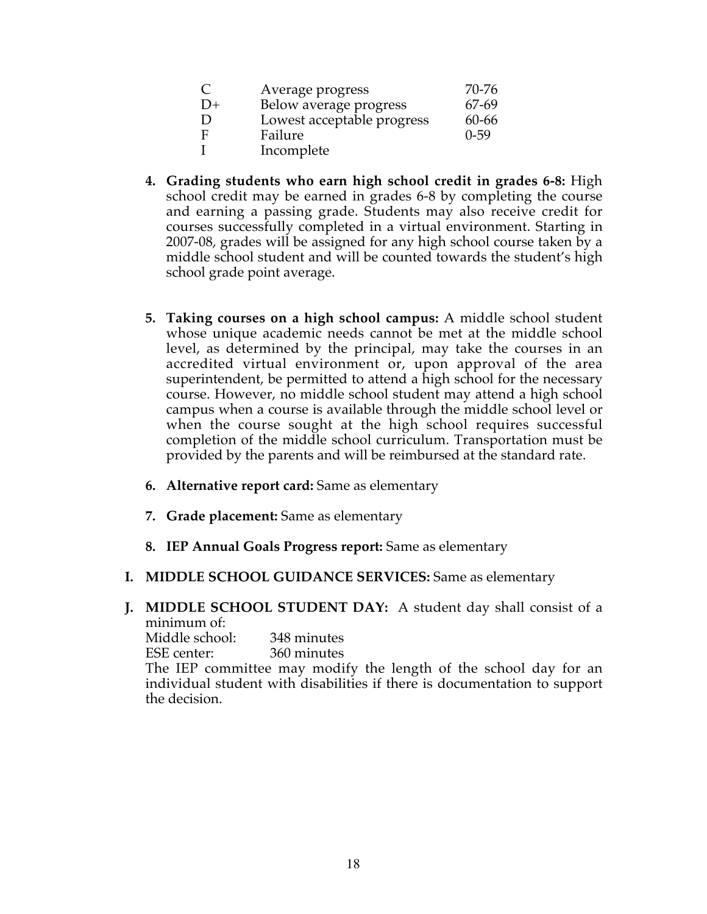| | | |
|---|---|---|
| C | Average progress | 70-76 |
| D+ | Below average progress | 67-69 |
| D | Lowest acceptable progress | 60-66 |
| F | Failure | 0-59 |
| I | Incomplete | |

4. **Grading students who earn high school credit in grades 6-8:** High school credit may be earned in grades 6-8 by completing the course and earning a passing grade. Students may also receive credit for courses successfully completed in a virtual environment. Starting in 2007-08, grades will be assigned for any high school course taken by a middle school student and will be counted towards the student's high school grade point average.

5. **Taking courses on a high school campus:** A middle school student whose unique academic needs cannot be met at the middle school level, as determined by the principal, may take the courses in an accredited virtual environment or, upon approval of the area superintendent, be permitted to attend a high school for the necessary course. However, no middle school student may attend a high school campus when a course is available through the middle school level or when the course sought at the high school requires successful completion of the middle school curriculum. Transportation must be provided by the parents and will be reimbursed at the standard rate.

6. **Alternative report card:** Same as elementary

7. **Grade placement:** Same as elementary

8. **IEP Annual Goals Progress report:** Same as elementary

**I. MIDDLE SCHOOL GUIDANCE SERVICES:** Same as elementary

**J. MIDDLE SCHOOL STUDENT DAY:** A student day shall consist of a minimum of:

Middle school: 348 minutes
ESE center: 360 minutes

The IEP committee may modify the length of the school day for an individual student with disabilities if there is documentation to support the decision.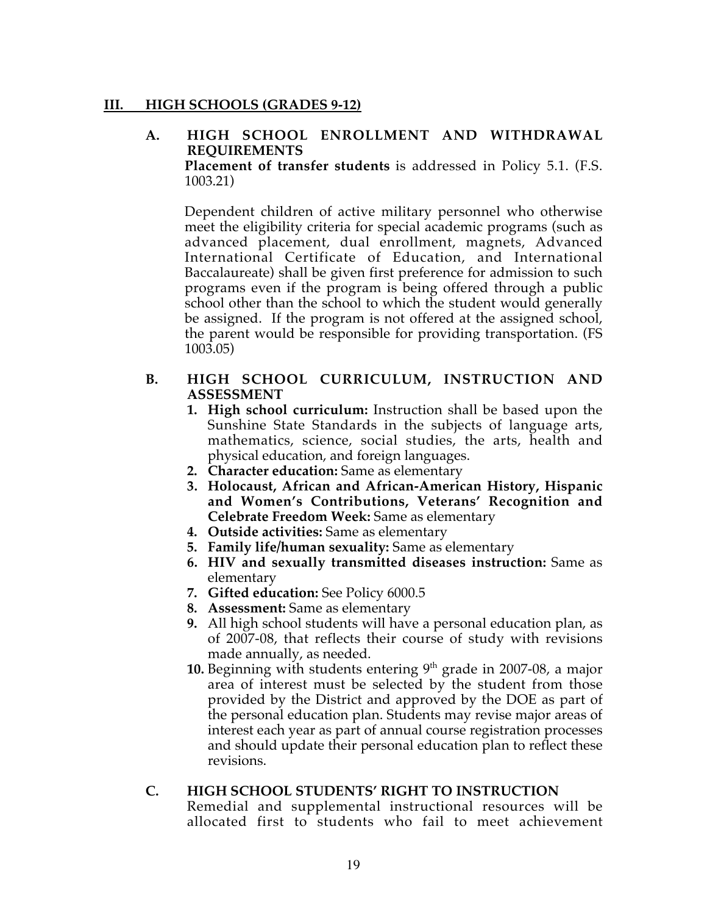## III. HIGH SCHOOLS (GRADES 9-12)

### A. HIGH SCHOOL ENROLLMENT AND WITHDRAWAL REQUIREMENTS

**Placement of transfer students** is addressed in Policy 5.1. (F.S. 1003.21)

Dependent children of active military personnel who otherwise meet the eligibility criteria for special academic programs (such as advanced placement, dual enrollment, magnets, Advanced International Certificate of Education, and International Baccalaureate) shall be given first preference for admission to such programs even if the program is being offered through a public school other than the school to which the student would generally be assigned. If the program is not offered at the assigned school, the parent would be responsible for providing transportation. (FS 1003.05)

### B. HIGH SCHOOL CURRICULUM, INSTRUCTION AND ASSESSMENT

1. **High school curriculum:** Instruction shall be based upon the Sunshine State Standards in the subjects of language arts, mathematics, science, social studies, the arts, health and physical education, and foreign languages.
2. **Character education:** Same as elementary
3. **Holocaust, African and African-American History, Hispanic and Women's Contributions, Veterans' Recognition and Celebrate Freedom Week:** Same as elementary
4. **Outside activities:** Same as elementary
5. **Family life/human sexuality:** Same as elementary
6. **HIV and sexually transmitted diseases instruction:** Same as elementary
7. **Gifted education:** See Policy 6000.5
8. **Assessment:** Same as elementary
9. All high school students will have a personal education plan, as of 2007-08, that reflects their course of study with revisions made annually, as needed.
10. Beginning with students entering 9th grade in 2007-08, a major area of interest must be selected by the student from those provided by the District and approved by the DOE as part of the personal education plan. Students may revise major areas of interest each year as part of annual course registration processes and should update their personal education plan to reflect these revisions.

### C. HIGH SCHOOL STUDENTS' RIGHT TO INSTRUCTION

Remedial and supplemental instructional resources will be allocated first to students who fail to meet achievement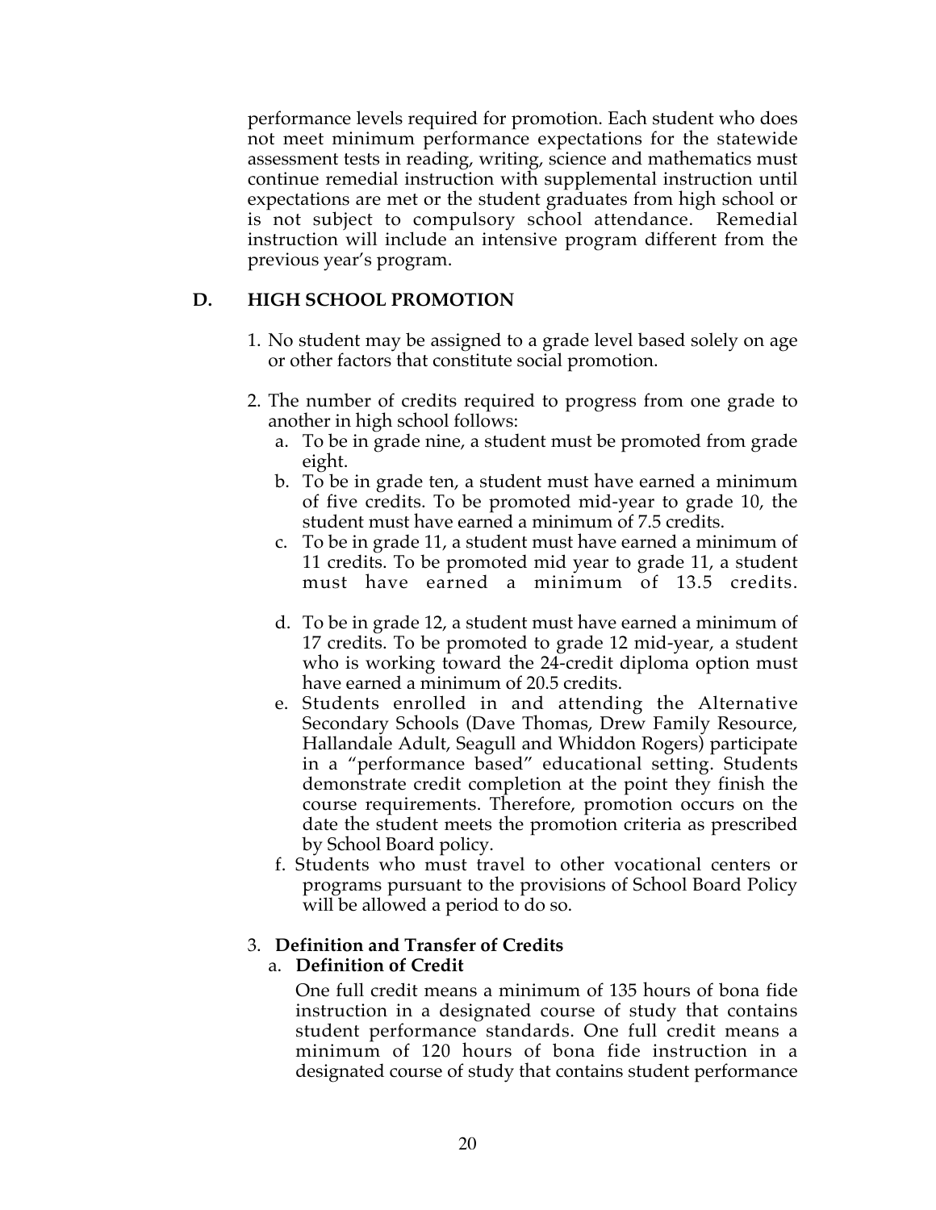performance levels required for promotion. Each student who does not meet minimum performance expectations for the statewide assessment tests in reading, writing, science and mathematics must continue remedial instruction with supplemental instruction until expectations are met or the student graduates from high school or is not subject to compulsory school attendance. Remedial instruction will include an intensive program different from the previous year's program.

## D. HIGH SCHOOL PROMOTION

1. No student may be assigned to a grade level based solely on age or other factors that constitute social promotion.

2. The number of credits required to progress from one grade to another in high school follows:
   a. To be in grade nine, a student must be promoted from grade eight.
   b. To be in grade ten, a student must have earned a minimum of five credits. To be promoted mid-year to grade 10, the student must have earned a minimum of 7.5 credits.
   c. To be in grade 11, a student must have earned a minimum of 11 credits. To be promoted mid year to grade 11, a student must have earned a minimum of 13.5 credits.
   d. To be in grade 12, a student must have earned a minimum of 17 credits. To be promoted to grade 12 mid-year, a student who is working toward the 24-credit diploma option must have earned a minimum of 20.5 credits.
   e. Students enrolled in and attending the Alternative Secondary Schools (Dave Thomas, Drew Family Resource, Hallandale Adult, Seagull and Whiddon Rogers) participate in a "performance based" educational setting. Students demonstrate credit completion at the point they finish the course requirements. Therefore, promotion occurs on the date the student meets the promotion criteria as prescribed by School Board policy.
   f. Students who must travel to other vocational centers or programs pursuant to the provisions of School Board Policy will be allowed a period to do so.

3. **Definition and Transfer of Credits**
   a. **Definition of Credit**

   One full credit means a minimum of 135 hours of bona fide instruction in a designated course of study that contains student performance standards. One full credit means a minimum of 120 hours of bona fide instruction in a designated course of study that contains student performance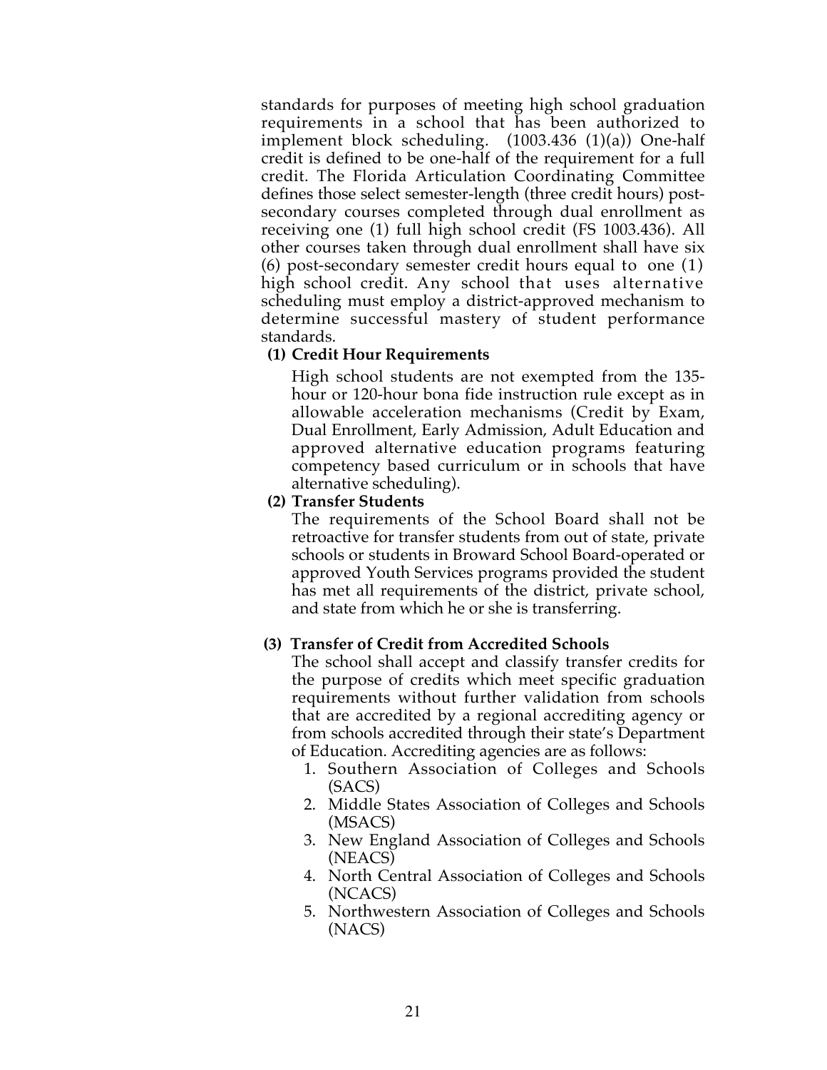standards for purposes of meeting high school graduation requirements in a school that has been authorized to implement block scheduling. (1003.436 (1)(a)) One-half credit is defined to be one-half of the requirement for a full credit. The Florida Articulation Coordinating Committee defines those select semester-length (three credit hours) post-secondary courses completed through dual enrollment as receiving one (1) full high school credit (FS 1003.436). All other courses taken through dual enrollment shall have six (6) post-secondary semester credit hours equal to one (1) high school credit. Any school that uses alternative scheduling must employ a district-approved mechanism to determine successful mastery of student performance standards.

**(1) Credit Hour Requirements**

High school students are not exempted from the 135-hour or 120-hour bona fide instruction rule except as in allowable acceleration mechanisms (Credit by Exam, Dual Enrollment, Early Admission, Adult Education and approved alternative education programs featuring competency based curriculum or in schools that have alternative scheduling).

**(2) Transfer Students**

The requirements of the School Board shall not be retroactive for transfer students from out of state, private schools or students in Broward School Board-operated or approved Youth Services programs provided the student has met all requirements of the district, private school, and state from which he or she is transferring.

**(3) Transfer of Credit from Accredited Schools**

The school shall accept and classify transfer credits for the purpose of credits which meet specific graduation requirements without further validation from schools that are accredited by a regional accrediting agency or from schools accredited through their state's Department of Education. Accrediting agencies are as follows:

1. Southern Association of Colleges and Schools (SACS)
2. Middle States Association of Colleges and Schools (MSACS)
3. New England Association of Colleges and Schools (NEACS)
4. North Central Association of Colleges and Schools (NCACS)
5. Northwestern Association of Colleges and Schools (NACS)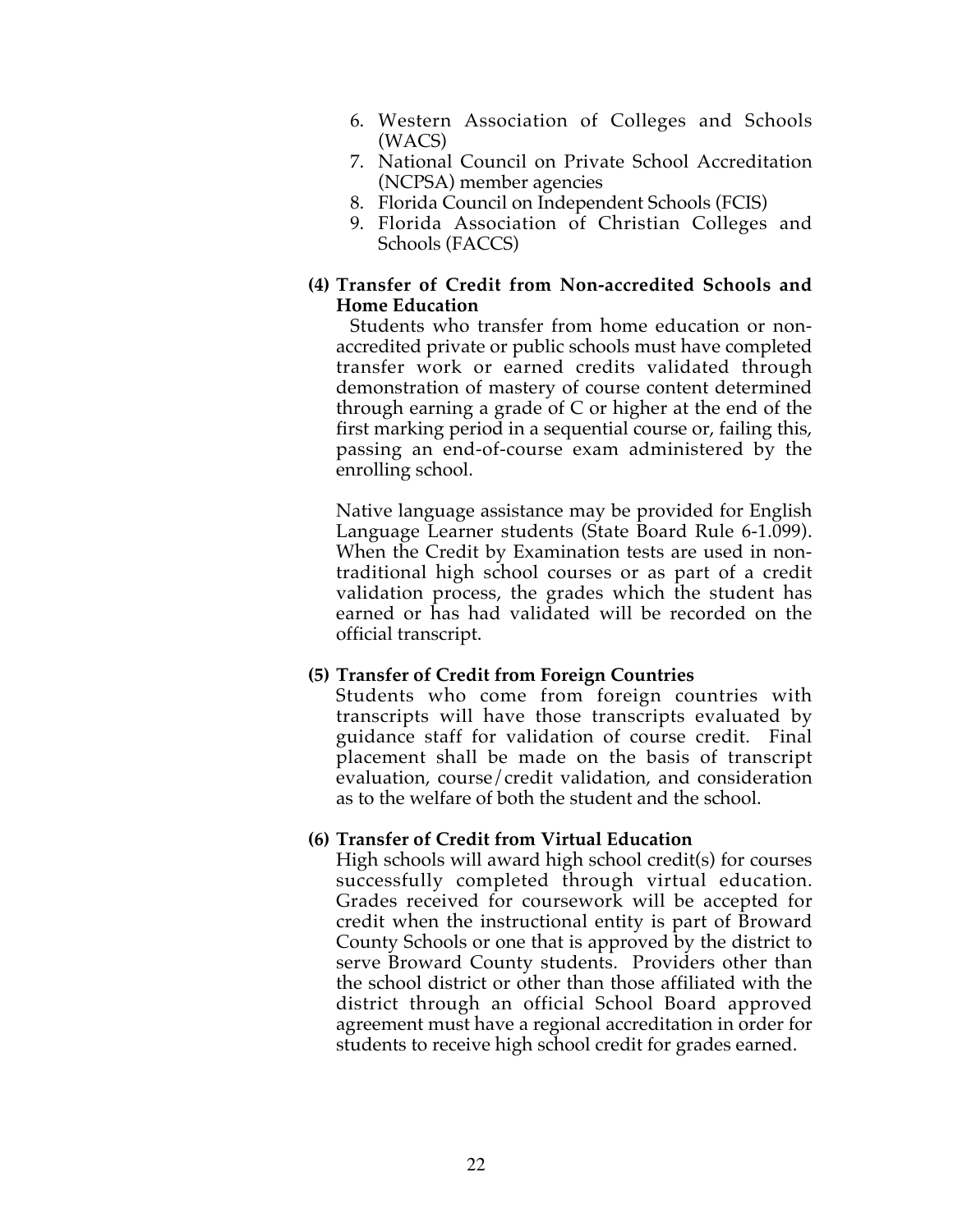6. Western Association of Colleges and Schools (WACS)
7. National Council on Private School Accreditation (NCPSA) member agencies
8. Florida Council on Independent Schools (FCIS)
9. Florida Association of Christian Colleges and Schools (FACCS)

**(4) Transfer of Credit from Non-accredited Schools and Home Education**

Students who transfer from home education or non-accredited private or public schools must have completed transfer work or earned credits validated through demonstration of mastery of course content determined through earning a grade of C or higher at the end of the first marking period in a sequential course or, failing this, passing an end-of-course exam administered by the enrolling school.

Native language assistance may be provided for English Language Learner students (State Board Rule 6-1.099). When the Credit by Examination tests are used in non-traditional high school courses or as part of a credit validation process, the grades which the student has earned or has had validated will be recorded on the official transcript.

**(5) Transfer of Credit from Foreign Countries**

Students who come from foreign countries with transcripts will have those transcripts evaluated by guidance staff for validation of course credit. Final placement shall be made on the basis of transcript evaluation, course/credit validation, and consideration as to the welfare of both the student and the school.

**(6) Transfer of Credit from Virtual Education**

High schools will award high school credit(s) for courses successfully completed through virtual education. Grades received for coursework will be accepted for credit when the instructional entity is part of Broward County Schools or one that is approved by the district to serve Broward County students. Providers other than the school district or other than those affiliated with the district through an official School Board approved agreement must have a regional accreditation in order for students to receive high school credit for grades earned.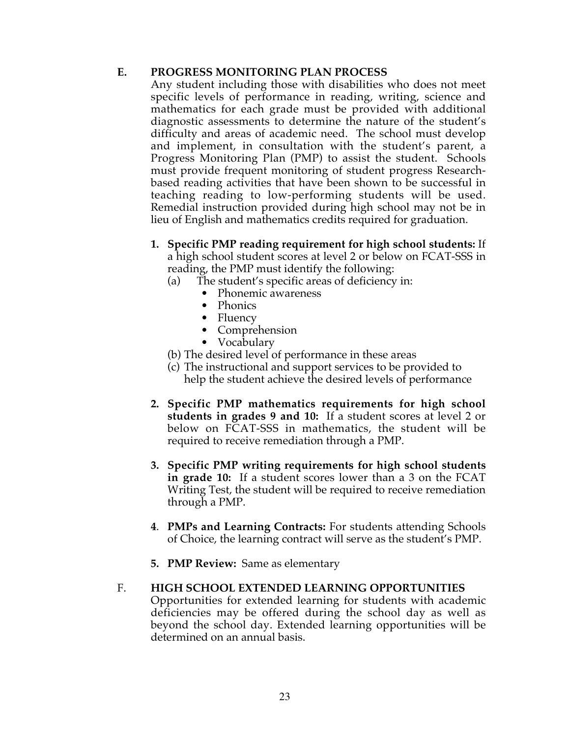## E. PROGRESS MONITORING PLAN PROCESS

Any student including those with disabilities who does not meet specific levels of performance in reading, writing, science and mathematics for each grade must be provided with additional diagnostic assessments to determine the nature of the student's difficulty and areas of academic need. The school must develop and implement, in consultation with the student's parent, a Progress Monitoring Plan (PMP) to assist the student. Schools must provide frequent monitoring of student progress Research-based reading activities that have been shown to be successful in teaching reading to low-performing students will be used. Remedial instruction provided during high school may not be in lieu of English and mathematics credits required for graduation.

1. **Specific PMP reading requirement for high school students:** If a high school student scores at level 2 or below on FCAT-SSS in reading, the PMP must identify the following:
   - (a) The student's specific areas of deficiency in:
     - Phonemic awareness
     - Phonics
     - Fluency
     - Comprehension
     - Vocabulary
   - (b) The desired level of performance in these areas
   - (c) The instructional and support services to be provided to help the student achieve the desired levels of performance

2. **Specific PMP mathematics requirements for high school students in grades 9 and 10:** If a student scores at level 2 or below on FCAT-SSS in mathematics, the student will be required to receive remediation through a PMP.

3. **Specific PMP writing requirements for high school students in grade 10:** If a student scores lower than a 3 on the FCAT Writing Test, the student will be required to receive remediation through a PMP.

4. **PMPs and Learning Contracts:** For students attending Schools of Choice, the learning contract will serve as the student's PMP.

5. **PMP Review:** Same as elementary

## F. HIGH SCHOOL EXTENDED LEARNING OPPORTUNITIES

Opportunities for extended learning for students with academic deficiencies may be offered during the school day as well as beyond the school day. Extended learning opportunities will be determined on an annual basis.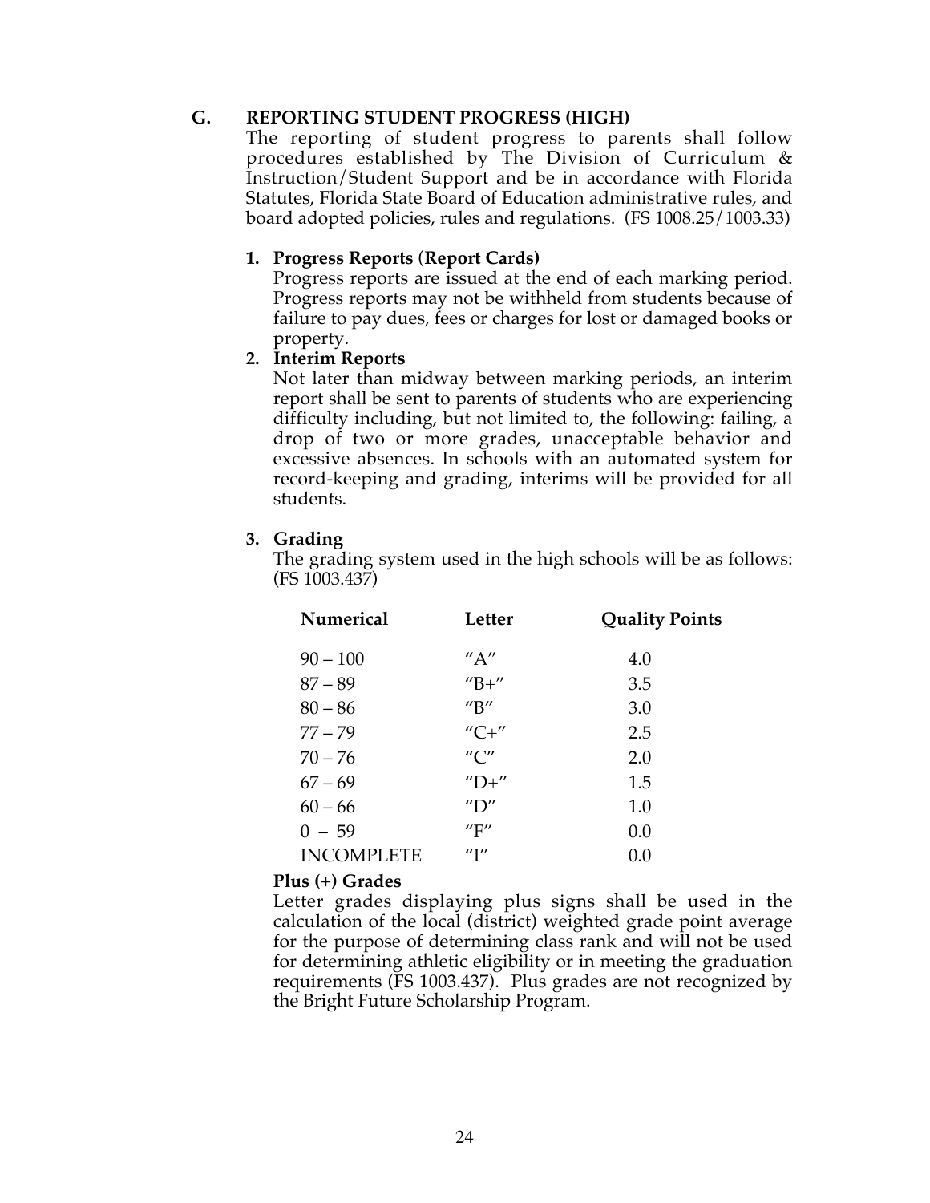## G. REPORTING STUDENT PROGRESS (HIGH)

The reporting of student progress to parents shall follow procedures established by The Division of Curriculum & Instruction/Student Support and be in accordance with Florida Statutes, Florida State Board of Education administrative rules, and board adopted policies, rules and regulations. (FS 1008.25/1003.33)

1. **Progress Reports (Report Cards)**
   Progress reports are issued at the end of each marking period. Progress reports may not be withheld from students because of failure to pay dues, fees or charges for lost or damaged books or property.
2. **Interim Reports**
   Not later than midway between marking periods, an interim report shall be sent to parents of students who are experiencing difficulty including, but not limited to, the following: failing, a drop of two or more grades, unacceptable behavior and excessive absences. In schools with an automated system for record-keeping and grading, interims will be provided for all students.
3. **Grading**
   The grading system used in the high schools will be as follows: (FS 1003.437)

| Numerical | Letter | Quality Points |
|---|---|---|
| 90 – 100 | "A" | 4.0 |
| 87 – 89 | "B+" | 3.5 |
| 80 – 86 | "B" | 3.0 |
| 77 – 79 | "C+" | 2.5 |
| 70 – 76 | "C" | 2.0 |
| 67 – 69 | "D+" | 1.5 |
| 60 – 66 | "D" | 1.0 |
| 0 – 59 | "F" | 0.0 |
| INCOMPLETE | "I" | 0.0 |

**Plus (+) Grades**

Letter grades displaying plus signs shall be used in the calculation of the local (district) weighted grade point average for the purpose of determining class rank and will not be used for determining athletic eligibility or in meeting the graduation requirements (FS 1003.437). Plus grades are not recognized by the Bright Future Scholarship Program.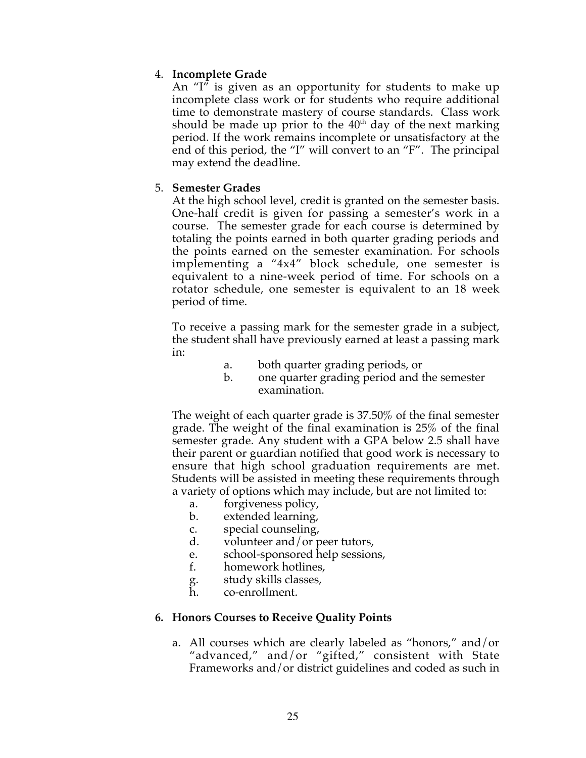4. **Incomplete Grade**

   An "I" is given as an opportunity for students to make up incomplete class work or for students who require additional time to demonstrate mastery of course standards. Class work should be made up prior to the 40th day of the next marking period. If the work remains incomplete or unsatisfactory at the end of this period, the "I" will convert to an "F". The principal may extend the deadline.

5. **Semester Grades**

   At the high school level, credit is granted on the semester basis. One-half credit is given for passing a semester's work in a course. The semester grade for each course is determined by totaling the points earned in both quarter grading periods and the points earned on the semester examination. For schools implementing a "4x4" block schedule, one semester is equivalent to a nine-week period of time. For schools on a rotator schedule, one semester is equivalent to an 18 week period of time.

   To receive a passing mark for the semester grade in a subject, the student shall have previously earned at least a passing mark in:

   a. both quarter grading periods, or
   b. one quarter grading period and the semester examination.

   The weight of each quarter grade is 37.50% of the final semester grade. The weight of the final examination is 25% of the final semester grade. Any student with a GPA below 2.5 shall have their parent or guardian notified that good work is necessary to ensure that high school graduation requirements are met. Students will be assisted in meeting these requirements through a variety of options which may include, but are not limited to:

   a. forgiveness policy,
   b. extended learning,
   c. special counseling,
   d. volunteer and/or peer tutors,
   e. school-sponsored help sessions,
   f. homework hotlines,
   g. study skills classes,
   h. co-enrollment.

**6. Honors Courses to Receive Quality Points**

a. All courses which are clearly labeled as "honors," and/or "advanced," and/or "gifted," consistent with State Frameworks and/or district guidelines and coded as such in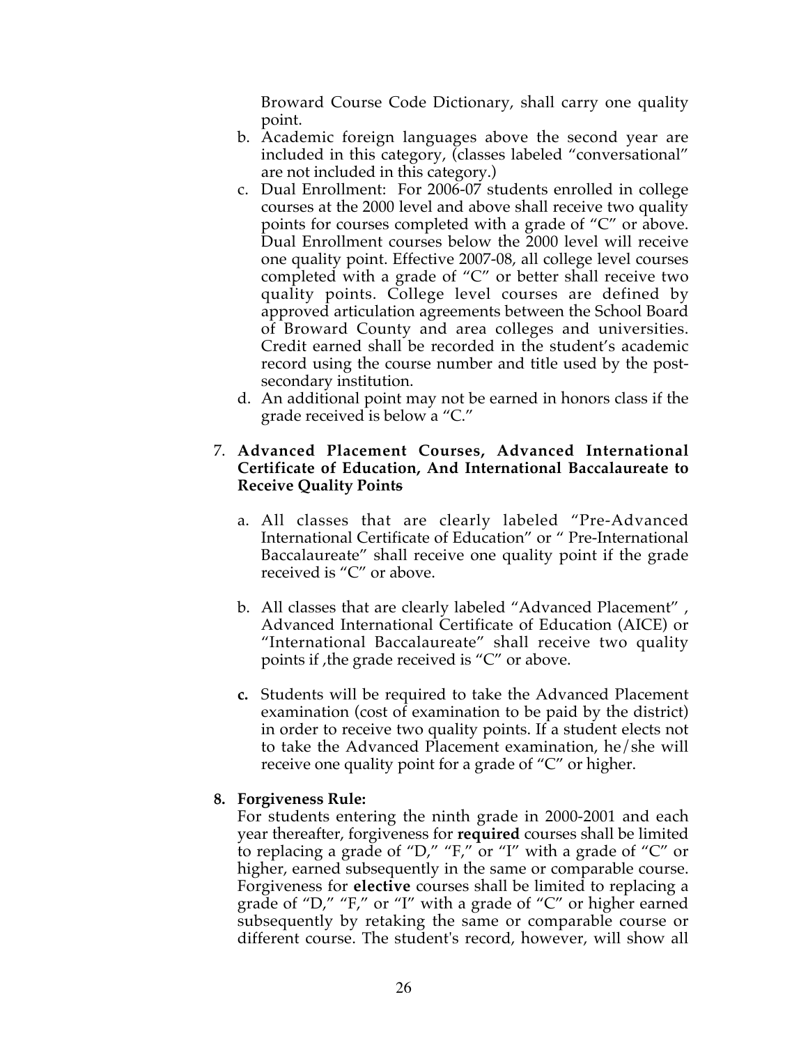Broward Course Code Dictionary, shall carry one quality point.

b. Academic foreign languages above the second year are included in this category, (classes labeled "conversational" are not included in this category.)

c. Dual Enrollment: For 2006-07 students enrolled in college courses at the 2000 level and above shall receive two quality points for courses completed with a grade of "C" or above. Dual Enrollment courses below the 2000 level will receive one quality point. Effective 2007-08, all college level courses completed with a grade of "C" or better shall receive two quality points. College level courses are defined by approved articulation agreements between the School Board of Broward County and area colleges and universities. Credit earned shall be recorded in the student's academic record using the course number and title used by the post-secondary institution.

d. An additional point may not be earned in honors class if the grade received is below a "C."

7. **Advanced Placement Courses, Advanced International Certificate of Education, And International Baccalaureate to Receive Quality Points**

   a. All classes that are clearly labeled "Pre-Advanced International Certificate of Education" or " Pre-International Baccalaureate" shall receive one quality point if the grade received is "C" or above.

   b. All classes that are clearly labeled "Advanced Placement" , Advanced International Certificate of Education (AICE) or "International Baccalaureate" shall receive two quality points if ,the grade received is "C" or above.

   **c.** Students will be required to take the Advanced Placement examination (cost of examination to be paid by the district) in order to receive two quality points. If a student elects not to take the Advanced Placement examination, he/she will receive one quality point for a grade of "C" or higher.

8. **Forgiveness Rule:**
   For students entering the ninth grade in 2000-2001 and each year thereafter, forgiveness for **required** courses shall be limited to replacing a grade of "D," "F," or "I" with a grade of "C" or higher, earned subsequently in the same or comparable course. Forgiveness for **elective** courses shall be limited to replacing a grade of "D," "F," or "I" with a grade of "C" or higher earned subsequently by retaking the same or comparable course or different course. The student's record, however, will show all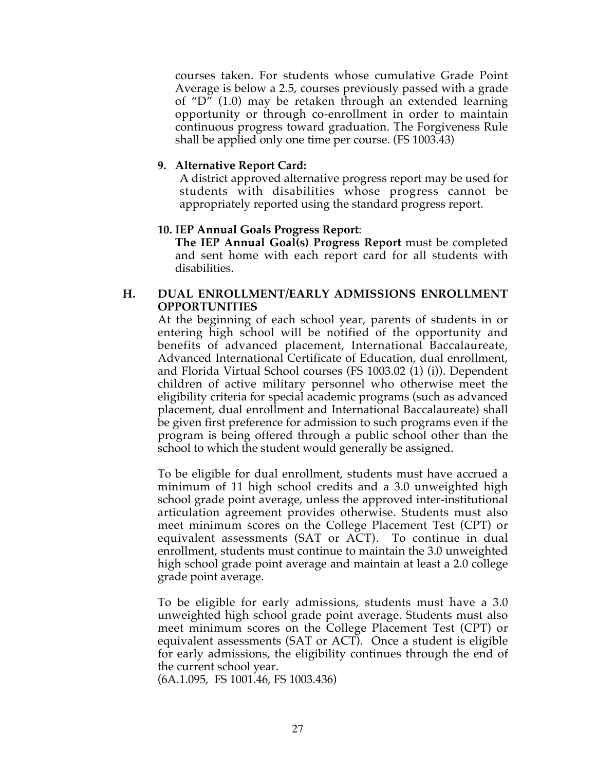courses taken. For students whose cumulative Grade Point Average is below a 2.5, courses previously passed with a grade of "D" (1.0) may be retaken through an extended learning opportunity or through co-enrollment in order to maintain continuous progress toward graduation. The Forgiveness Rule shall be applied only one time per course. (FS 1003.43)

9. **Alternative Report Card:**
   A district approved alternative progress report may be used for students with disabilities whose progress cannot be appropriately reported using the standard progress report.

10. **IEP Annual Goals Progress Report**:
    **The IEP Annual Goal(s) Progress Report** must be completed and sent home with each report card for all students with disabilities.

### H. DUAL ENROLLMENT/EARLY ADMISSIONS ENROLLMENT OPPORTUNITIES

At the beginning of each school year, parents of students in or entering high school will be notified of the opportunity and benefits of advanced placement, International Baccalaureate, Advanced International Certificate of Education, dual enrollment, and Florida Virtual School courses (FS 1003.02 (1) (i)). Dependent children of active military personnel who otherwise meet the eligibility criteria for special academic programs (such as advanced placement, dual enrollment and International Baccalaureate) shall be given first preference for admission to such programs even if the program is being offered through a public school other than the school to which the student would generally be assigned.

To be eligible for dual enrollment, students must have accrued a minimum of 11 high school credits and a 3.0 unweighted high school grade point average, unless the approved inter-institutional articulation agreement provides otherwise. Students must also meet minimum scores on the College Placement Test (CPT) or equivalent assessments (SAT or ACT). To continue in dual enrollment, students must continue to maintain the 3.0 unweighted high school grade point average and maintain at least a 2.0 college grade point average.

To be eligible for early admissions, students must have a 3.0 unweighted high school grade point average. Students must also meet minimum scores on the College Placement Test (CPT) or equivalent assessments (SAT or ACT). Once a student is eligible for early admissions, the eligibility continues through the end of the current school year.
(6A.1.095, FS 1001.46, FS 1003.436)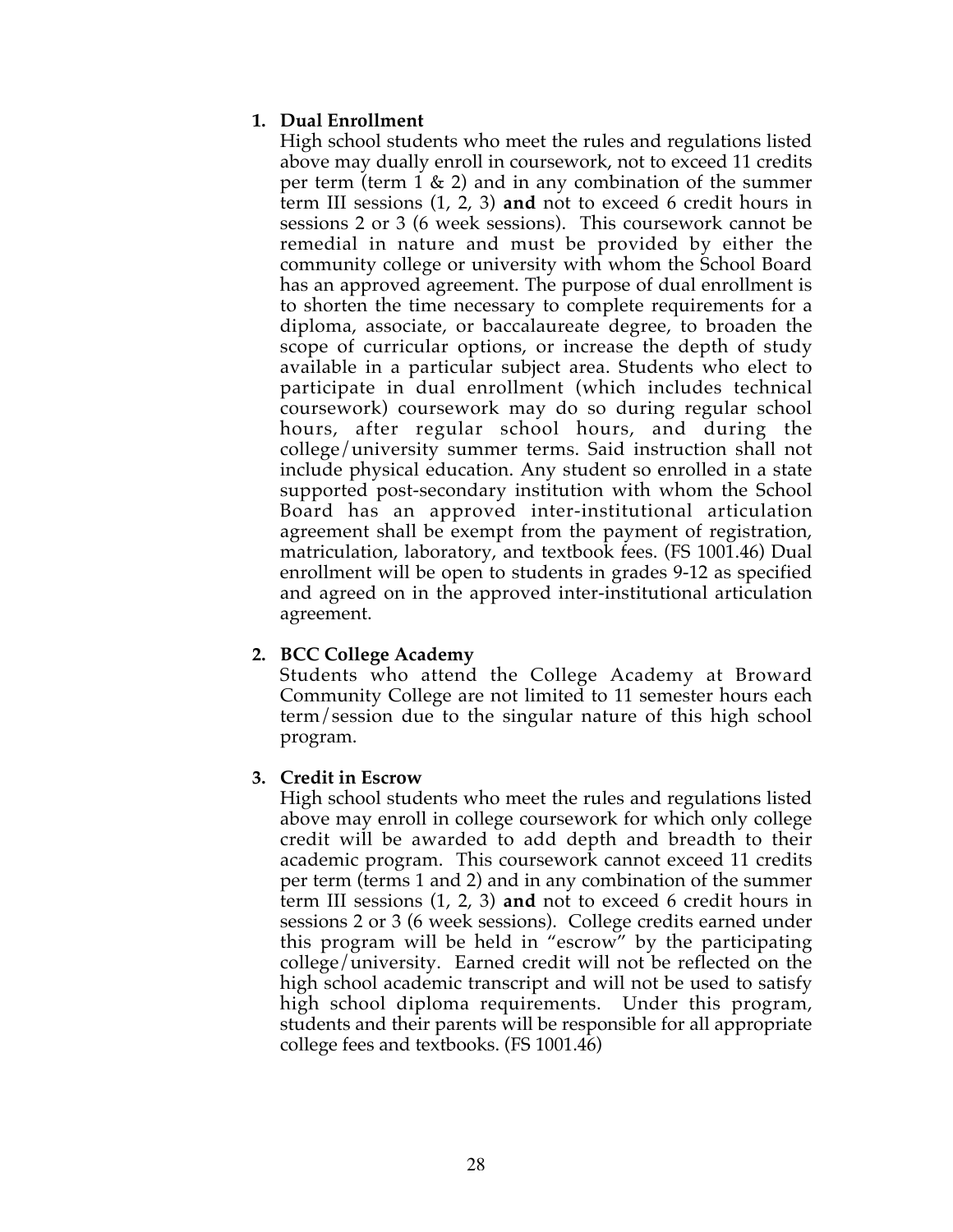1. **Dual Enrollment**
   High school students who meet the rules and regulations listed above may dually enroll in coursework, not to exceed 11 credits per term (term 1 & 2) and in any combination of the summer term III sessions (1, 2, 3) **and** not to exceed 6 credit hours in sessions 2 or 3 (6 week sessions). This coursework cannot be remedial in nature and must be provided by either the community college or university with whom the School Board has an approved agreement. The purpose of dual enrollment is to shorten the time necessary to complete requirements for a diploma, associate, or baccalaureate degree, to broaden the scope of curricular options, or increase the depth of study available in a particular subject area. Students who elect to participate in dual enrollment (which includes technical coursework) coursework may do so during regular school hours, after regular school hours, and during the college/university summer terms. Said instruction shall not include physical education. Any student so enrolled in a state supported post-secondary institution with whom the School Board has an approved inter-institutional articulation agreement shall be exempt from the payment of registration, matriculation, laboratory, and textbook fees. (FS 1001.46) Dual enrollment will be open to students in grades 9-12 as specified and agreed on in the approved inter-institutional articulation agreement.

2. **BCC College Academy**
   Students who attend the College Academy at Broward Community College are not limited to 11 semester hours each term/session due to the singular nature of this high school program.

3. **Credit in Escrow**
   High school students who meet the rules and regulations listed above may enroll in college coursework for which only college credit will be awarded to add depth and breadth to their academic program. This coursework cannot exceed 11 credits per term (terms 1 and 2) and in any combination of the summer term III sessions (1, 2, 3) **and** not to exceed 6 credit hours in sessions 2 or 3 (6 week sessions). College credits earned under this program will be held in "escrow" by the participating college/university. Earned credit will not be reflected on the high school academic transcript and will not be used to satisfy high school diploma requirements. Under this program, students and their parents will be responsible for all appropriate college fees and textbooks. (FS 1001.46)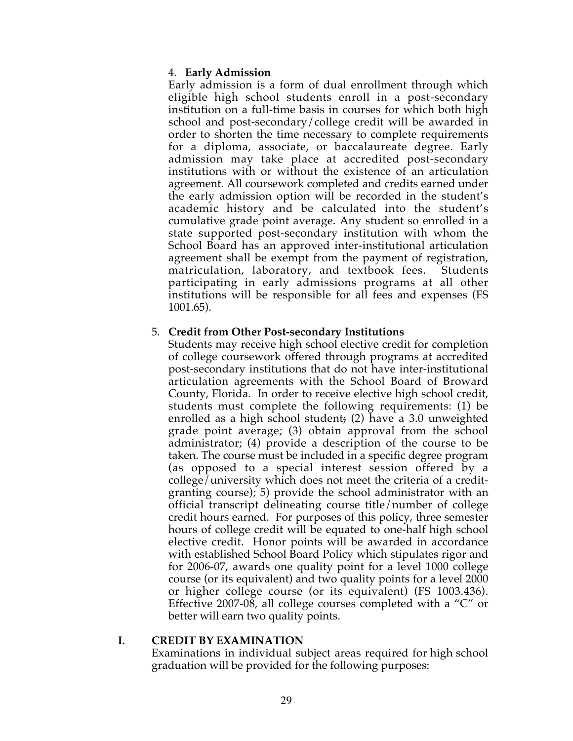4. **Early Admission**

Early admission is a form of dual enrollment through which eligible high school students enroll in a post-secondary institution on a full-time basis in courses for which both high school and post-secondary/college credit will be awarded in order to shorten the time necessary to complete requirements for a diploma, associate, or baccalaureate degree. Early admission may take place at accredited post-secondary institutions with or without the existence of an articulation agreement. All coursework completed and credits earned under the early admission option will be recorded in the student's academic history and be calculated into the student's cumulative grade point average. Any student so enrolled in a state supported post-secondary institution with whom the School Board has an approved inter-institutional articulation agreement shall be exempt from the payment of registration, matriculation, laboratory, and textbook fees. Students participating in early admissions programs at all other institutions will be responsible for all fees and expenses (FS 1001.65).

5. **Credit from Other Post-secondary Institutions**

Students may receive high school elective credit for completion of college coursework offered through programs at accredited post-secondary institutions that do not have inter-institutional articulation agreements with the School Board of Broward County, Florida. In order to receive elective high school credit, students must complete the following requirements: (1) be enrolled as a high school student; (2) have a 3.0 unweighted grade point average; (3) obtain approval from the school administrator; (4) provide a description of the course to be taken. The course must be included in a specific degree program (as opposed to a special interest session offered by a college/university which does not meet the criteria of a credit-granting course); 5) provide the school administrator with an official transcript delineating course title/number of college credit hours earned. For purposes of this policy, three semester hours of college credit will be equated to one-half high school elective credit. Honor points will be awarded in accordance with established School Board Policy which stipulates rigor and for 2006-07, awards one quality point for a level 1000 college course (or its equivalent) and two quality points for a level 2000 or higher college course (or its equivalent) (FS 1003.436). Effective 2007-08, all college courses completed with a "C" or better will earn two quality points.

## I. CREDIT BY EXAMINATION

Examinations in individual subject areas required for high school graduation will be provided for the following purposes: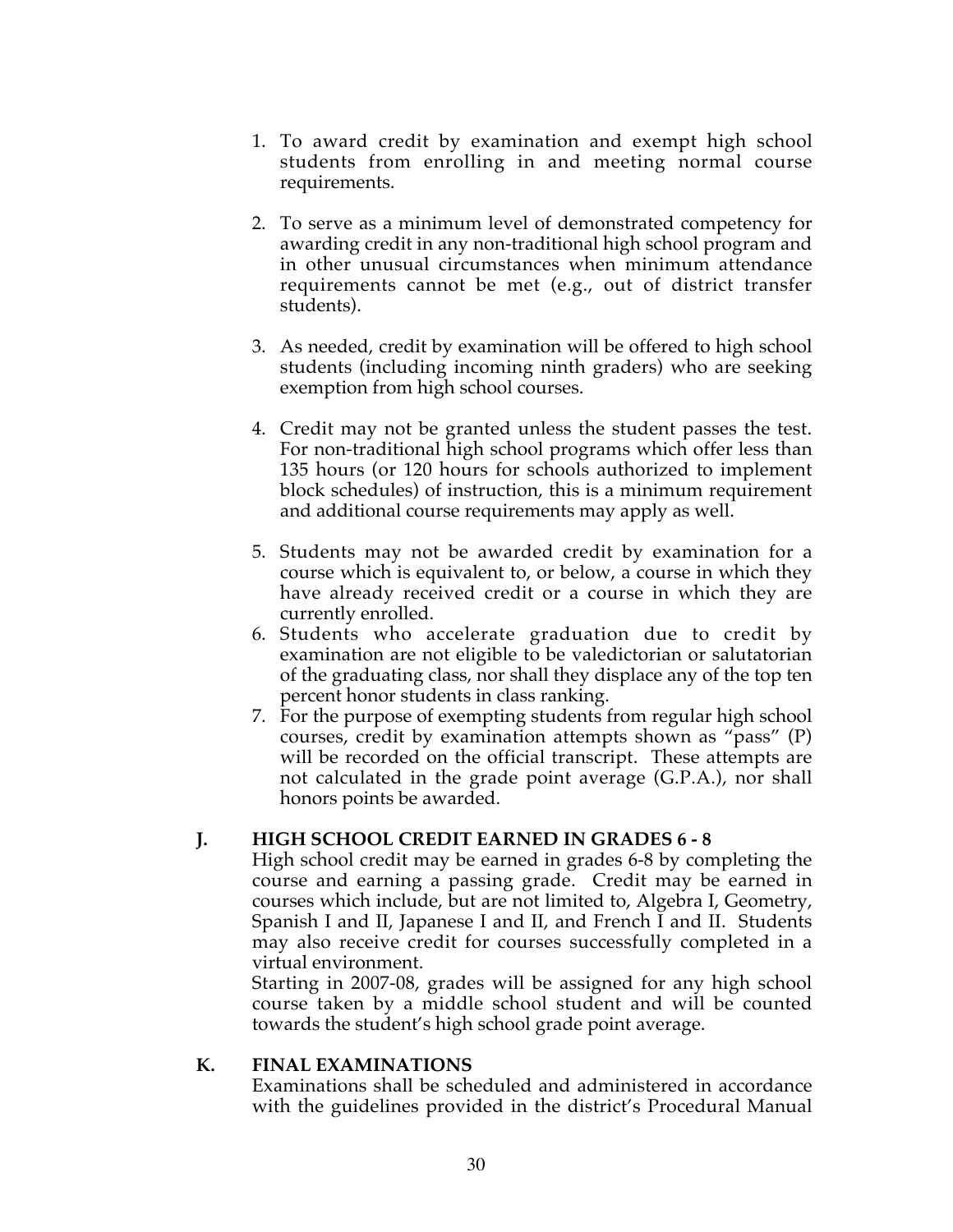1. To award credit by examination and exempt high school students from enrolling in and meeting normal course requirements.

2. To serve as a minimum level of demonstrated competency for awarding credit in any non-traditional high school program and in other unusual circumstances when minimum attendance requirements cannot be met (e.g., out of district transfer students).

3. As needed, credit by examination will be offered to high school students (including incoming ninth graders) who are seeking exemption from high school courses.

4. Credit may not be granted unless the student passes the test. For non-traditional high school programs which offer less than 135 hours (or 120 hours for schools authorized to implement block schedules) of instruction, this is a minimum requirement and additional course requirements may apply as well.

5. Students may not be awarded credit by examination for a course which is equivalent to, or below, a course in which they have already received credit or a course in which they are currently enrolled.
6. Students who accelerate graduation due to credit by examination are not eligible to be valedictorian or salutatorian of the graduating class, nor shall they displace any of the top ten percent honor students in class ranking.
7. For the purpose of exempting students from regular high school courses, credit by examination attempts shown as "pass" (P) will be recorded on the official transcript. These attempts are not calculated in the grade point average (G.P.A.), nor shall honors points be awarded.

### J. HIGH SCHOOL CREDIT EARNED IN GRADES 6 - 8

High school credit may be earned in grades 6-8 by completing the course and earning a passing grade. Credit may be earned in courses which include, but are not limited to, Algebra I, Geometry, Spanish I and II, Japanese I and II, and French I and II. Students may also receive credit for courses successfully completed in a virtual environment.

Starting in 2007-08, grades will be assigned for any high school course taken by a middle school student and will be counted towards the student's high school grade point average.

### K. FINAL EXAMINATIONS

Examinations shall be scheduled and administered in accordance with the guidelines provided in the district's Procedural Manual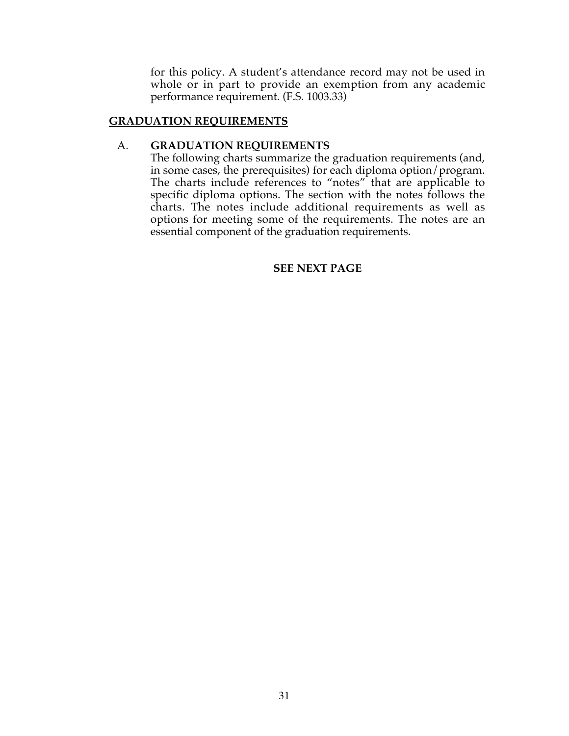for this policy. A student's attendance record may not be used in whole or in part to provide an exemption from any academic performance requirement. (F.S. 1003.33)

## GRADUATION REQUIREMENTS

### A. GRADUATION REQUIREMENTS

The following charts summarize the graduation requirements (and, in some cases, the prerequisites) for each diploma option/program. The charts include references to "notes" that are applicable to specific diploma options. The section with the notes follows the charts. The notes include additional requirements as well as options for meeting some of the requirements. The notes are an essential component of the graduation requirements.

**SEE NEXT PAGE**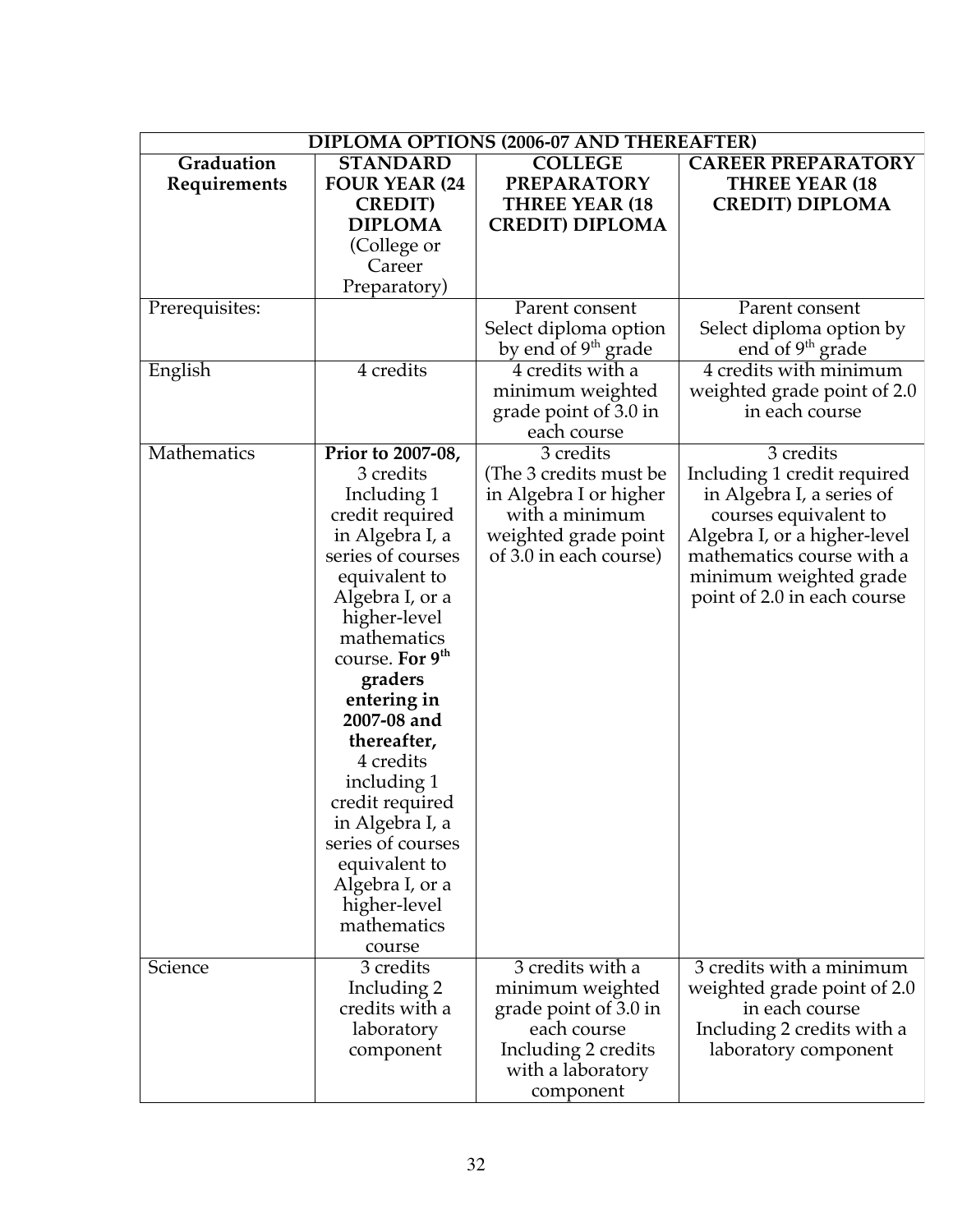| DIPLOMA OPTIONS (2006-07 AND THEREAFTER) | | | |
|---|---|---|---|
| **Graduation Requirements** | **STANDARD FOUR YEAR (24 CREDIT) DIPLOMA** (College or Career Preparatory) | **COLLEGE PREPARATORY THREE YEAR (18 CREDIT) DIPLOMA** | **CAREER PREPARATORY THREE YEAR (18 CREDIT) DIPLOMA** |
| Prerequisites: | | Parent consent Select diploma option by end of 9th grade | Parent consent Select diploma option by end of 9th grade |
| English | 4 credits | 4 credits with a minimum weighted grade point of 3.0 in each course | 4 credits with minimum weighted grade point of 2.0 in each course |
| Mathematics | **Prior to 2007-08,** 3 credits Including 1 credit required in Algebra I, a series of courses equivalent to Algebra I, or a higher-level mathematics course. **For 9th graders entering in 2007-08 and thereafter,** 4 credits including 1 credit required in Algebra I, a series of courses equivalent to Algebra I, or a higher-level mathematics course | 3 credits (The 3 credits must be in Algebra I or higher with a minimum weighted grade point of 3.0 in each course) | 3 credits Including 1 credit required in Algebra I, a series of courses equivalent to Algebra I, or a higher-level mathematics course with a minimum weighted grade point of 2.0 in each course |
| Science | 3 credits Including 2 credits with a laboratory component | 3 credits with a minimum weighted grade point of 3.0 in each course Including 2 credits with a laboratory component | 3 credits with a minimum weighted grade point of 2.0 in each course Including 2 credits with a laboratory component |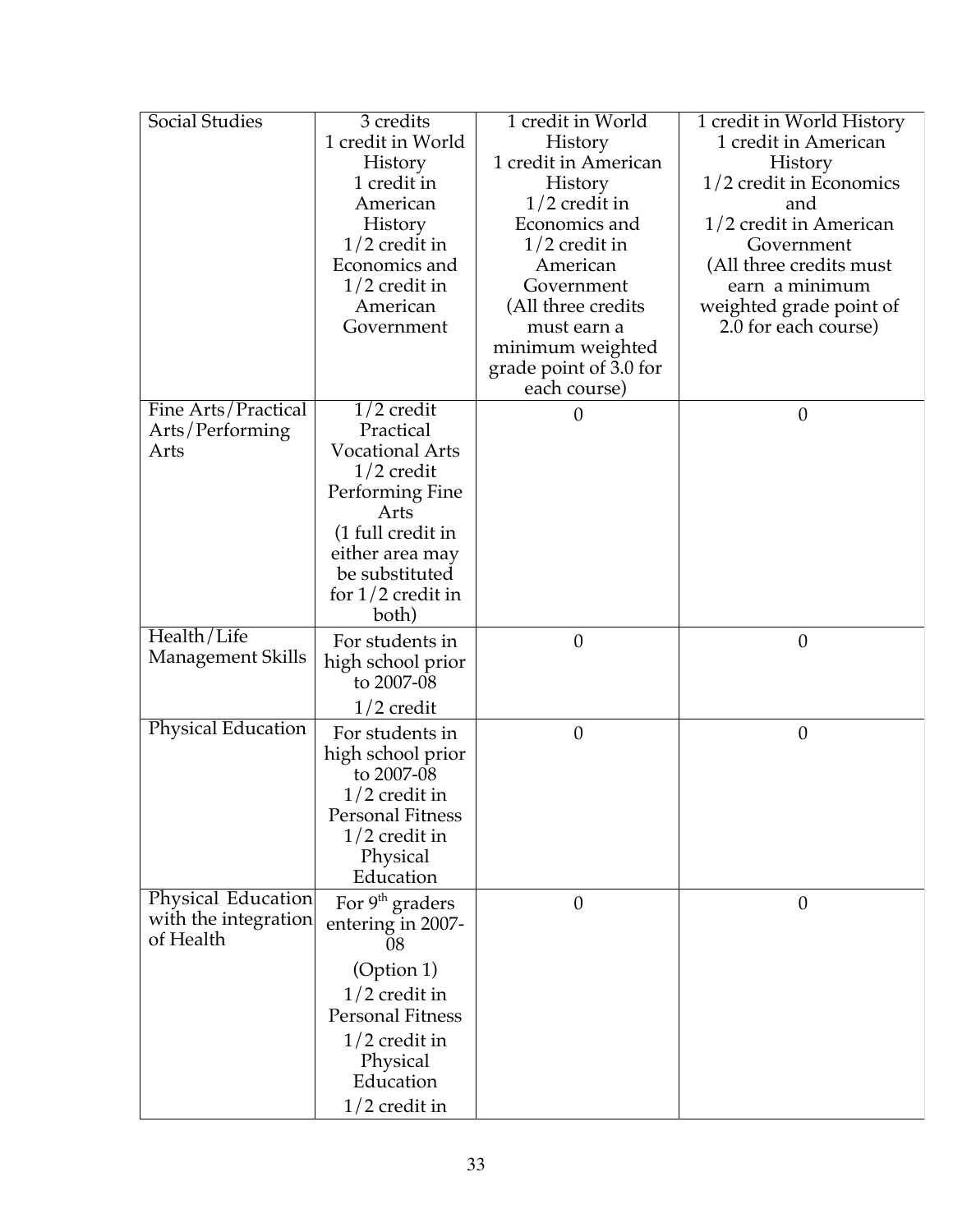| Social Studies | 3 credits 1 credit in World History 1 credit in American History 1/2 credit in Economics and 1/2 credit in American Government | 1 credit in World History 1 credit in American History 1/2 credit in Economics and 1/2 credit in American Government (All three credits must earn a minimum weighted grade point of 3.0 for each course) | 1 credit in World History 1 credit in American History 1/2 credit in Economics and 1/2 credit in American Government (All three credits must earn a minimum weighted grade point of 2.0 for each course) |
|---|---|---|---|
| Fine Arts/Practical Arts/Performing Arts | 1/2 credit Practical Vocational Arts 1/2 credit Performing Fine Arts (1 full credit in either area may be substituted for 1/2 credit in both) | 0 | 0 |
| Health/Life Management Skills | For students in high school prior to 2007-08 1/2 credit | 0 | 0 |
| Physical Education | For students in high school prior to 2007-08 1/2 credit in Personal Fitness 1/2 credit in Physical Education | 0 | 0 |
| Physical Education with the integration of Health | For 9th graders entering in 2007-08 (Option 1) 1/2 credit in Personal Fitness 1/2 credit in Physical Education 1/2 credit in | 0 | 0 |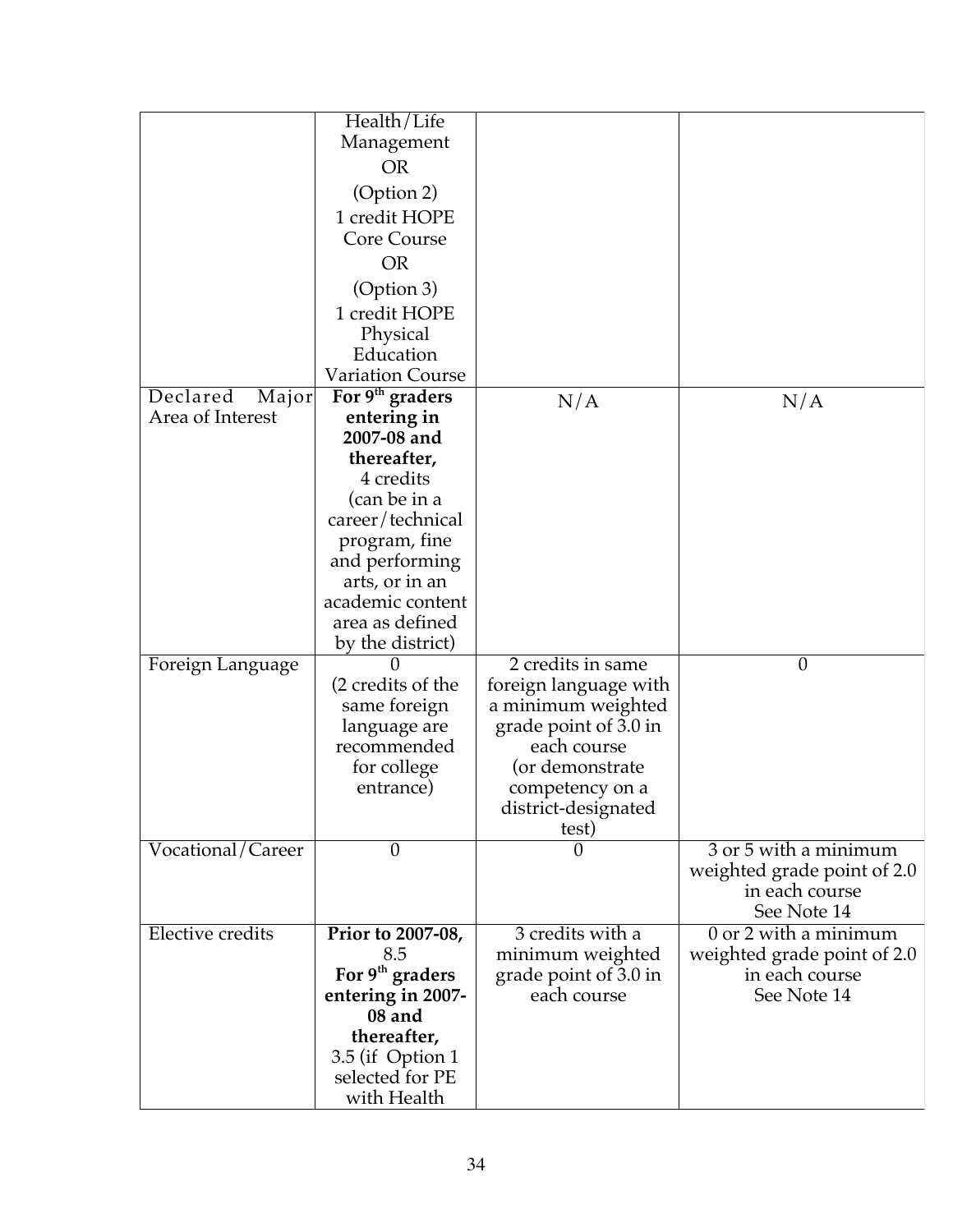| | | | |
|---|---|---|---|
| | Health/Life Management<br>OR<br>(Option 2)<br>1 credit HOPE Core Course<br>OR<br>(Option 3)<br>1 credit HOPE Physical Education Variation Course | | |
| Declared Major Area of Interest | **For 9th graders entering in 2007-08 and thereafter,**<br>4 credits<br>(can be in a career/technical program, fine and performing arts, or in an academic content area as defined by the district) | N/A | N/A |
| Foreign Language | 0<br>(2 credits of the same foreign language are recommended for college entrance) | 2 credits in same foreign language with a minimum weighted grade point of 3.0 in each course<br>(or demonstrate competency on a district-designated test) | 0 |
| Vocational/Career | 0 | 0 | 3 or 5 with a minimum weighted grade point of 2.0 in each course<br>See Note 14 |
| Elective credits | **Prior to 2007-08,**<br>8.5<br>**For 9th graders entering in 2007-08 and thereafter,**<br>3.5 (if Option 1 selected for PE with Health | 3 credits with a minimum weighted grade point of 3.0 in each course | 0 or 2 with a minimum weighted grade point of 2.0 in each course<br>See Note 14 |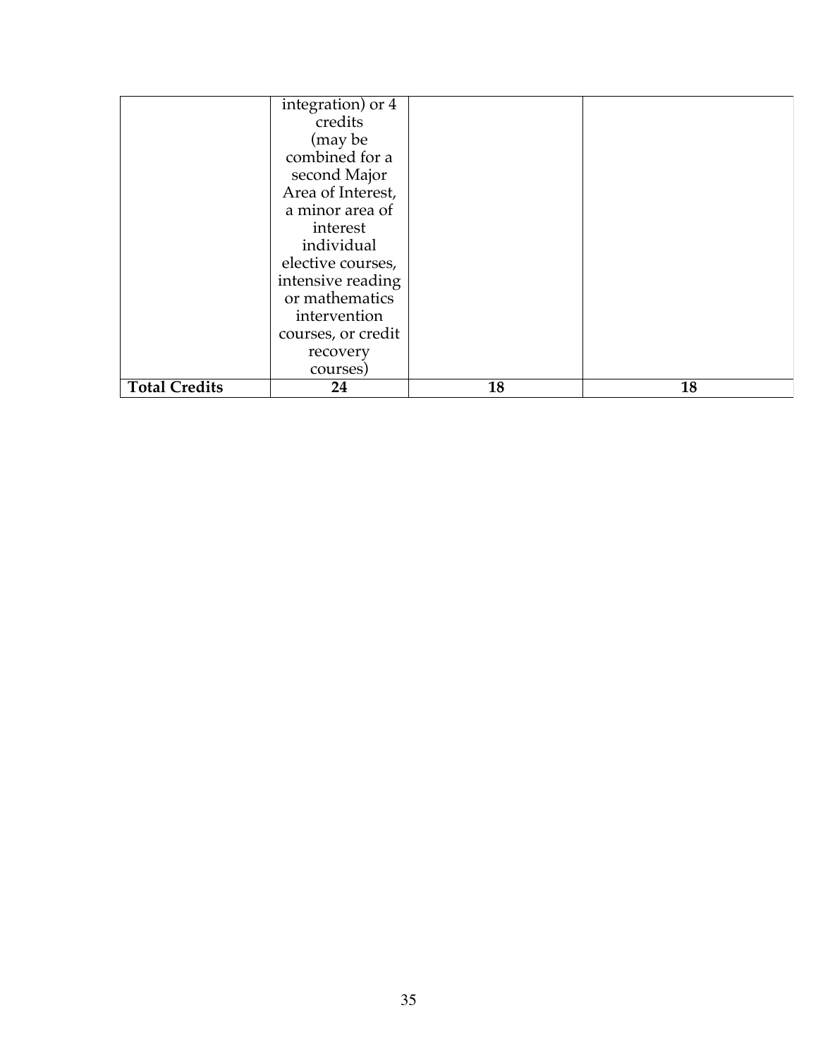| | | | |
|---|---|---|---|
| | integration) or 4 credits (may be combined for a second Major Area of Interest, a minor area of interest individual elective courses, intensive reading or mathematics intervention courses, or credit recovery courses) | | |
| **Total Credits** | **24** | **18** | **18** |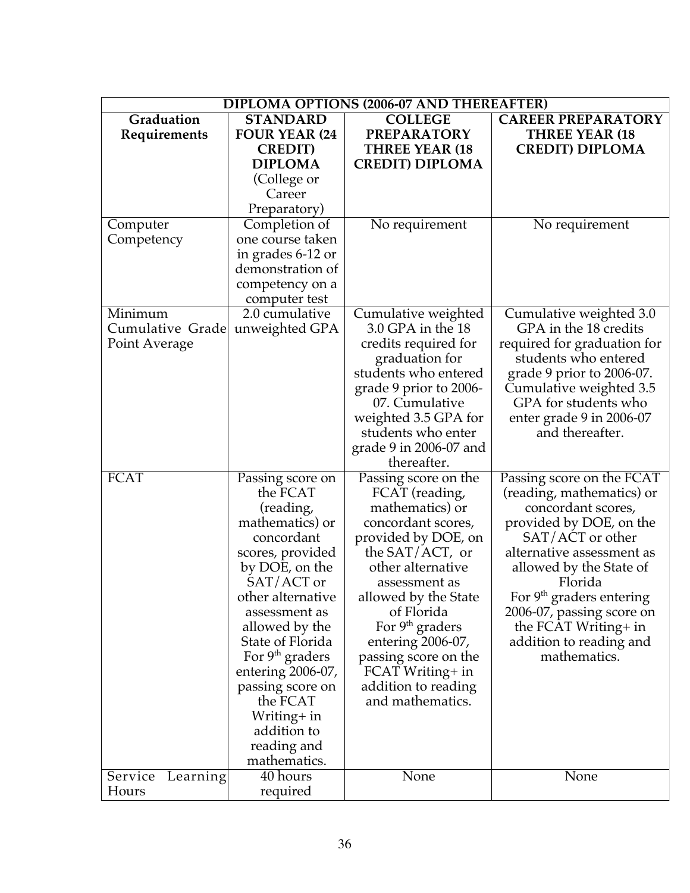| DIPLOMA OPTIONS (2006-07 AND THEREAFTER) | | | |
|---|---|---|---|
| **Graduation Requirements** | **STANDARD FOUR YEAR (24 CREDIT) DIPLOMA** (College or Career Preparatory) | **COLLEGE PREPARATORY THREE YEAR (18 CREDIT) DIPLOMA** | **CAREER PREPARATORY THREE YEAR (18 CREDIT) DIPLOMA** |
| Computer Competency | Completion of one course taken in grades 6-12 or demonstration of competency on a computer test | No requirement | No requirement |
| Minimum Cumulative Grade Point Average | 2.0 cumulative unweighted GPA | Cumulative weighted 3.0 GPA in the 18 credits required for graduation for students who entered grade 9 prior to 2006-07. Cumulative weighted 3.5 GPA for students who enter grade 9 in 2006-07 and thereafter. | Cumulative weighted 3.0 GPA in the 18 credits required for graduation for students who entered grade 9 prior to 2006-07. Cumulative weighted 3.5 GPA for students who enter grade 9 in 2006-07 and thereafter. |
| FCAT | Passing score on the FCAT (reading, mathematics) or concordant scores, provided by DOE, on the SAT/ACT or other alternative assessment as allowed by the State of Florida For 9th graders entering 2006-07, passing score on the FCAT Writing+ in addition to reading and mathematics. | Passing score on the FCAT (reading, mathematics) or concordant scores, provided by DOE, on the SAT/ACT, or other alternative assessment as allowed by the State of Florida For 9th graders entering 2006-07, passing score on the FCAT Writing+ in addition to reading and mathematics. | Passing score on the FCAT (reading, mathematics) or concordant scores, provided by DOE, on the SAT/ACT or other alternative assessment as allowed by the State of Florida For 9th graders entering 2006-07, passing score on the FCAT Writing+ in addition to reading and mathematics. |
| Service Learning Hours | 40 hours required | None | None |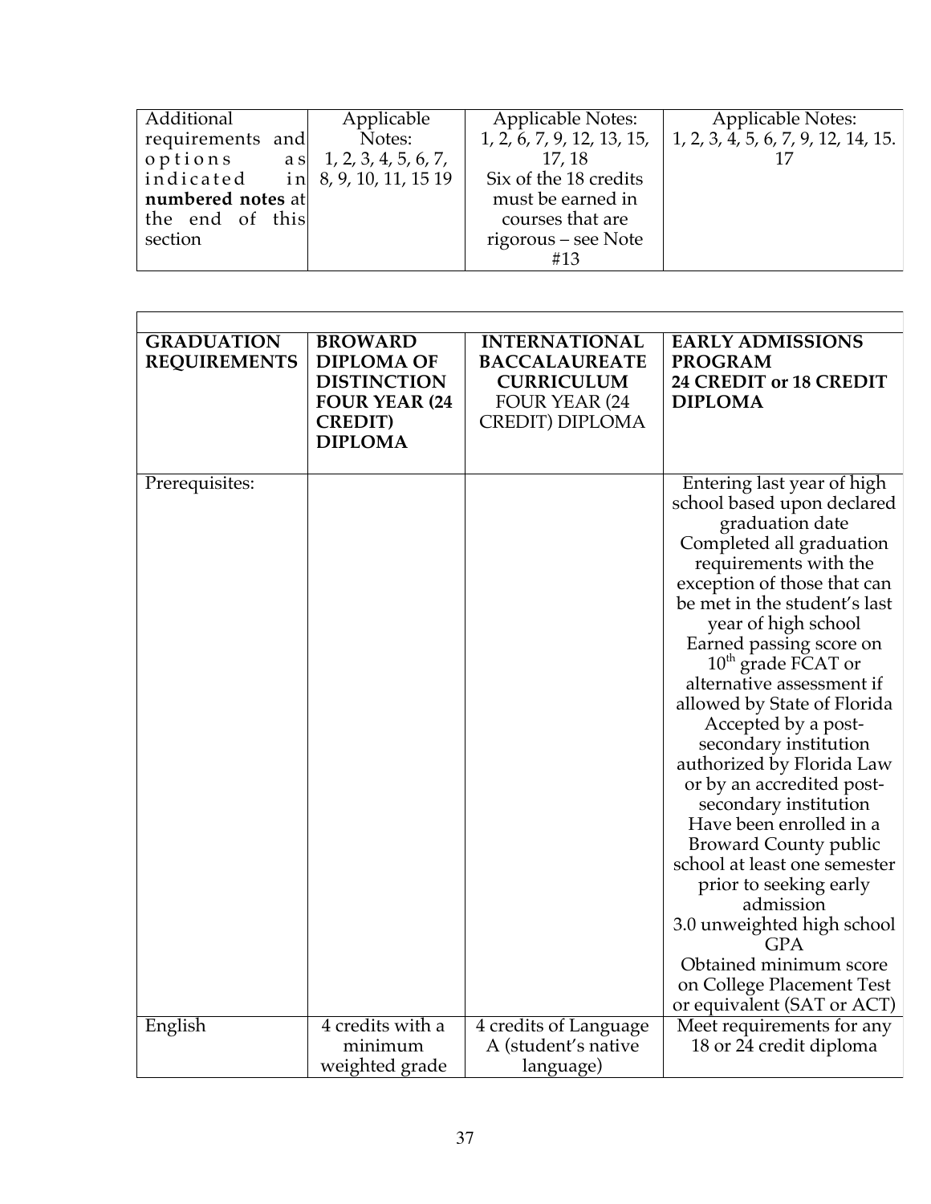| Additional requirements and options as indicated in **numbered notes** at the end of this section | Applicable Notes: 1, 2, 3, 4, 5, 6, 7, 8, 9, 10, 11, 15 19 | Applicable Notes: 1, 2, 6, 7, 9, 12, 13, 15, 17, 18 Six of the 18 credits must be earned in courses that are rigorous – see Note #13 | Applicable Notes: 1, 2, 3, 4, 5, 6, 7, 9, 12, 14, 15. 17 |
|---|---|---|---|

| **GRADUATION REQUIREMENTS** | **BROWARD DIPLOMA OF DISTINCTION FOUR YEAR (24 CREDIT) DIPLOMA** | **INTERNATIONAL BACCALAUREATE CURRICULUM** FOUR YEAR (24 CREDIT) DIPLOMA | **EARLY ADMISSIONS PROGRAM 24 CREDIT or 18 CREDIT DIPLOMA** |
|---|---|---|---|
| Prerequisites: | | | Entering last year of high school based upon declared graduation date<br>Completed all graduation requirements with the exception of those that can be met in the student's last year of high school<br>Earned passing score on 10th grade FCAT or alternative assessment if allowed by State of Florida<br>Accepted by a post-secondary institution authorized by Florida Law or by an accredited post-secondary institution<br>Have been enrolled in a Broward County public school at least one semester prior to seeking early admission<br>3.0 unweighted high school GPA<br>Obtained minimum score on College Placement Test or equivalent (SAT or ACT) |
| English | 4 credits with a minimum weighted grade | 4 credits of Language A (student's native language) | Meet requirements for any 18 or 24 credit diploma |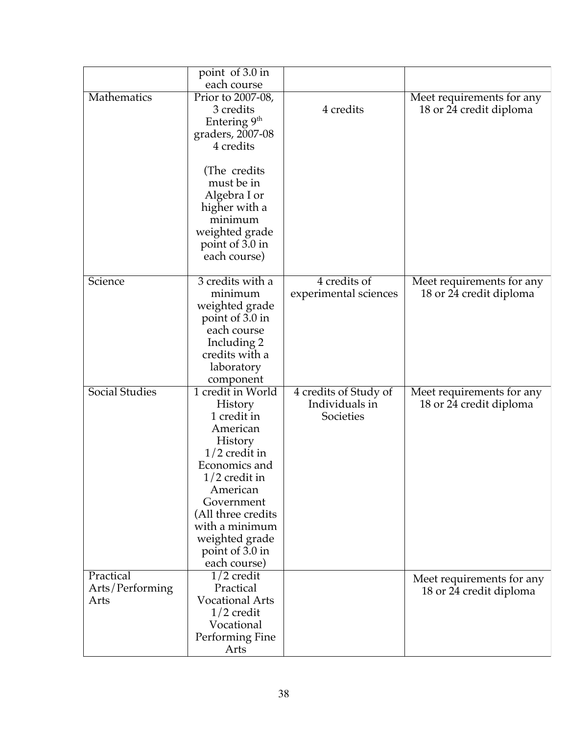| | | | |
|---|---|---|---|
| | point of 3.0 in each course | | |
| Mathematics | Prior to 2007-08, 3 credits Entering 9th graders, 2007-08 4 credits<br><br>(The credits must be in Algebra I or higher with a minimum weighted grade point of 3.0 in each course) | 4 credits | Meet requirements for any 18 or 24 credit diploma |
| Science | 3 credits with a minimum weighted grade point of 3.0 in each course Including 2 credits with a laboratory component | 4 credits of experimental sciences | Meet requirements for any 18 or 24 credit diploma |
| Social Studies | 1 credit in World History 1 credit in American History 1/2 credit in Economics and 1/2 credit in American Government (All three credits with a minimum weighted grade point of 3.0 in each course) | 4 credits of Study of Individuals in Societies | Meet requirements for any 18 or 24 credit diploma |
| Practical Arts/Performing Arts | 1/2 credit Practical Vocational Arts 1/2 credit Vocational Performing Fine Arts | | Meet requirements for any 18 or 24 credit diploma |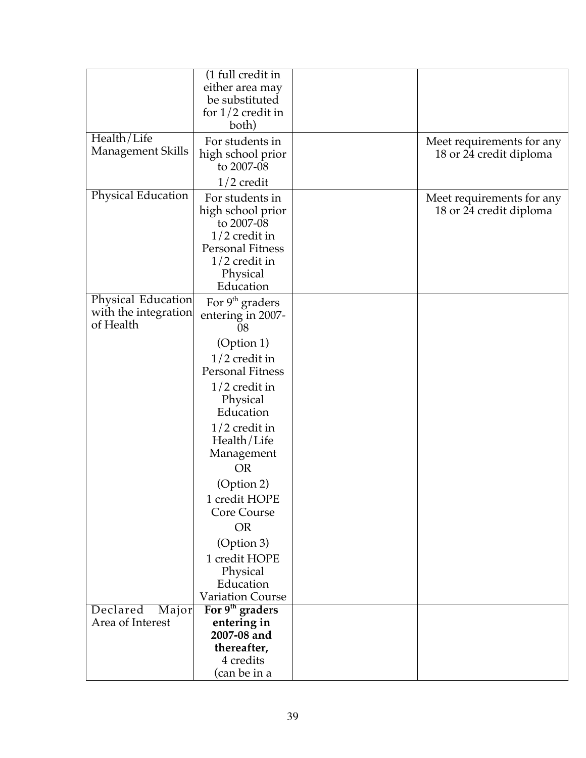| | | | |
|---|---|---|---|
| | (1 full credit in either area may be substituted for 1/2 credit in both) | | |
| Health/Life Management Skills | For students in high school prior to 2007-08<br>1/2 credit | | Meet requirements for any 18 or 24 credit diploma |
| Physical Education | For students in high school prior to 2007-08<br>1/2 credit in Personal Fitness<br>1/2 credit in Physical Education | | Meet requirements for any 18 or 24 credit diploma |
| Physical Education with the integration of Health | For 9th graders entering in 2007-08<br>(Option 1)<br>1/2 credit in Personal Fitness<br>1/2 credit in Physical Education<br>1/2 credit in Health/Life Management<br>OR<br>(Option 2)<br>1 credit HOPE Core Course<br>OR<br>(Option 3)<br>1 credit HOPE Physical Education Variation Course | | |
| Declared Major Area of Interest | **For 9th graders entering in 2007-08 and thereafter,**<br>4 credits<br>(can be in a | | |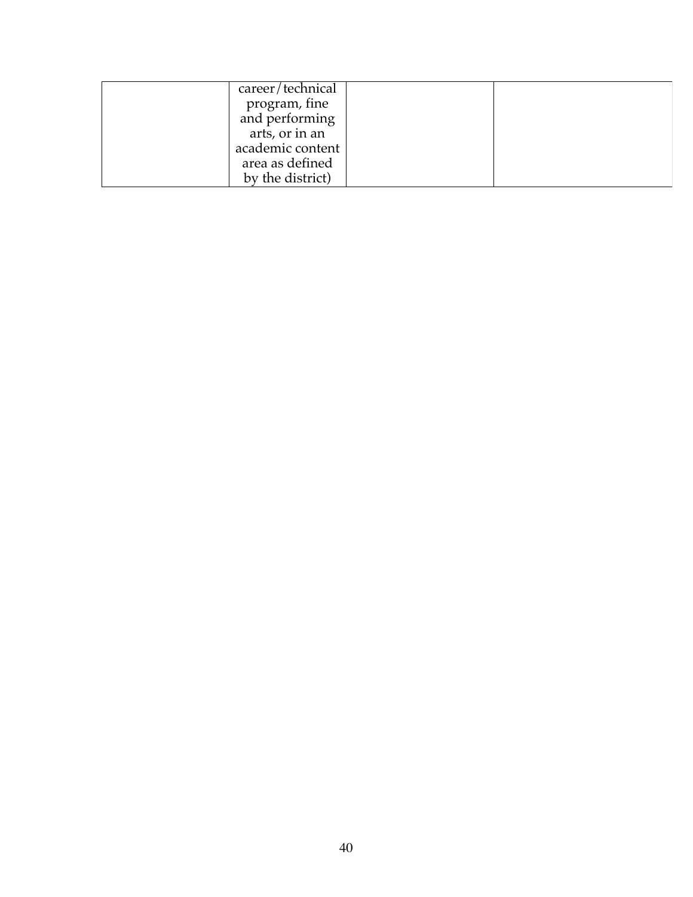| | | | |
|---|---|---|---|
| | career/technical program, fine and performing arts, or in an academic content area as defined by the district) | | |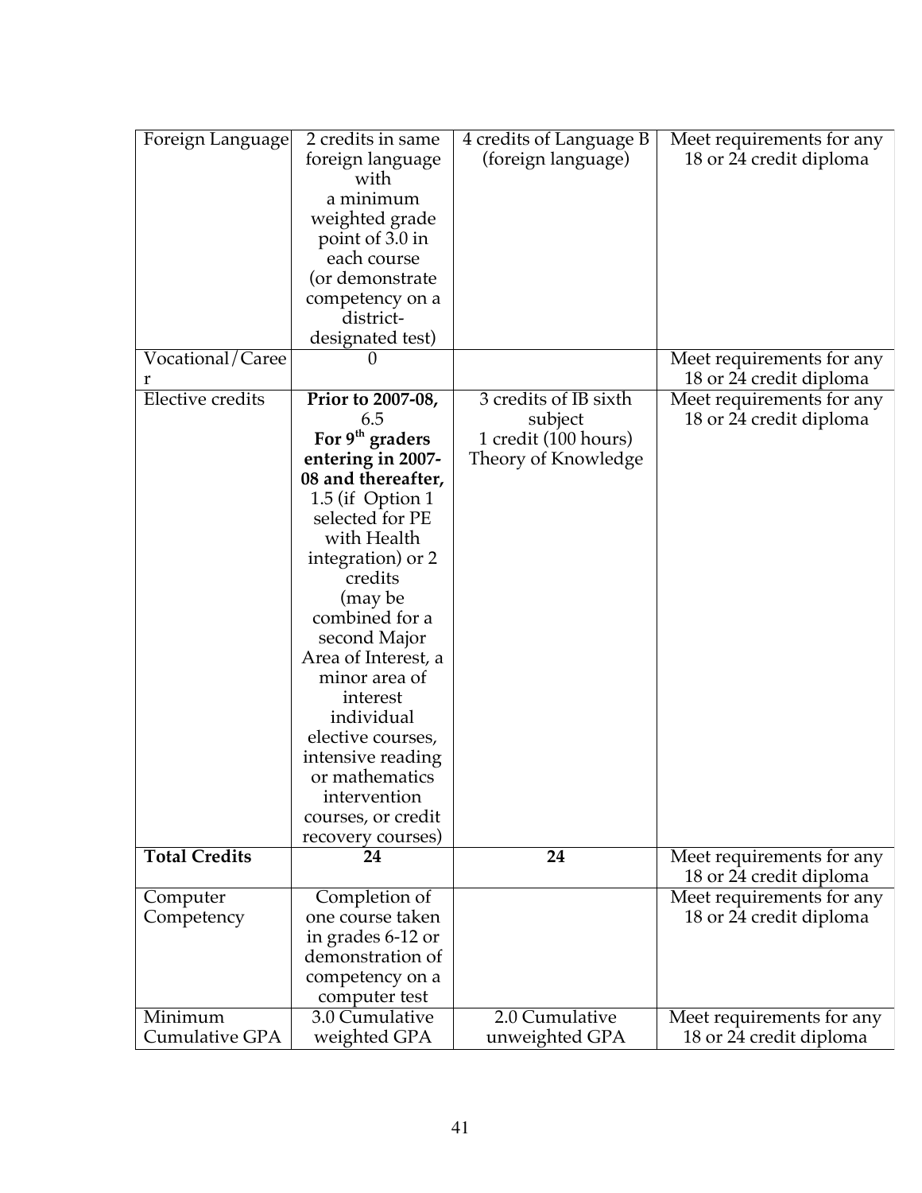| Foreign Language | 2 credits in same foreign language with a minimum weighted grade point of 3.0 in each course (or demonstrate competency on a district-designated test) | 4 credits of Language B (foreign language) | Meet requirements for any 18 or 24 credit diploma |
|---|---|---|---|
| Vocational/Career | 0 | | Meet requirements for any 18 or 24 credit diploma |
| Elective credits | **Prior to 2007-08,** 6.5 **For 9th graders entering in 2007-08 and thereafter,** 1.5 (if Option 1 selected for PE with Health integration) or 2 credits (may be combined for a second Major Area of Interest, a minor area of interest individual elective courses, intensive reading or mathematics intervention courses, or credit recovery courses) | 3 credits of IB sixth subject 1 credit (100 hours) Theory of Knowledge | Meet requirements for any 18 or 24 credit diploma |
| **Total Credits** | **24** | **24** | Meet requirements for any 18 or 24 credit diploma |
| Computer Competency | Completion of one course taken in grades 6-12 or demonstration of competency on a computer test | | Meet requirements for any 18 or 24 credit diploma |
| Minimum Cumulative GPA | 3.0 Cumulative weighted GPA | 2.0 Cumulative unweighted GPA | Meet requirements for any 18 or 24 credit diploma |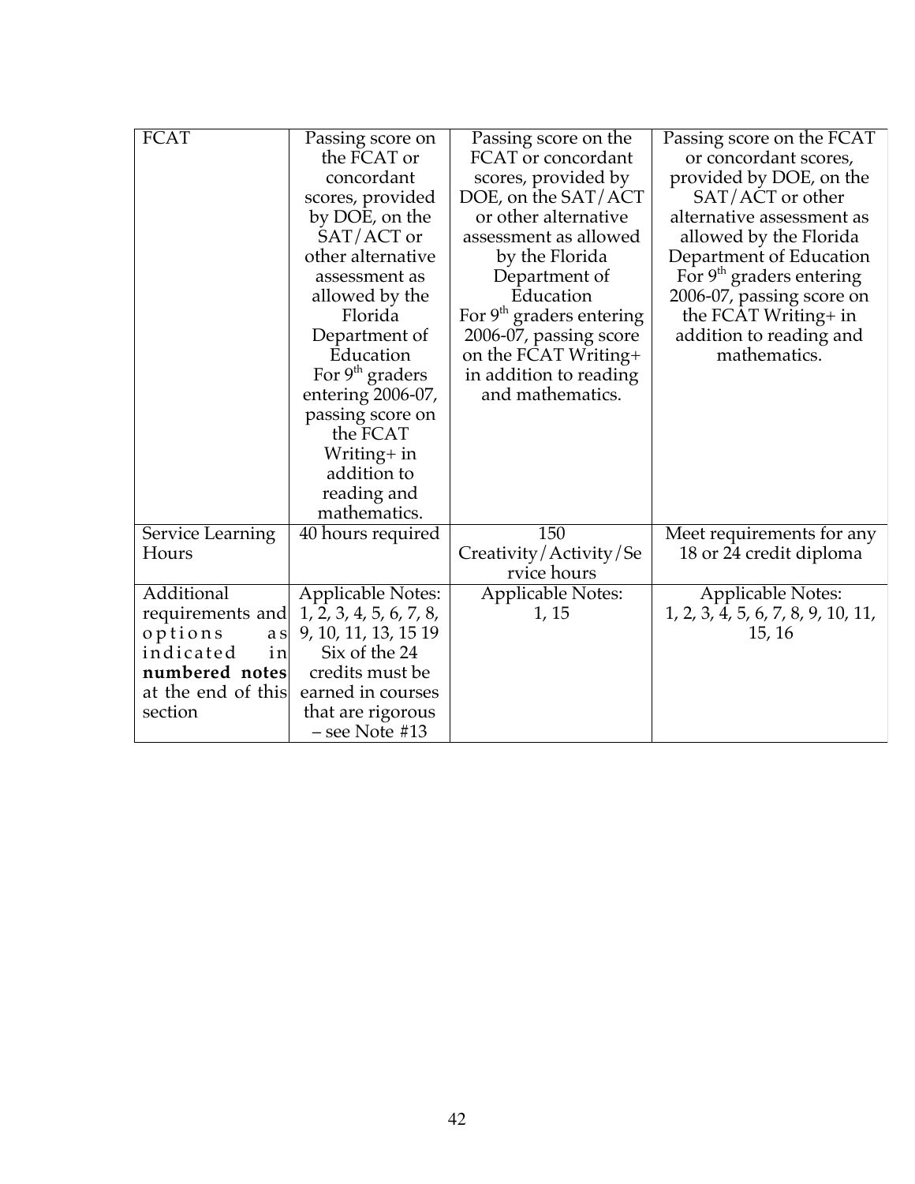| FCAT | Passing score on the FCAT or concordant scores, provided by DOE, on the SAT/ACT or other alternative assessment as allowed by the Florida Department of Education For 9th graders entering 2006-07, passing score on the FCAT Writing+ in addition to reading and mathematics. | Passing score on the FCAT or concordant scores, provided by DOE, on the SAT/ACT or other alternative assessment as allowed by the Florida Department of Education For 9th graders entering 2006-07, passing score on the FCAT Writing+ in addition to reading and mathematics. | Passing score on the FCAT or concordant scores, provided by DOE, on the SAT/ACT or other alternative assessment as allowed by the Florida Department of Education For 9th graders entering 2006-07, passing score on the FCAT Writing+ in addition to reading and mathematics. |
|---|---|---|---|
| Service Learning Hours | 40 hours required | 150 Creativity/Activity/Service hours | Meet requirements for any 18 or 24 credit diploma |
| Additional requirements and options as indicated in **numbered notes** at the end of this section | Applicable Notes: 1, 2, 3, 4, 5, 6, 7, 8, 9, 10, 11, 13, 15 19 Six of the 24 credits must be earned in courses that are rigorous – see Note #13 | Applicable Notes: 1, 15 | Applicable Notes: 1, 2, 3, 4, 5, 6, 7, 8, 9, 10, 11, 15, 16 |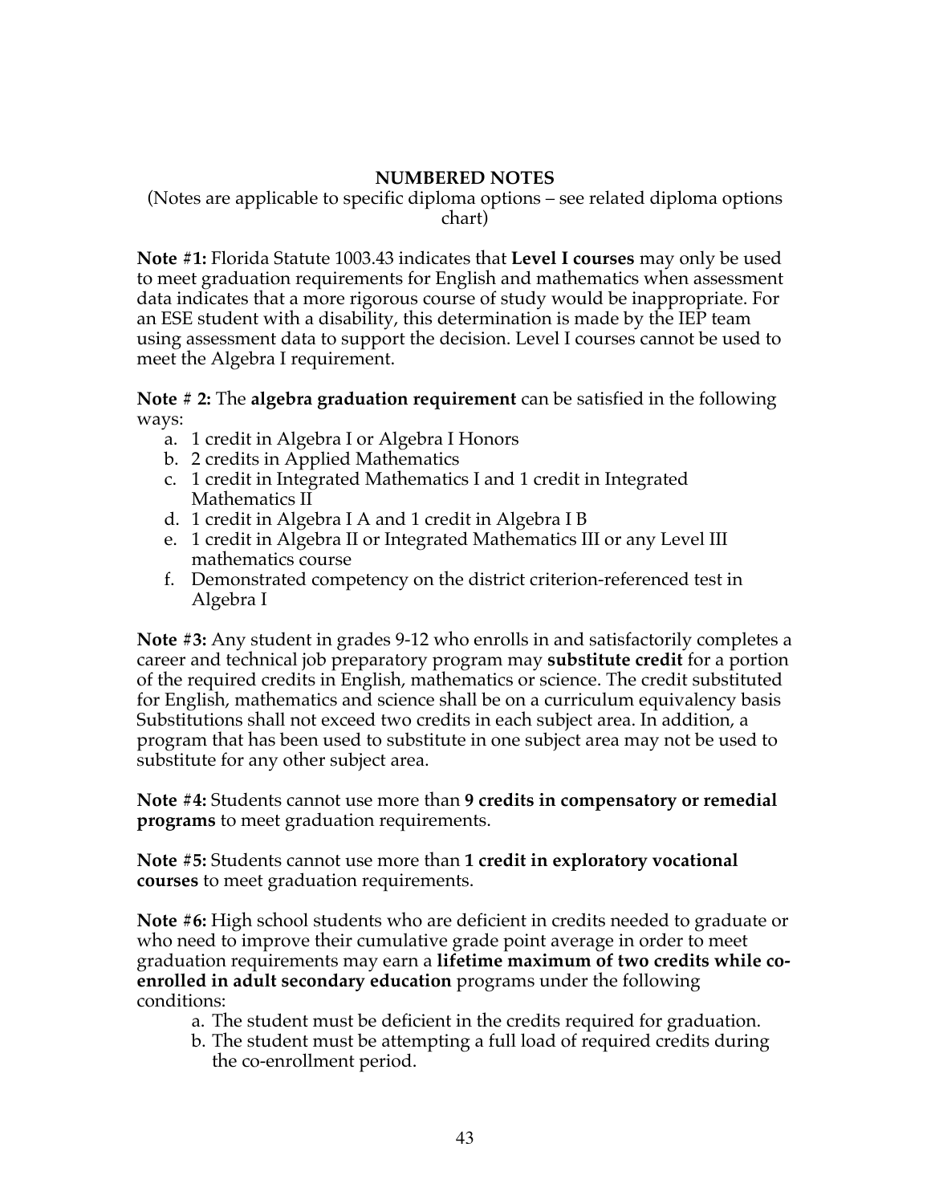## NUMBERED NOTES

(Notes are applicable to specific diploma options – see related diploma options chart)

**Note #1:** Florida Statute 1003.43 indicates that **Level I courses** may only be used to meet graduation requirements for English and mathematics when assessment data indicates that a more rigorous course of study would be inappropriate. For an ESE student with a disability, this determination is made by the IEP team using assessment data to support the decision. Level I courses cannot be used to meet the Algebra I requirement.

**Note # 2:** The **algebra graduation requirement** can be satisfied in the following ways:

a. 1 credit in Algebra I or Algebra I Honors
b. 2 credits in Applied Mathematics
c. 1 credit in Integrated Mathematics I and 1 credit in Integrated Mathematics II
d. 1 credit in Algebra I A and 1 credit in Algebra I B
e. 1 credit in Algebra II or Integrated Mathematics III or any Level III mathematics course
f. Demonstrated competency on the district criterion-referenced test in Algebra I

**Note #3:** Any student in grades 9-12 who enrolls in and satisfactorily completes a career and technical job preparatory program may **substitute credit** for a portion of the required credits in English, mathematics or science. The credit substituted for English, mathematics and science shall be on a curriculum equivalency basis Substitutions shall not exceed two credits in each subject area. In addition, a program that has been used to substitute in one subject area may not be used to substitute for any other subject area.

**Note #4:** Students cannot use more than **9 credits in compensatory or remedial programs** to meet graduation requirements.

**Note #5:** Students cannot use more than **1 credit in exploratory vocational courses** to meet graduation requirements.

**Note #6:** High school students who are deficient in credits needed to graduate or who need to improve their cumulative grade point average in order to meet graduation requirements may earn a **lifetime maximum of two credits while co-enrolled in adult secondary education** programs under the following conditions:

a. The student must be deficient in the credits required for graduation.
b. The student must be attempting a full load of required credits during the co-enrollment period.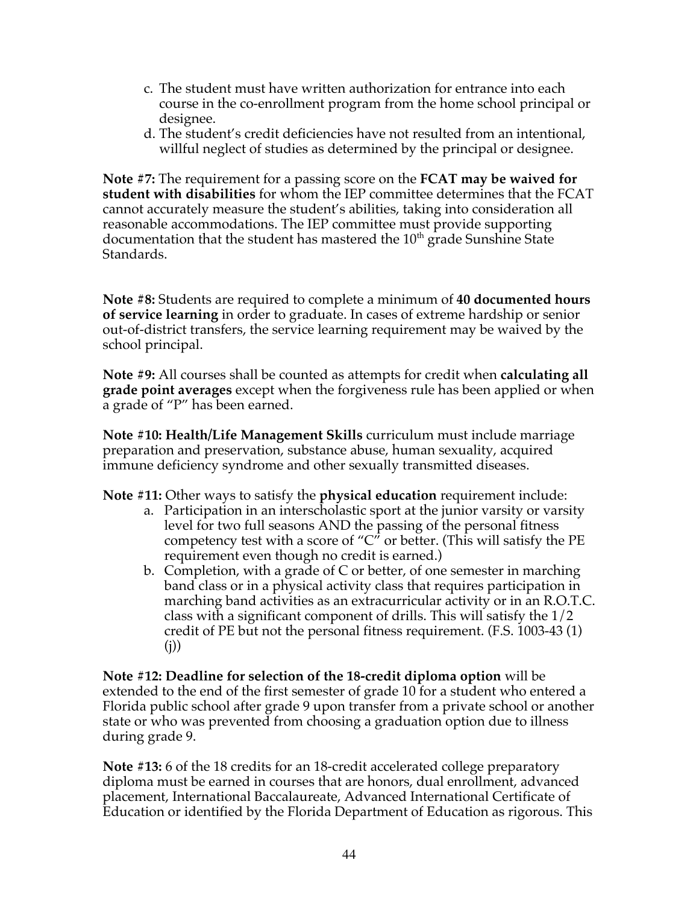c. The student must have written authorization for entrance into each course in the co-enrollment program from the home school principal or designee.
d. The student's credit deficiencies have not resulted from an intentional, willful neglect of studies as determined by the principal or designee.

**Note #7:** The requirement for a passing score on the **FCAT may be waived for student with disabilities** for whom the IEP committee determines that the FCAT cannot accurately measure the student's abilities, taking into consideration all reasonable accommodations. The IEP committee must provide supporting documentation that the student has mastered the 10th grade Sunshine State Standards.

**Note #8:** Students are required to complete a minimum of **40 documented hours of service learning** in order to graduate. In cases of extreme hardship or senior out-of-district transfers, the service learning requirement may be waived by the school principal.

**Note #9:** All courses shall be counted as attempts for credit when **calculating all grade point averages** except when the forgiveness rule has been applied or when a grade of "P" has been earned.

**Note #10: Health/Life Management Skills** curriculum must include marriage preparation and preservation, substance abuse, human sexuality, acquired immune deficiency syndrome and other sexually transmitted diseases.

**Note #11:** Other ways to satisfy the **physical education** requirement include:

a. Participation in an interscholastic sport at the junior varsity or varsity level for two full seasons AND the passing of the personal fitness competency test with a score of "C" or better. (This will satisfy the PE requirement even though no credit is earned.)
b. Completion, with a grade of C or better, of one semester in marching band class or in a physical activity class that requires participation in marching band activities as an extracurricular activity or in an R.O.T.C. class with a significant component of drills. This will satisfy the 1/2 credit of PE but not the personal fitness requirement. (F.S. 1003-43 (1) (j))

**Note #12: Deadline for selection of the 18-credit diploma option** will be extended to the end of the first semester of grade 10 for a student who entered a Florida public school after grade 9 upon transfer from a private school or another state or who was prevented from choosing a graduation option due to illness during grade 9.

**Note #13:** 6 of the 18 credits for an 18-credit accelerated college preparatory diploma must be earned in courses that are honors, dual enrollment, advanced placement, International Baccalaureate, Advanced International Certificate of Education or identified by the Florida Department of Education as rigorous. This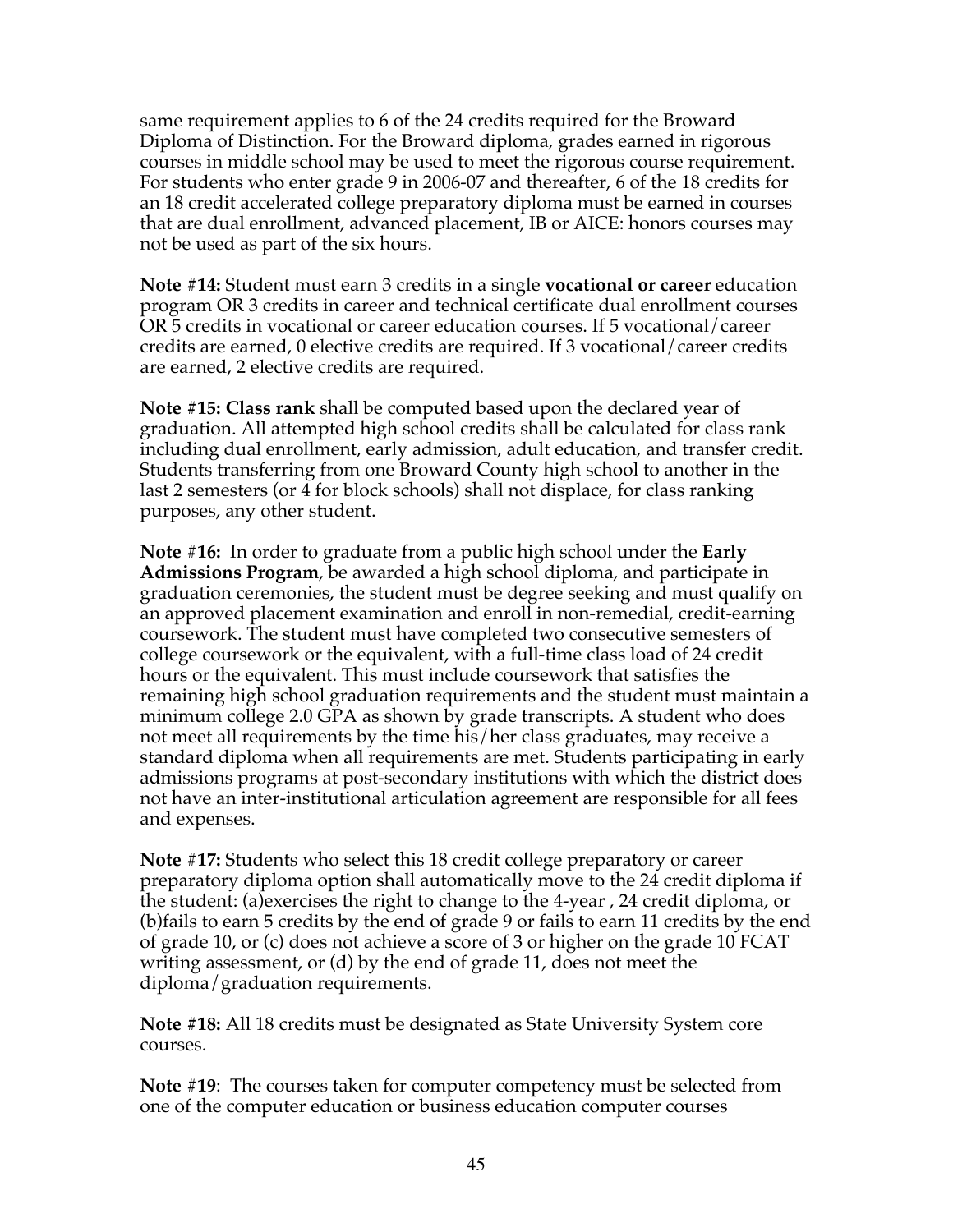same requirement applies to 6 of the 24 credits required for the Broward Diploma of Distinction. For the Broward diploma, grades earned in rigorous courses in middle school may be used to meet the rigorous course requirement. For students who enter grade 9 in 2006-07 and thereafter, 6 of the 18 credits for an 18 credit accelerated college preparatory diploma must be earned in courses that are dual enrollment, advanced placement, IB or AICE: honors courses may not be used as part of the six hours.

**Note #14:** Student must earn 3 credits in a single **vocational or career** education program OR 3 credits in career and technical certificate dual enrollment courses OR 5 credits in vocational or career education courses. If 5 vocational/career credits are earned, 0 elective credits are required. If 3 vocational/career credits are earned, 2 elective credits are required.

**Note #15: Class rank** shall be computed based upon the declared year of graduation. All attempted high school credits shall be calculated for class rank including dual enrollment, early admission, adult education, and transfer credit. Students transferring from one Broward County high school to another in the last 2 semesters (or 4 for block schools) shall not displace, for class ranking purposes, any other student.

**Note #16:** In order to graduate from a public high school under the **Early Admissions Program**, be awarded a high school diploma, and participate in graduation ceremonies, the student must be degree seeking and must qualify on an approved placement examination and enroll in non-remedial, credit-earning coursework. The student must have completed two consecutive semesters of college coursework or the equivalent, with a full-time class load of 24 credit hours or the equivalent. This must include coursework that satisfies the remaining high school graduation requirements and the student must maintain a minimum college 2.0 GPA as shown by grade transcripts. A student who does not meet all requirements by the time his/her class graduates, may receive a standard diploma when all requirements are met. Students participating in early admissions programs at post-secondary institutions with which the district does not have an inter-institutional articulation agreement are responsible for all fees and expenses.

**Note #17:** Students who select this 18 credit college preparatory or career preparatory diploma option shall automatically move to the 24 credit diploma if the student: (a)exercises the right to change to the 4-year , 24 credit diploma, or (b)fails to earn 5 credits by the end of grade 9 or fails to earn 11 credits by the end of grade 10, or (c) does not achieve a score of 3 or higher on the grade 10 FCAT writing assessment, or (d) by the end of grade 11, does not meet the diploma/graduation requirements.

**Note #18:** All 18 credits must be designated as State University System core courses.

**Note #19**: The courses taken for computer competency must be selected from one of the computer education or business education computer courses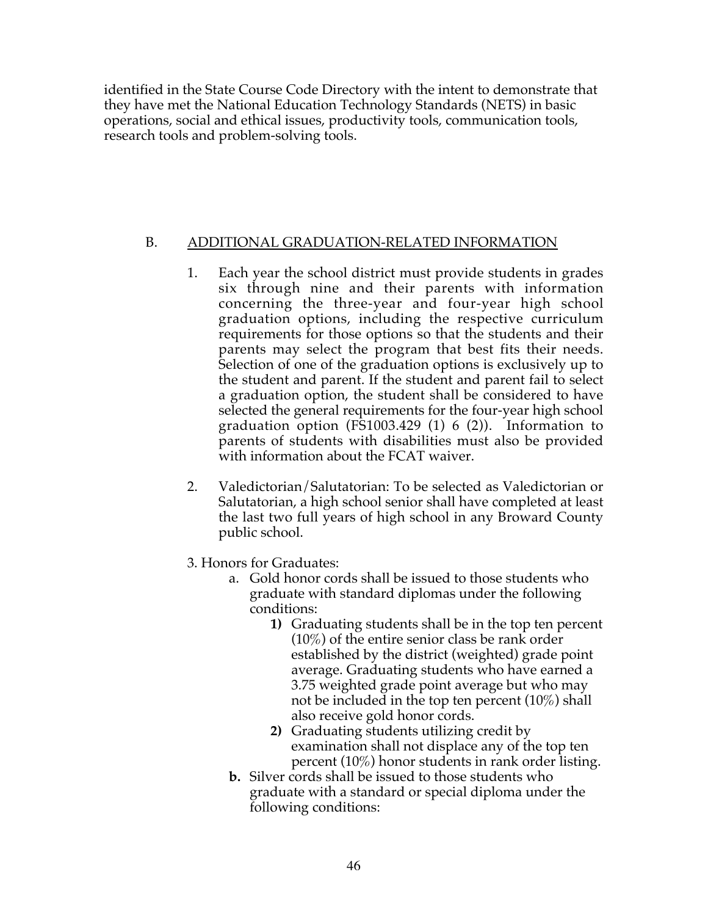identified in the State Course Code Directory with the intent to demonstrate that they have met the National Education Technology Standards (NETS) in basic operations, social and ethical issues, productivity tools, communication tools, research tools and problem-solving tools.

B. ADDITIONAL GRADUATION-RELATED INFORMATION

1. Each year the school district must provide students in grades six through nine and their parents with information concerning the three-year and four-year high school graduation options, including the respective curriculum requirements for those options so that the students and their parents may select the program that best fits their needs. Selection of one of the graduation options is exclusively up to the student and parent. If the student and parent fail to select a graduation option, the student shall be considered to have selected the general requirements for the four-year high school graduation option (FS1003.429 (1) 6 (2)). Information to parents of students with disabilities must also be provided with information about the FCAT waiver.

2. Valedictorian/Salutatorian: To be selected as Valedictorian or Salutatorian, a high school senior shall have completed at least the last two full years of high school in any Broward County public school.

3. Honors for Graduates:
   - a. Gold honor cords shall be issued to those students who graduate with standard diplomas under the following conditions:
     - **1)** Graduating students shall be in the top ten percent (10%) of the entire senior class be rank order established by the district (weighted) grade point average. Graduating students who have earned a 3.75 weighted grade point average but who may not be included in the top ten percent (10%) shall also receive gold honor cords.
     - **2)** Graduating students utilizing credit by examination shall not displace any of the top ten percent (10%) honor students in rank order listing.
   - **b.** Silver cords shall be issued to those students who graduate with a standard or special diploma under the following conditions: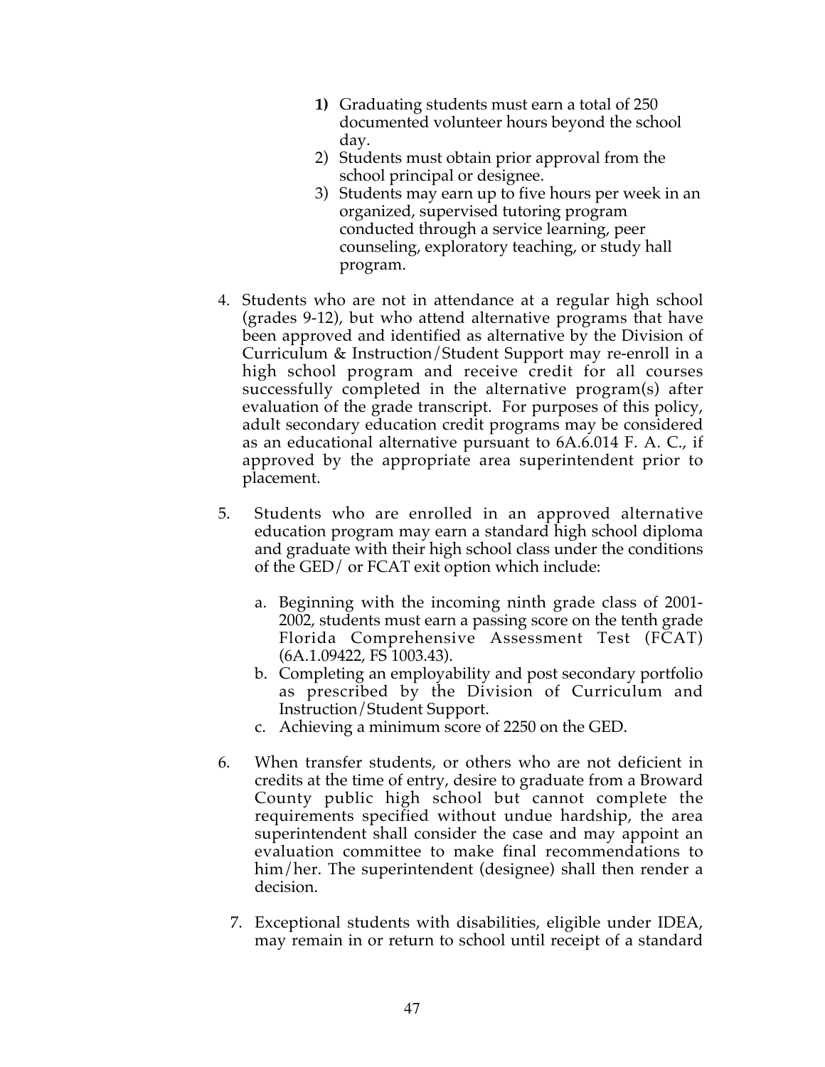1) Graduating students must earn a total of 250 documented volunteer hours beyond the school day.
   2) Students must obtain prior approval from the school principal or designee.
   3) Students may earn up to five hours per week in an organized, supervised tutoring program conducted through a service learning, peer counseling, exploratory teaching, or study hall program.

4. Students who are not in attendance at a regular high school (grades 9-12), but who attend alternative programs that have been approved and identified as alternative by the Division of Curriculum & Instruction/Student Support may re-enroll in a high school program and receive credit for all courses successfully completed in the alternative program(s) after evaluation of the grade transcript. For purposes of this policy, adult secondary education credit programs may be considered as an educational alternative pursuant to 6A.6.014 F. A. C., if approved by the appropriate area superintendent prior to placement.

5. Students who are enrolled in an approved alternative education program may earn a standard high school diploma and graduate with their high school class under the conditions of the GED/ or FCAT exit option which include:

   a. Beginning with the incoming ninth grade class of 2001-2002, students must earn a passing score on the tenth grade Florida Comprehensive Assessment Test (FCAT) (6A.1.09422, FS 1003.43).
   b. Completing an employability and post secondary portfolio as prescribed by the Division of Curriculum and Instruction/Student Support.
   c. Achieving a minimum score of 2250 on the GED.

6. When transfer students, or others who are not deficient in credits at the time of entry, desire to graduate from a Broward County public high school but cannot complete the requirements specified without undue hardship, the area superintendent shall consider the case and may appoint an evaluation committee to make final recommendations to him/her. The superintendent (designee) shall then render a decision.

7. Exceptional students with disabilities, eligible under IDEA, may remain in or return to school until receipt of a standard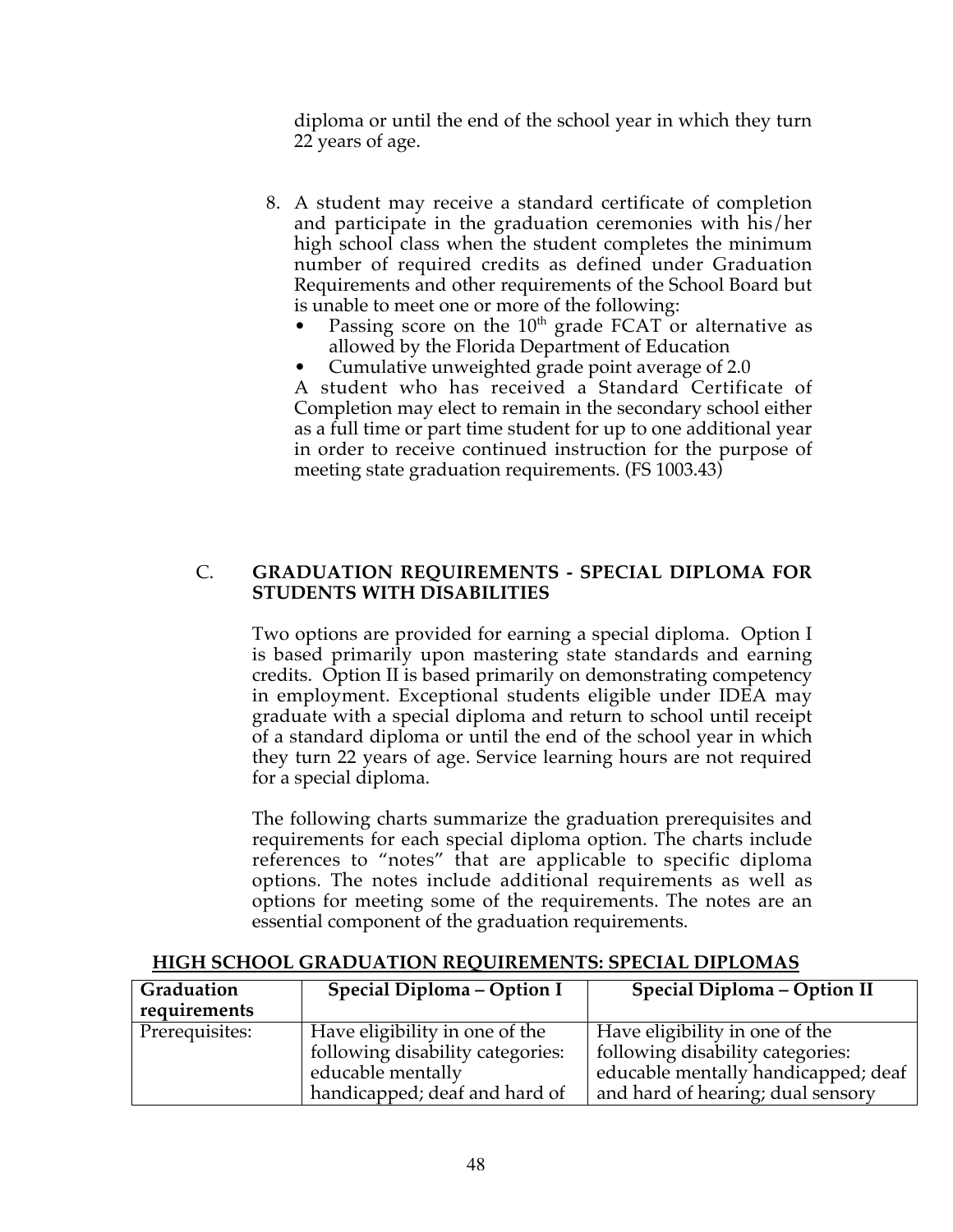diploma or until the end of the school year in which they turn 22 years of age.

8. A student may receive a standard certificate of completion and participate in the graduation ceremonies with his/her high school class when the student completes the minimum number of required credits as defined under Graduation Requirements and other requirements of the School Board but is unable to meet one or more of the following:
   - Passing score on the 10th grade FCAT or alternative as allowed by the Florida Department of Education
   - Cumulative unweighted grade point average of 2.0

   A student who has received a Standard Certificate of Completion may elect to remain in the secondary school either as a full time or part time student for up to one additional year in order to receive continued instruction for the purpose of meeting state graduation requirements. (FS 1003.43)

## C. GRADUATION REQUIREMENTS - SPECIAL DIPLOMA FOR STUDENTS WITH DISABILITIES

Two options are provided for earning a special diploma. Option I is based primarily upon mastering state standards and earning credits. Option II is based primarily on demonstrating competency in employment. Exceptional students eligible under IDEA may graduate with a special diploma and return to school until receipt of a standard diploma or until the end of the school year in which they turn 22 years of age. Service learning hours are not required for a special diploma.

The following charts summarize the graduation prerequisites and requirements for each special diploma option. The charts include references to "notes" that are applicable to specific diploma options. The notes include additional requirements as well as options for meeting some of the requirements. The notes are an essential component of the graduation requirements.

**HIGH SCHOOL GRADUATION REQUIREMENTS: SPECIAL DIPLOMAS**

| Graduation requirements | Special Diploma – Option I | Special Diploma – Option II |
|---|---|---|
| Prerequisites: | Have eligibility in one of the following disability categories: educable mentally handicapped; deaf and hard of | Have eligibility in one of the following disability categories: educable mentally handicapped; deaf and hard of hearing; dual sensory |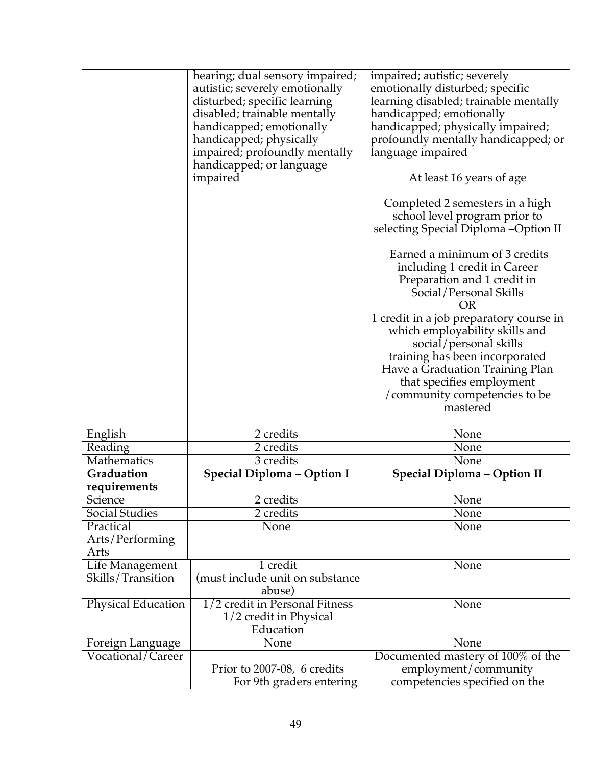| | | |
|---|---|---|
| | hearing; dual sensory impaired; autistic; severely emotionally disturbed; specific learning disabled; trainable mentally handicapped; emotionally handicapped; physically impaired; profoundly mentally handicapped; or language impaired | impaired; autistic; severely emotionally disturbed; specific learning disabled; trainable mentally handicapped; emotionally handicapped; physically impaired; profoundly mentally handicapped; or language impaired<br><br>At least 16 years of age<br><br>Completed 2 semesters in a high school level program prior to selecting Special Diploma –Option II<br><br>Earned a minimum of 3 credits including 1 credit in Career Preparation and 1 credit in Social/Personal Skills<br>OR<br>1 credit in a job preparatory course in which employability skills and social/personal skills training has been incorporated<br>Have a Graduation Training Plan that specifies employment /community competencies to be mastered |
| | | |
| English | 2 credits | None |
| Reading | 2 credits | None |
| Mathematics | 3 credits | None |
| **Graduation requirements** | **Special Diploma – Option I** | **Special Diploma – Option II** |
| Science | 2 credits | None |
| Social Studies | 2 credits | None |
| Practical Arts/Performing Arts | None | None |
| Life Management Skills/Transition | 1 credit (must include unit on substance abuse) | None |
| Physical Education | 1/2 credit in Personal Fitness 1/2 credit in Physical Education | None |
| Foreign Language | None | None |
| Vocational/Career | Prior to 2007-08, 6 credits For 9th graders entering | Documented mastery of 100% of the employment/community competencies specified on the |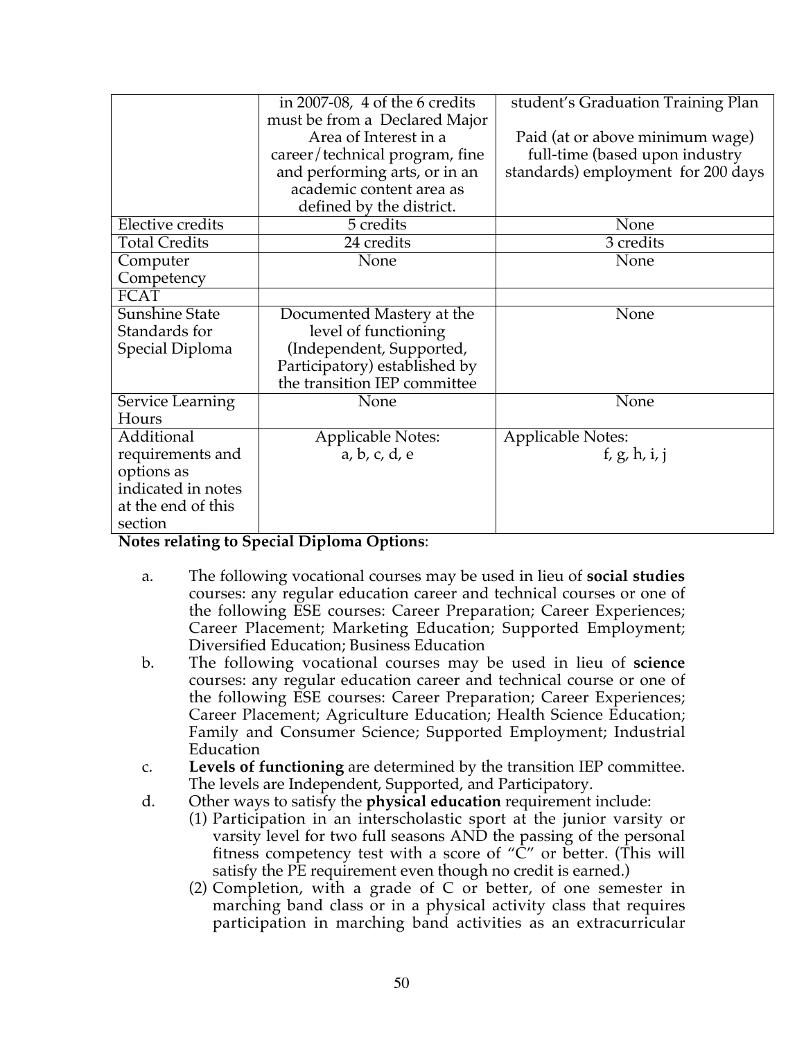| | | |
|---|---|---|
| | in 2007-08, 4 of the 6 credits must be from a Declared Major Area of Interest in a career/technical program, fine and performing arts, or in an academic content area as defined by the district. | student's Graduation Training Plan<br><br>Paid (at or above minimum wage) full-time (based upon industry standards) employment for 200 days |
| Elective credits | 5 credits | None |
| Total Credits | 24 credits | 3 credits |
| Computer Competency | None | None |
| FCAT | | |
| Sunshine State Standards for Special Diploma | Documented Mastery at the level of functioning (Independent, Supported, Participatory) established by the transition IEP committee | None |
| Service Learning Hours | None | None |
| Additional requirements and options as indicated in notes at the end of this section | Applicable Notes:<br>a, b, c, d, e | Applicable Notes:<br>f, g, h, i, j |

**Notes relating to Special Diploma Options**:

a. The following vocational courses may be used in lieu of **social studies** courses: any regular education career and technical courses or one of the following ESE courses: Career Preparation; Career Experiences; Career Placement; Marketing Education; Supported Employment; Diversified Education; Business Education

b. The following vocational courses may be used in lieu of **science** courses: any regular education career and technical course or one of the following ESE courses: Career Preparation; Career Experiences; Career Placement; Agriculture Education; Health Science Education; Family and Consumer Science; Supported Employment; Industrial Education

c. **Levels of functioning** are determined by the transition IEP committee. The levels are Independent, Supported, and Participatory.

d. Other ways to satisfy the **physical education** requirement include:
   (1) Participation in an interscholastic sport at the junior varsity or varsity level for two full seasons AND the passing of the personal fitness competency test with a score of "C" or better. (This will satisfy the PE requirement even though no credit is earned.)
   (2) Completion, with a grade of C or better, of one semester in marching band class or in a physical activity class that requires participation in marching band activities as an extracurricular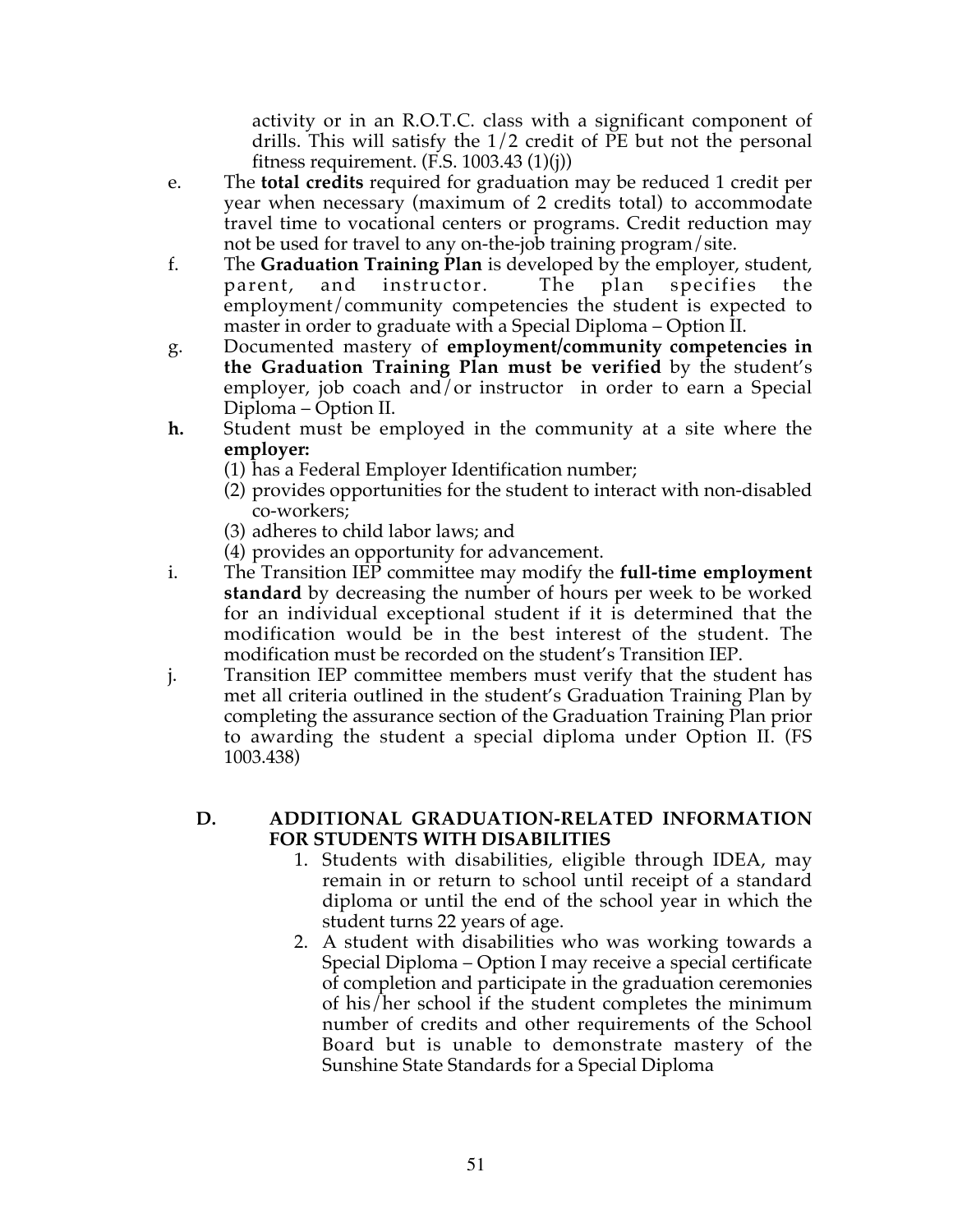activity or in an R.O.T.C. class with a significant component of drills. This will satisfy the 1/2 credit of PE but not the personal fitness requirement. (F.S. 1003.43 (1)(j))

e. The **total credits** required for graduation may be reduced 1 credit per year when necessary (maximum of 2 credits total) to accommodate travel time to vocational centers or programs. Credit reduction may not be used for travel to any on-the-job training program/site.

f. The **Graduation Training Plan** is developed by the employer, student, parent, and instructor. The plan specifies the employment/community competencies the student is expected to master in order to graduate with a Special Diploma – Option II.

g. Documented mastery of **employment/community competencies in the Graduation Training Plan must be verified** by the student's employer, job coach and/or instructor in order to earn a Special Diploma – Option II.

**h.** Student must be employed in the community at a site where the **employer:**
   (1) has a Federal Employer Identification number;
   (2) provides opportunities for the student to interact with non-disabled co-workers;
   (3) adheres to child labor laws; and
   (4) provides an opportunity for advancement.

i. The Transition IEP committee may modify the **full-time employment standard** by decreasing the number of hours per week to be worked for an individual exceptional student if it is determined that the modification would be in the best interest of the student. The modification must be recorded on the student's Transition IEP.

j. Transition IEP committee members must verify that the student has met all criteria outlined in the student's Graduation Training Plan by completing the assurance section of the Graduation Training Plan prior to awarding the student a special diploma under Option II. (FS 1003.438)

### D. ADDITIONAL GRADUATION-RELATED INFORMATION FOR STUDENTS WITH DISABILITIES

1. Students with disabilities, eligible through IDEA, may remain in or return to school until receipt of a standard diploma or until the end of the school year in which the student turns 22 years of age.
2. A student with disabilities who was working towards a Special Diploma – Option I may receive a special certificate of completion and participate in the graduation ceremonies of his/her school if the student completes the minimum number of credits and other requirements of the School Board but is unable to demonstrate mastery of the Sunshine State Standards for a Special Diploma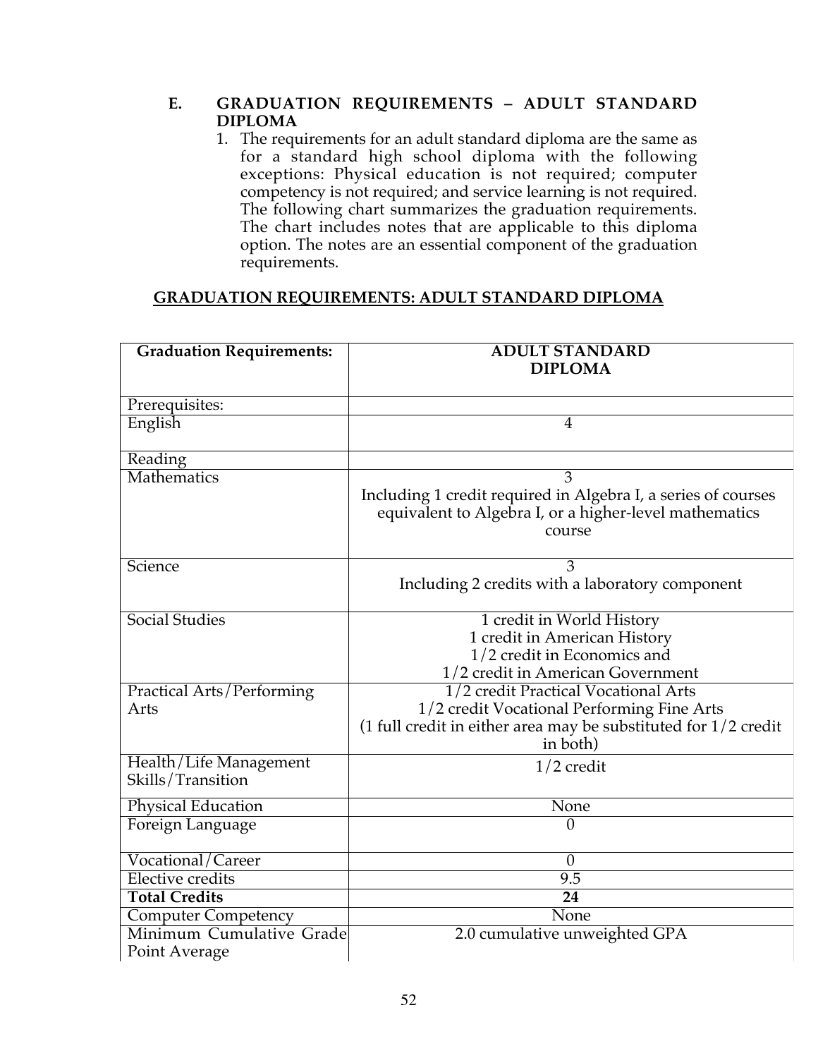## E. GRADUATION REQUIREMENTS – ADULT STANDARD DIPLOMA

1. The requirements for an adult standard diploma are the same as for a standard high school diploma with the following exceptions: Physical education is not required; computer competency is not required; and service learning is not required. The following chart summarizes the graduation requirements. The chart includes notes that are applicable to this diploma option. The notes are an essential component of the graduation requirements.

**<u>GRADUATION REQUIREMENTS: ADULT STANDARD DIPLOMA</u>**

| **Graduation Requirements:** | **ADULT STANDARD DIPLOMA** |
|---|---|
| Prerequisites: | |
| English | 4 |
| Reading | |
| Mathematics | 3<br>Including 1 credit required in Algebra I, a series of courses equivalent to Algebra I, or a higher-level mathematics course |
| Science | 3<br>Including 2 credits with a laboratory component |
| Social Studies | 1 credit in World History<br>1 credit in American History<br>1/2 credit in Economics and<br>1/2 credit in American Government |
| Practical Arts/Performing Arts | 1/2 credit Practical Vocational Arts<br>1/2 credit Vocational Performing Fine Arts<br>(1 full credit in either area may be substituted for 1/2 credit in both) |
| Health/Life Management Skills/Transition | 1/2 credit |
| Physical Education | None |
| Foreign Language | 0 |
| Vocational/Career | 0 |
| Elective credits | 9.5 |
| **Total Credits** | **24** |
| Computer Competency | None |
| Minimum Cumulative Grade Point Average | 2.0 cumulative unweighted GPA |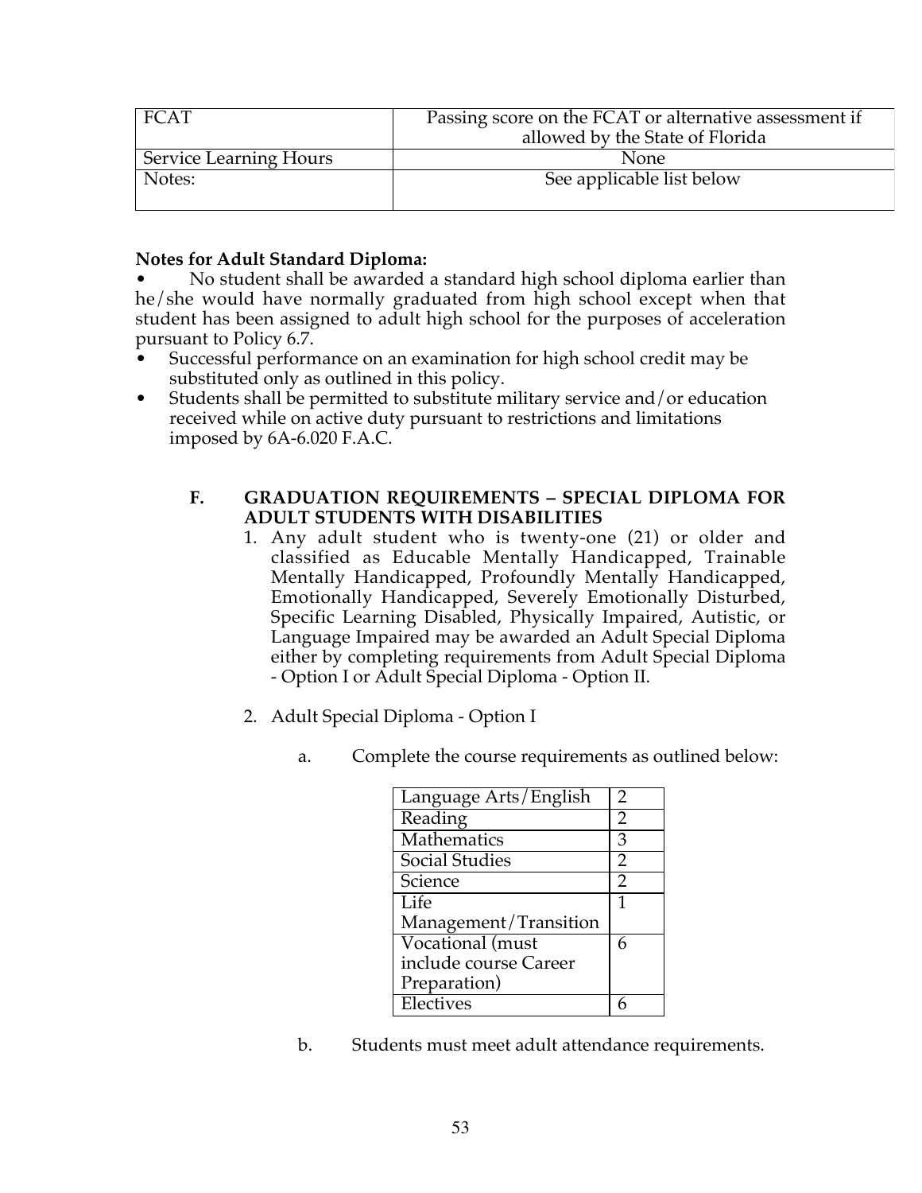| FCAT | Passing score on the FCAT or alternative assessment if allowed by the State of Florida |
|---|---|
| Service Learning Hours | None |
| Notes: | See applicable list below |

**Notes for Adult Standard Diploma:**

- No student shall be awarded a standard high school diploma earlier than he/she would have normally graduated from high school except when that student has been assigned to adult high school for the purposes of acceleration pursuant to Policy 6.7.
- Successful performance on an examination for high school credit may be substituted only as outlined in this policy.
- Students shall be permitted to substitute military service and/or education received while on active duty pursuant to restrictions and limitations imposed by 6A-6.020 F.A.C.

**F. GRADUATION REQUIREMENTS – SPECIAL DIPLOMA FOR ADULT STUDENTS WITH DISABILITIES**

1. Any adult student who is twenty-one (21) or older and classified as Educable Mentally Handicapped, Trainable Mentally Handicapped, Profoundly Mentally Handicapped, Emotionally Handicapped, Severely Emotionally Disturbed, Specific Learning Disabled, Physically Impaired, Autistic, or Language Impaired may be awarded an Adult Special Diploma either by completing requirements from Adult Special Diploma - Option I or Adult Special Diploma - Option II.

2. Adult Special Diploma - Option I

   a. Complete the course requirements as outlined below:

   | Language Arts/English | 2 |
   |---|---|
   | Reading | 2 |
   | Mathematics | 3 |
   | Social Studies | 2 |
   | Science | 2 |
   | Life Management/Transition | 1 |
   | Vocational (must include course Career Preparation) | 6 |
   | Electives | 6 |

   b. Students must meet adult attendance requirements.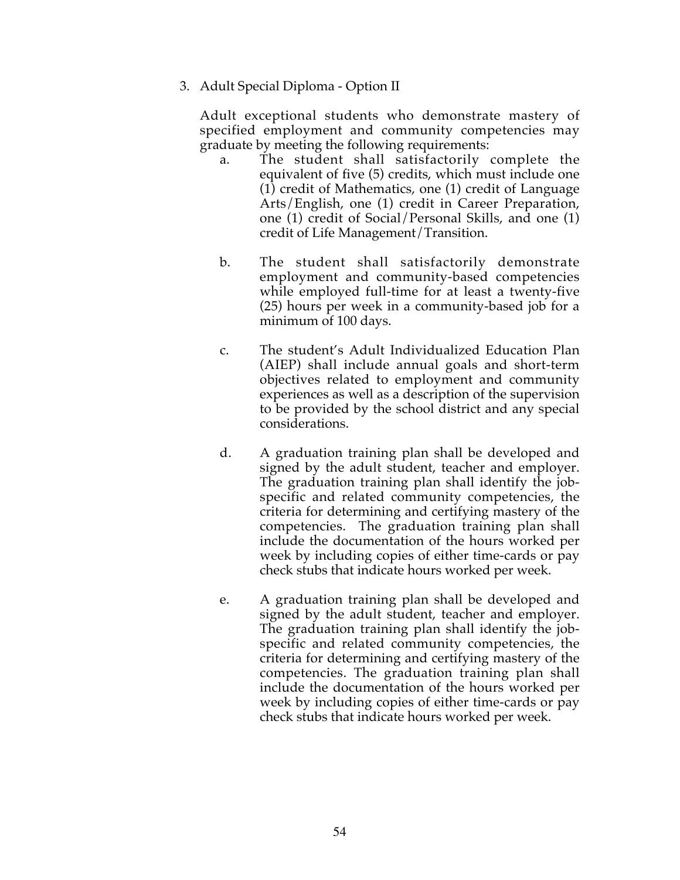3. Adult Special Diploma - Option II

   Adult exceptional students who demonstrate mastery of specified employment and community competencies may graduate by meeting the following requirements:

   a. The student shall satisfactorily complete the equivalent of five (5) credits, which must include one (1) credit of Mathematics, one (1) credit of Language Arts/English, one (1) credit in Career Preparation, one (1) credit of Social/Personal Skills, and one (1) credit of Life Management/Transition.

   b. The student shall satisfactorily demonstrate employment and community-based competencies while employed full-time for at least a twenty-five (25) hours per week in a community-based job for a minimum of 100 days.

   c. The student's Adult Individualized Education Plan (AIEP) shall include annual goals and short-term objectives related to employment and community experiences as well as a description of the supervision to be provided by the school district and any special considerations.

   d. A graduation training plan shall be developed and signed by the adult student, teacher and employer. The graduation training plan shall identify the job-specific and related community competencies, the criteria for determining and certifying mastery of the competencies. The graduation training plan shall include the documentation of the hours worked per week by including copies of either time-cards or pay check stubs that indicate hours worked per week.

   e. A graduation training plan shall be developed and signed by the adult student, teacher and employer. The graduation training plan shall identify the job-specific and related community competencies, the criteria for determining and certifying mastery of the competencies. The graduation training plan shall include the documentation of the hours worked per week by including copies of either time-cards or pay check stubs that indicate hours worked per week.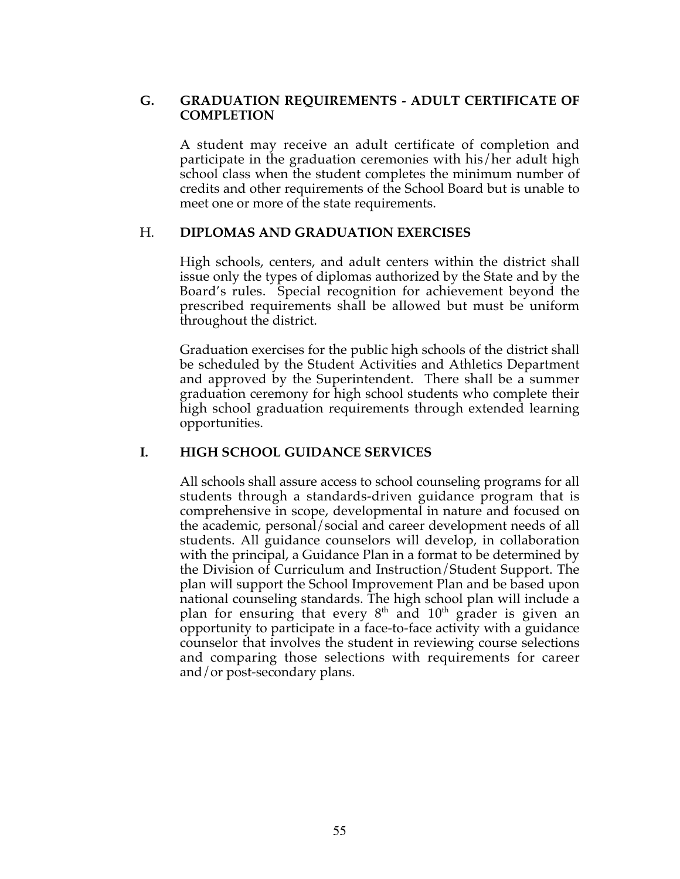## G. GRADUATION REQUIREMENTS - ADULT CERTIFICATE OF COMPLETION

A student may receive an adult certificate of completion and participate in the graduation ceremonies with his/her adult high school class when the student completes the minimum number of credits and other requirements of the School Board but is unable to meet one or more of the state requirements.

## H. DIPLOMAS AND GRADUATION EXERCISES

High schools, centers, and adult centers within the district shall issue only the types of diplomas authorized by the State and by the Board's rules. Special recognition for achievement beyond the prescribed requirements shall be allowed but must be uniform throughout the district.

Graduation exercises for the public high schools of the district shall be scheduled by the Student Activities and Athletics Department and approved by the Superintendent. There shall be a summer graduation ceremony for high school students who complete their high school graduation requirements through extended learning opportunities.

## I. HIGH SCHOOL GUIDANCE SERVICES

All schools shall assure access to school counseling programs for all students through a standards-driven guidance program that is comprehensive in scope, developmental in nature and focused on the academic, personal/social and career development needs of all students. All guidance counselors will develop, in collaboration with the principal, a Guidance Plan in a format to be determined by the Division of Curriculum and Instruction/Student Support. The plan will support the School Improvement Plan and be based upon national counseling standards. The high school plan will include a plan for ensuring that every 8th and 10th grader is given an opportunity to participate in a face-to-face activity with a guidance counselor that involves the student in reviewing course selections and comparing those selections with requirements for career and/or post-secondary plans.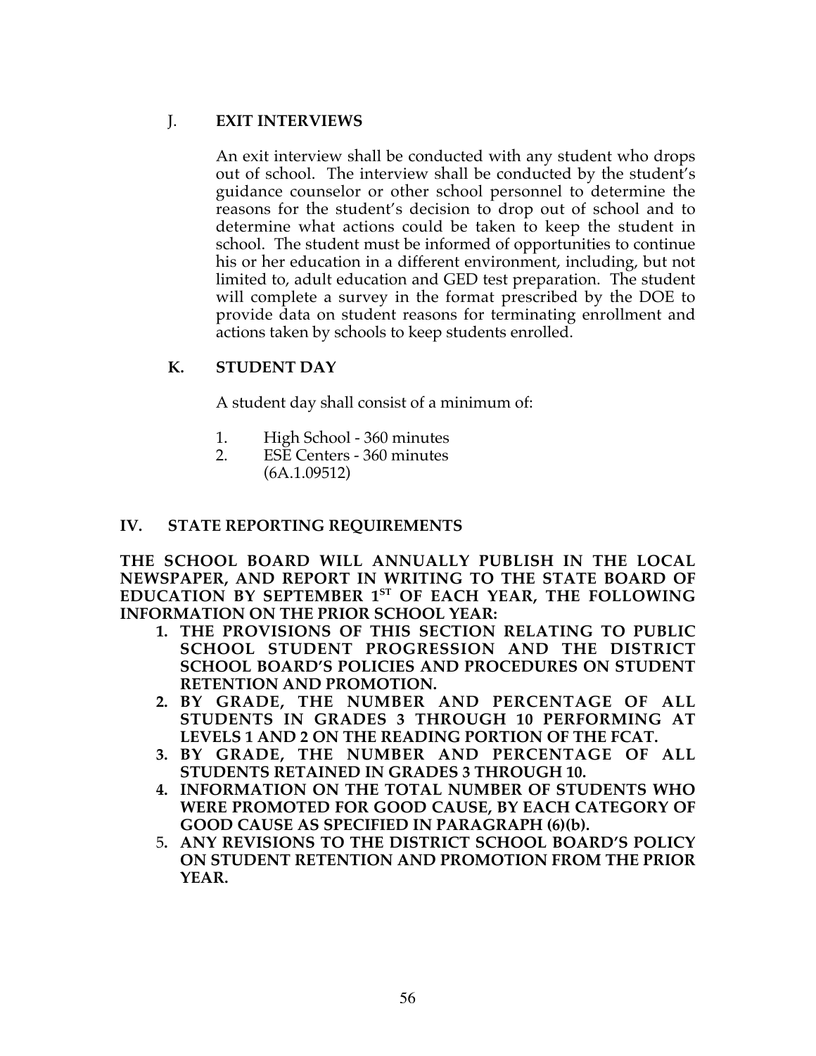### J. EXIT INTERVIEWS

An exit interview shall be conducted with any student who drops out of school. The interview shall be conducted by the student's guidance counselor or other school personnel to determine the reasons for the student's decision to drop out of school and to determine what actions could be taken to keep the student in school. The student must be informed of opportunities to continue his or her education in a different environment, including, but not limited to, adult education and GED test preparation. The student will complete a survey in the format prescribed by the DOE to provide data on student reasons for terminating enrollment and actions taken by schools to keep students enrolled.

### K. STUDENT DAY

A student day shall consist of a minimum of:

1. High School - 360 minutes
2. ESE Centers - 360 minutes
   (6A.1.09512)

## IV. STATE REPORTING REQUIREMENTS

**THE SCHOOL BOARD WILL ANNUALLY PUBLISH IN THE LOCAL NEWSPAPER, AND REPORT IN WRITING TO THE STATE BOARD OF EDUCATION BY SEPTEMBER 1ST OF EACH YEAR, THE FOLLOWING INFORMATION ON THE PRIOR SCHOOL YEAR:**

1. **THE PROVISIONS OF THIS SECTION RELATING TO PUBLIC SCHOOL STUDENT PROGRESSION AND THE DISTRICT SCHOOL BOARD'S POLICIES AND PROCEDURES ON STUDENT RETENTION AND PROMOTION.**
2. **BY GRADE, THE NUMBER AND PERCENTAGE OF ALL STUDENTS IN GRADES 3 THROUGH 10 PERFORMING AT LEVELS 1 AND 2 ON THE READING PORTION OF THE FCAT.**
3. **BY GRADE, THE NUMBER AND PERCENTAGE OF ALL STUDENTS RETAINED IN GRADES 3 THROUGH 10.**
4. **INFORMATION ON THE TOTAL NUMBER OF STUDENTS WHO WERE PROMOTED FOR GOOD CAUSE, BY EACH CATEGORY OF GOOD CAUSE AS SPECIFIED IN PARAGRAPH (6)(b).**
5. **ANY REVISIONS TO THE DISTRICT SCHOOL BOARD'S POLICY ON STUDENT RETENTION AND PROMOTION FROM THE PRIOR YEAR.**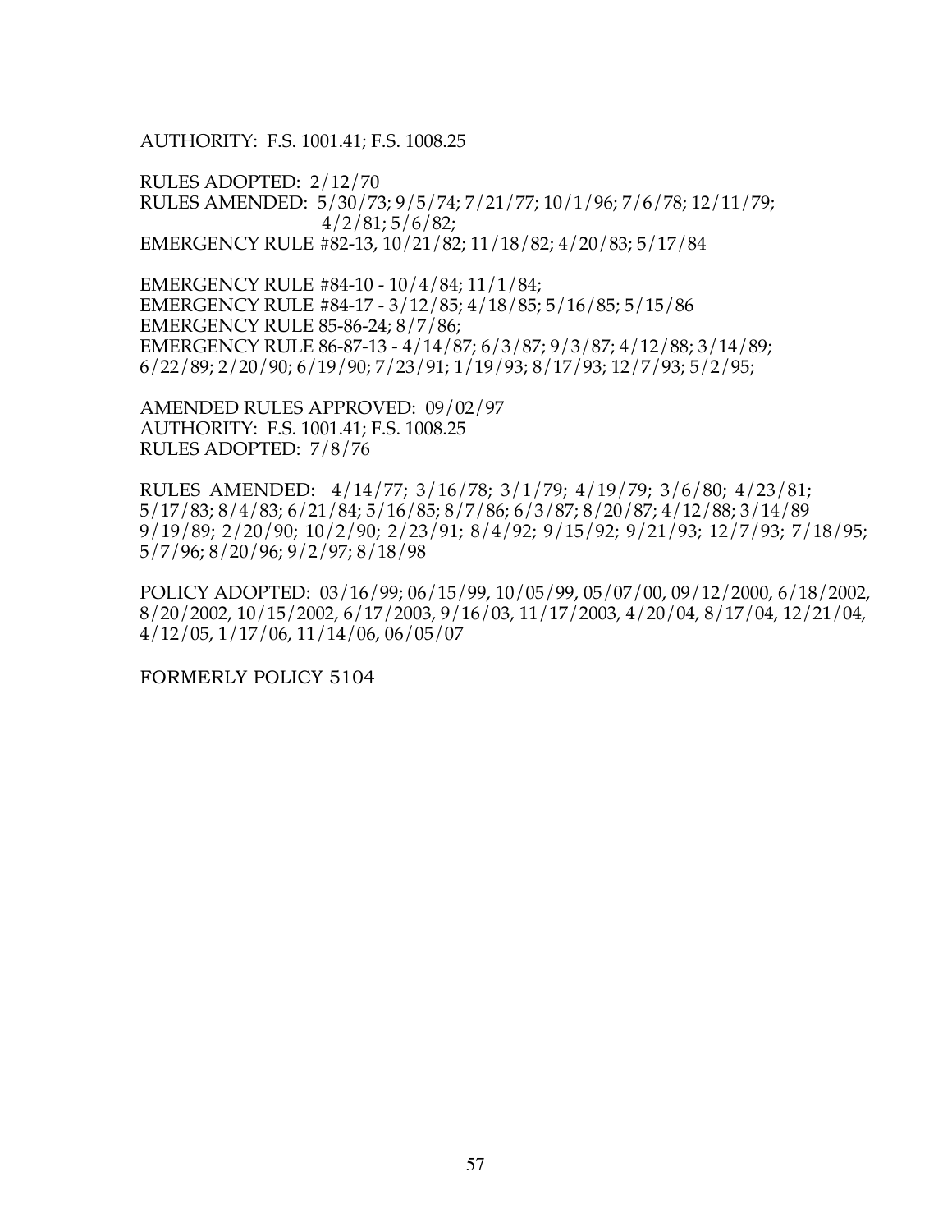AUTHORITY: F.S. 1001.41; F.S. 1008.25

RULES ADOPTED: 2/12/70
RULES AMENDED: 5/30/73; 9/5/74; 7/21/77; 10/1/96; 7/6/78; 12/11/79; 4/2/81; 5/6/82;
EMERGENCY RULE #82-13, 10/21/82; 11/18/82; 4/20/83; 5/17/84

EMERGENCY RULE #84-10 - 10/4/84; 11/1/84;
EMERGENCY RULE #84-17 - 3/12/85; 4/18/85; 5/16/85; 5/15/86
EMERGENCY RULE 85-86-24; 8/7/86;
EMERGENCY RULE 86-87-13 - 4/14/87; 6/3/87; 9/3/87; 4/12/88; 3/14/89; 6/22/89; 2/20/90; 6/19/90; 7/23/91; 1/19/93; 8/17/93; 12/7/93; 5/2/95;

AMENDED RULES APPROVED: 09/02/97
AUTHORITY: F.S. 1001.41; F.S. 1008.25
RULES ADOPTED: 7/8/76

RULES AMENDED: 4/14/77; 3/16/78; 3/1/79; 4/19/79; 3/6/80; 4/23/81; 5/17/83; 8/4/83; 6/21/84; 5/16/85; 8/7/86; 6/3/87; 8/20/87; 4/12/88; 3/14/89 9/19/89; 2/20/90; 10/2/90; 2/23/91; 8/4/92; 9/15/92; 9/21/93; 12/7/93; 7/18/95; 5/7/96; 8/20/96; 9/2/97; 8/18/98

POLICY ADOPTED: 03/16/99; 06/15/99, 10/05/99, 05/07/00, 09/12/2000, 6/18/2002, 8/20/2002, 10/15/2002, 6/17/2003, 9/16/03, 11/17/2003, 4/20/04, 8/17/04, 12/21/04, 4/12/05, 1/17/06, 11/14/06, 06/05/07

FORMERLY POLICY 5104